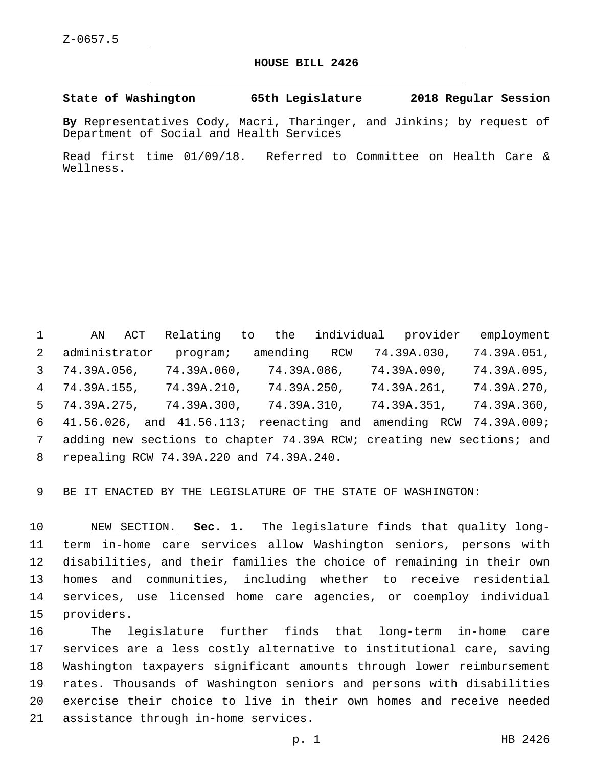Z-0657.5

# HOUSE BILL 2426

**State of Washington 65th Legislature 2018 Regular Session**

**By** Representatives Cody, Macri, Tharinger, and Jinkins; by request of Department of Social and Health Services

Read first time 01/09/18. Referred to Committee on Health Care & Wellness.

AN ACT Relating to the individual provider employment administrator program; amending RCW 74.39A.030, 74.39A.051, 74.39A.056, 74.39A.060, 74.39A.086, 74.39A.090, 74.39A.095, 74.39A.155, 74.39A.210, 74.39A.250, 74.39A.261, 74.39A.270, 74.39A.275, 74.39A.300, 74.39A.310, 74.39A.351, 74.39A.360, 41.56.026, and 41.56.113; reenacting and amending RCW 74.39A.009; adding new sections to chapter 74.39A RCW; creating new sections; and repealing RCW 74.39A.220 and 74.39A.240.

BE IT ENACTED BY THE LEGISLATURE OF THE STATE OF WASHINGTON:

NEW SECTION. **Sec. 1.** The legislature finds that quality long-term in-home care services allow Washington seniors, persons with disabilities, and their families the choice of remaining in their own homes and communities, including whether to receive residential services, use licensed home care agencies, or coemploy individual providers.

The legislature further finds that long-term in-home care services are a less costly alternative to institutional care, saving Washington taxpayers significant amounts through lower reimbursement rates. Thousands of Washington seniors and persons with disabilities exercise their choice to live in their own homes and receive needed assistance through in-home services.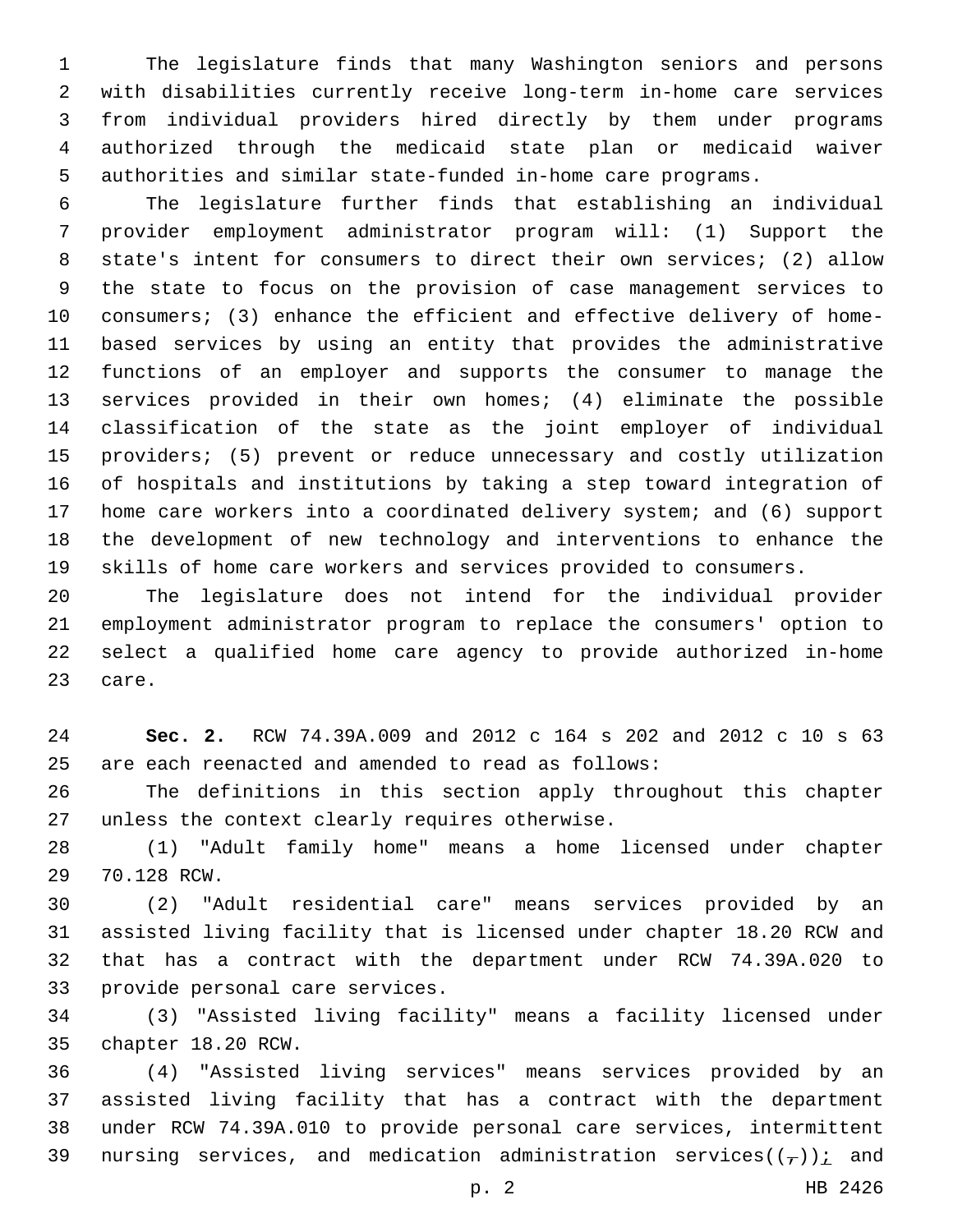The legislature finds that many Washington seniors and persons with disabilities currently receive long-term in-home care services from individual providers hired directly by them under programs authorized through the medicaid state plan or medicaid waiver authorities and similar state-funded in-home care programs.

The legislature further finds that establishing an individual provider employment administrator program will: (1) Support the state's intent for consumers to direct their own services; (2) allow the state to focus on the provision of case management services to consumers; (3) enhance the efficient and effective delivery of home-based services by using an entity that provides the administrative functions of an employer and supports the consumer to manage the services provided in their own homes; (4) eliminate the possible classification of the state as the joint employer of individual providers; (5) prevent or reduce unnecessary and costly utilization of hospitals and institutions by taking a step toward integration of home care workers into a coordinated delivery system; and (6) support the development of new technology and interventions to enhance the skills of home care workers and services provided to consumers.

The legislature does not intend for the individual provider employment administrator program to replace the consumers' option to select a qualified home care agency to provide authorized in-home care.

**Sec. 2.** RCW 74.39A.009 and 2012 c 164 s 202 and 2012 c 10 s 63 are each reenacted and amended to read as follows:

The definitions in this section apply throughout this chapter unless the context clearly requires otherwise.

(1) "Adult family home" means a home licensed under chapter 70.128 RCW.

(2) "Adult residential care" means services provided by an assisted living facility that is licensed under chapter 18.20 RCW and that has a contract with the department under RCW 74.39A.020 to provide personal care services.

(3) "Assisted living facility" means a facility licensed under chapter 18.20 RCW.

(4) "Assisted living services" means services provided by an assisted living facility that has a contract with the department under RCW 74.39A.010 to provide personal care services, intermittent nursing services, and medication administration services((~~,~~)); and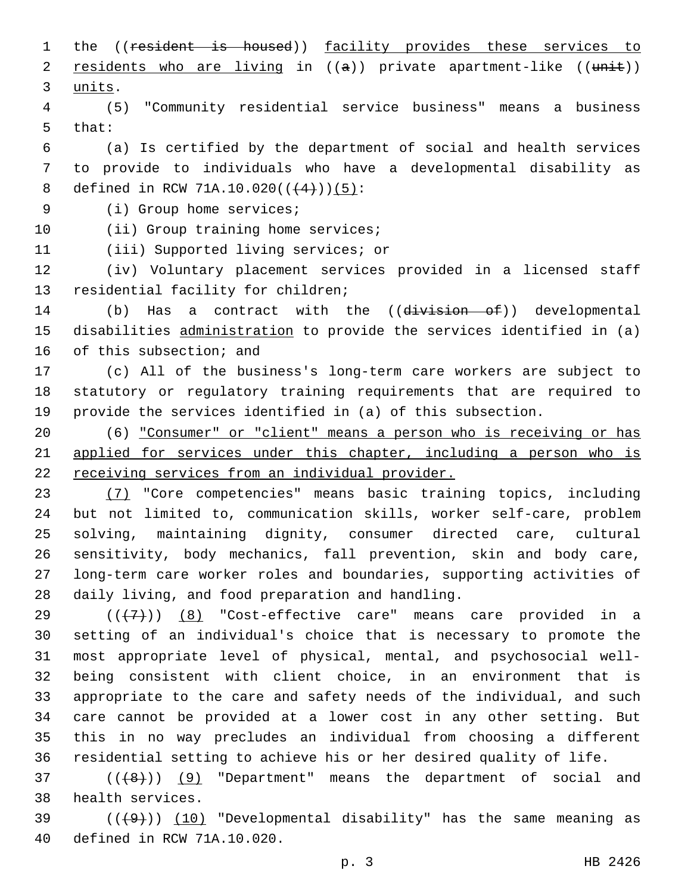the ((~~resident is housed~~)) facility provides these services to residents who are living in ((~~a~~)) private apartment-like ((~~unit~~)) units.

(5) "Community residential service business" means a business that:

(a) Is certified by the department of social and health services to provide to individuals who have a developmental disability as defined in RCW 71A.10.020((~~(4)~~))(5):

(i) Group home services;

(ii) Group training home services;

(iii) Supported living services; or

(iv) Voluntary placement services provided in a licensed staff residential facility for children;

(b) Has a contract with the ((~~division of~~)) developmental disabilities administration to provide the services identified in (a) of this subsection; and

(c) All of the business's long-term care workers are subject to statutory or regulatory training requirements that are required to provide the services identified in (a) of this subsection.

(6) "Consumer" or "client" means a person who is receiving or has applied for services under this chapter, including a person who is receiving services from an individual provider.

(7) "Core competencies" means basic training topics, including but not limited to, communication skills, worker self-care, problem solving, maintaining dignity, consumer directed care, cultural sensitivity, body mechanics, fall prevention, skin and body care, long-term care worker roles and boundaries, supporting activities of daily living, and food preparation and handling.

((~~(7)~~)) (8) "Cost-effective care" means care provided in a setting of an individual's choice that is necessary to promote the most appropriate level of physical, mental, and psychosocial well-being consistent with client choice, in an environment that is appropriate to the care and safety needs of the individual, and such care cannot be provided at a lower cost in any other setting. But this in no way precludes an individual from choosing a different residential setting to achieve his or her desired quality of life.

((~~(8)~~)) (9) "Department" means the department of social and health services.

((~~(9)~~)) (10) "Developmental disability" has the same meaning as defined in RCW 71A.10.020.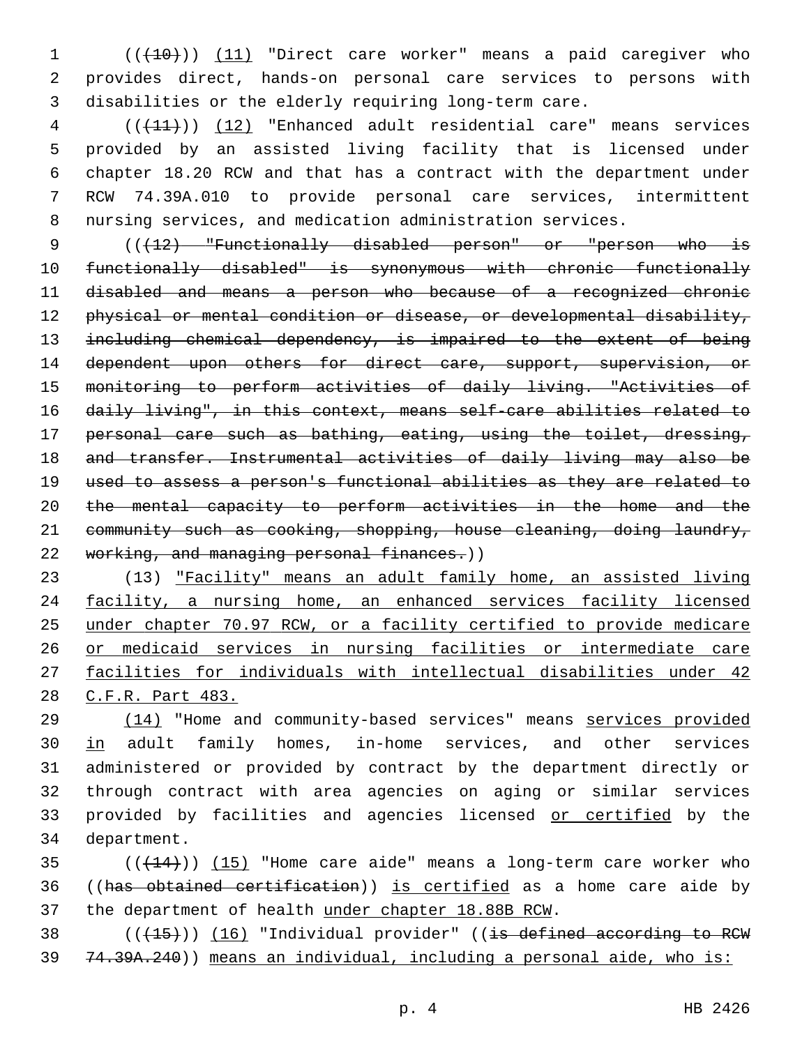((~~(10)~~)) (11) "Direct care worker" means a paid caregiver who provides direct, hands-on personal care services to persons with disabilities or the elderly requiring long-term care.

((~~(11)~~)) (12) "Enhanced adult residential care" means services provided by an assisted living facility that is licensed under chapter 18.20 RCW and that has a contract with the department under RCW 74.39A.010 to provide personal care services, intermittent nursing services, and medication administration services.

((~~(12) "Functionally disabled person" or "person who is functionally disabled" is synonymous with chronic functionally disabled and means a person who because of a recognized chronic physical or mental condition or disease, or developmental disability, including chemical dependency, is impaired to the extent of being dependent upon others for direct care, support, supervision, or monitoring to perform activities of daily living. "Activities of daily living", in this context, means self-care abilities related to personal care such as bathing, eating, using the toilet, dressing, and transfer. Instrumental activities of daily living may also be used to assess a person's functional abilities as they are related to the mental capacity to perform activities in the home and the community such as cooking, shopping, house cleaning, doing laundry, working, and managing personal finances.~~))

(13) <u>"Facility" means an adult family home, an assisted living facility, a nursing home, an enhanced services facility licensed under chapter 70.97 RCW, or a facility certified to provide medicare or medicaid services in nursing facilities or intermediate care facilities for individuals with intellectual disabilities under 42 C.F.R. Part 483.</u>

<u>(14)</u> "Home and community-based services" means <u>services provided in</u> adult family homes, in-home services, and other services administered or provided by contract by the department directly or through contract with area agencies on aging or similar services provided by facilities and agencies licensed <u>or certified</u> by the department.

((~~(14)~~)) <u>(15)</u> "Home care aide" means a long-term care worker who ((~~has obtained certification~~)) <u>is certified</u> as a home care aide by the department of health <u>under chapter 18.88B RCW</u>.

((~~(15)~~)) <u>(16)</u> "Individual provider" ((~~is defined according to RCW 74.39A.240~~)) <u>means an individual, including a personal aide, who is:</u>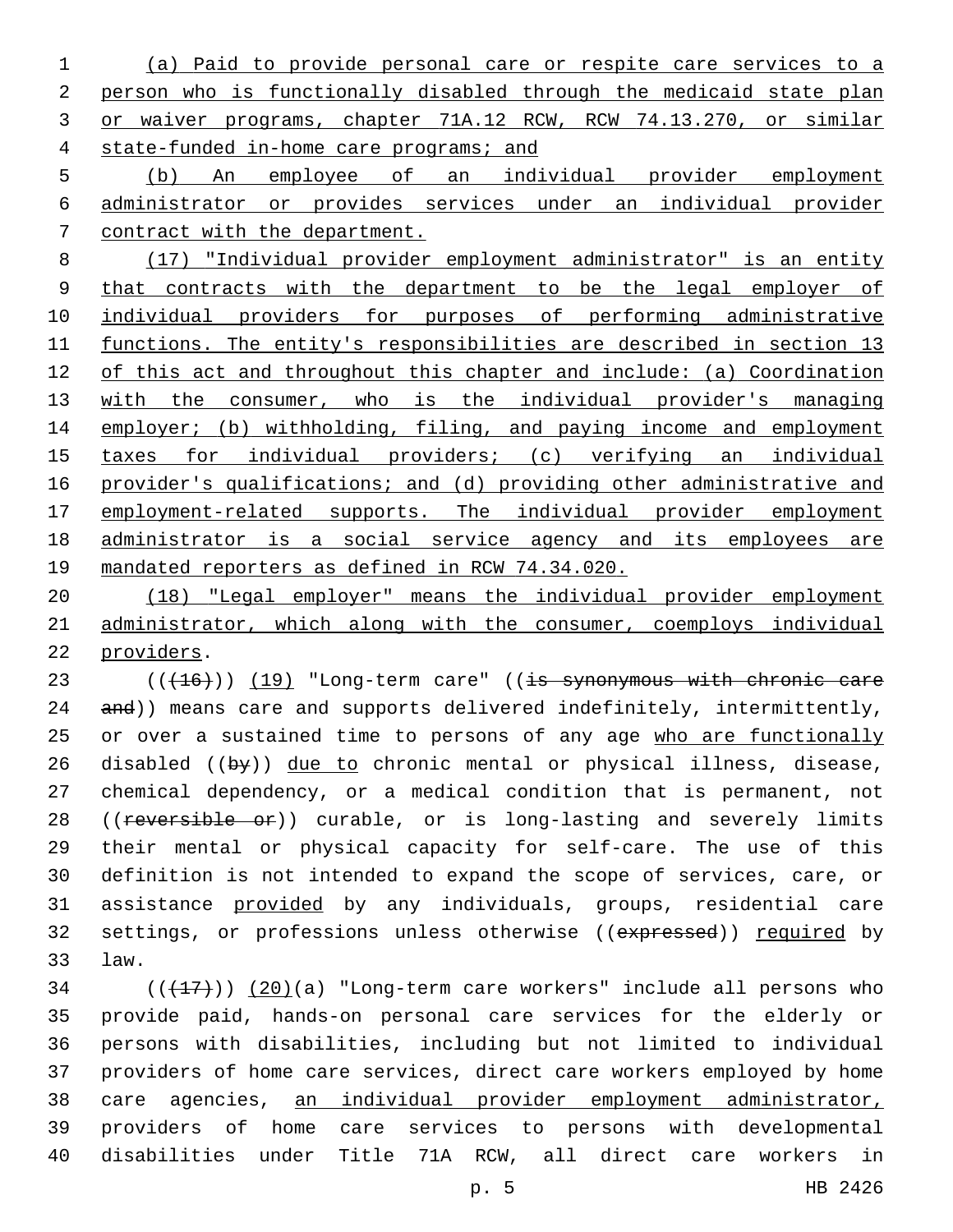(a) Paid to provide personal care or respite care services to a person who is functionally disabled through the medicaid state plan or waiver programs, chapter 71A.12 RCW, RCW 74.13.270, or similar state-funded in-home care programs; and

(b) An employee of an individual provider employment administrator or provides services under an individual provider contract with the department.

(17) "Individual provider employment administrator" is an entity that contracts with the department to be the legal employer of individual providers for purposes of performing administrative functions. The entity's responsibilities are described in section 13 of this act and throughout this chapter and include: (a) Coordination with the consumer, who is the individual provider's managing employer; (b) withholding, filing, and paying income and employment taxes for individual providers; (c) verifying an individual provider's qualifications; and (d) providing other administrative and employment-related supports. The individual provider employment administrator is a social service agency and its employees are mandated reporters as defined in RCW 74.34.020.

(18) "Legal employer" means the individual provider employment administrator, which along with the consumer, coemploys individual providers.

(((16))) (19) "Long-term care" ((is synonymous with chronic care and)) means care and supports delivered indefinitely, intermittently, or over a sustained time to persons of any age who are functionally disabled ((by)) due to chronic mental or physical illness, disease, chemical dependency, or a medical condition that is permanent, not ((reversible or)) curable, or is long-lasting and severely limits their mental or physical capacity for self-care. The use of this definition is not intended to expand the scope of services, care, or assistance provided by any individuals, groups, residential care settings, or professions unless otherwise ((expressed)) required by law.

(((17))) (20)(a) "Long-term care workers" include all persons who provide paid, hands-on personal care services for the elderly or persons with disabilities, including but not limited to individual providers of home care services, direct care workers employed by home care agencies, an individual provider employment administrator, providers of home care services to persons with developmental disabilities under Title 71A RCW, all direct care workers in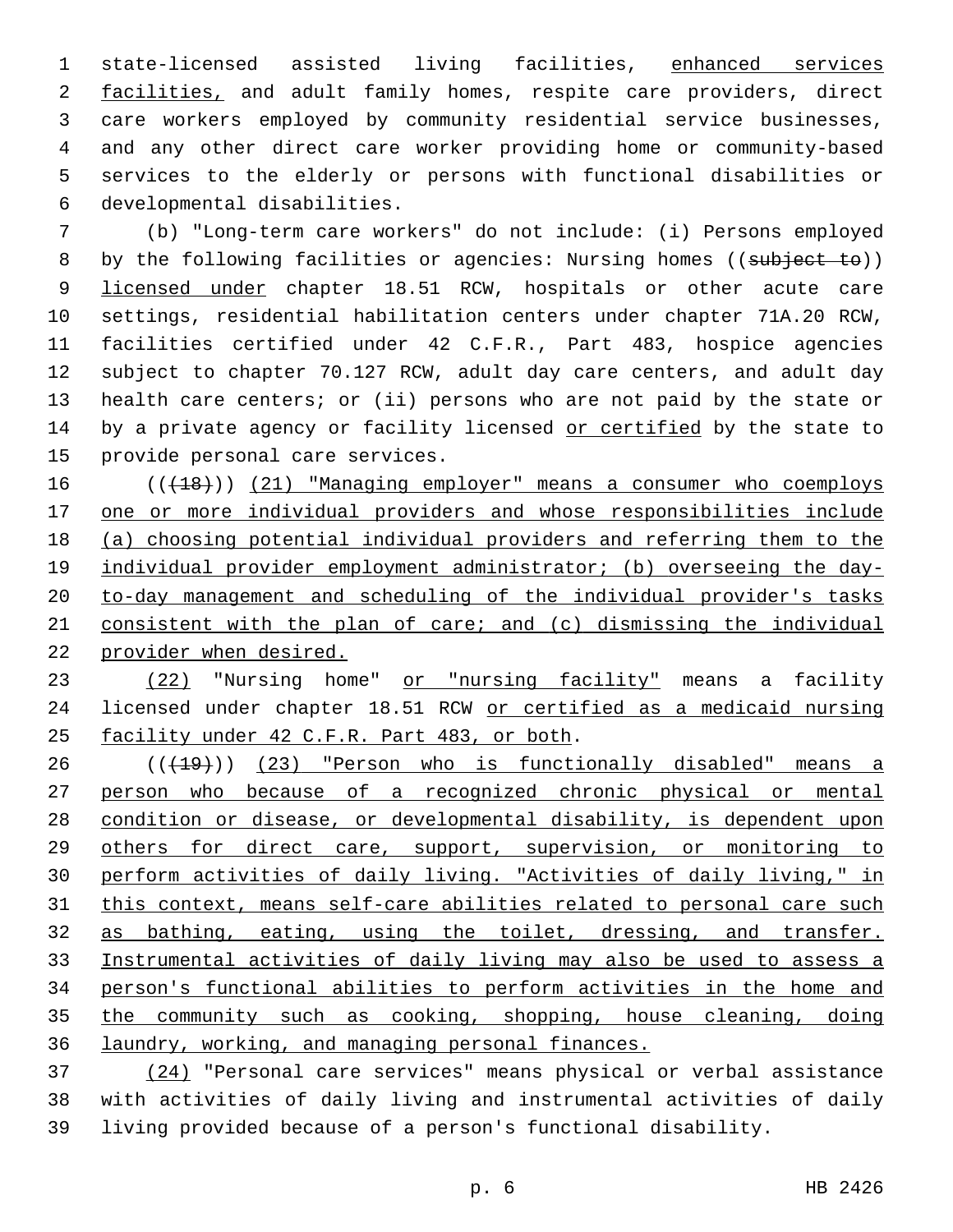state-licensed assisted living facilities, enhanced services facilities, and adult family homes, respite care providers, direct care workers employed by community residential service businesses, and any other direct care worker providing home or community-based services to the elderly or persons with functional disabilities or developmental disabilities.

(b) "Long-term care workers" do not include: (i) Persons employed by the following facilities or agencies: Nursing homes ((subject to)) licensed under chapter 18.51 RCW, hospitals or other acute care settings, residential habilitation centers under chapter 71A.20 RCW, facilities certified under 42 C.F.R., Part 483, hospice agencies subject to chapter 70.127 RCW, adult day care centers, and adult day health care centers; or (ii) persons who are not paid by the state or by a private agency or facility licensed or certified by the state to provide personal care services.

(((18))) (21) "Managing employer" means a consumer who coemploys one or more individual providers and whose responsibilities include (a) choosing potential individual providers and referring them to the individual provider employment administrator; (b) overseeing the day-to-day management and scheduling of the individual provider's tasks consistent with the plan of care; and (c) dismissing the individual provider when desired.

(22) "Nursing home" or "nursing facility" means a facility licensed under chapter 18.51 RCW or certified as a medicaid nursing facility under 42 C.F.R. Part 483, or both.

(((19))) (23) "Person who is functionally disabled" means a person who because of a recognized chronic physical or mental condition or disease, or developmental disability, is dependent upon others for direct care, support, supervision, or monitoring to perform activities of daily living. "Activities of daily living," in this context, means self-care abilities related to personal care such as bathing, eating, using the toilet, dressing, and transfer. Instrumental activities of daily living may also be used to assess a person's functional abilities to perform activities in the home and the community such as cooking, shopping, house cleaning, doing laundry, working, and managing personal finances.

(24) "Personal care services" means physical or verbal assistance with activities of daily living and instrumental activities of daily living provided because of a person's functional disability.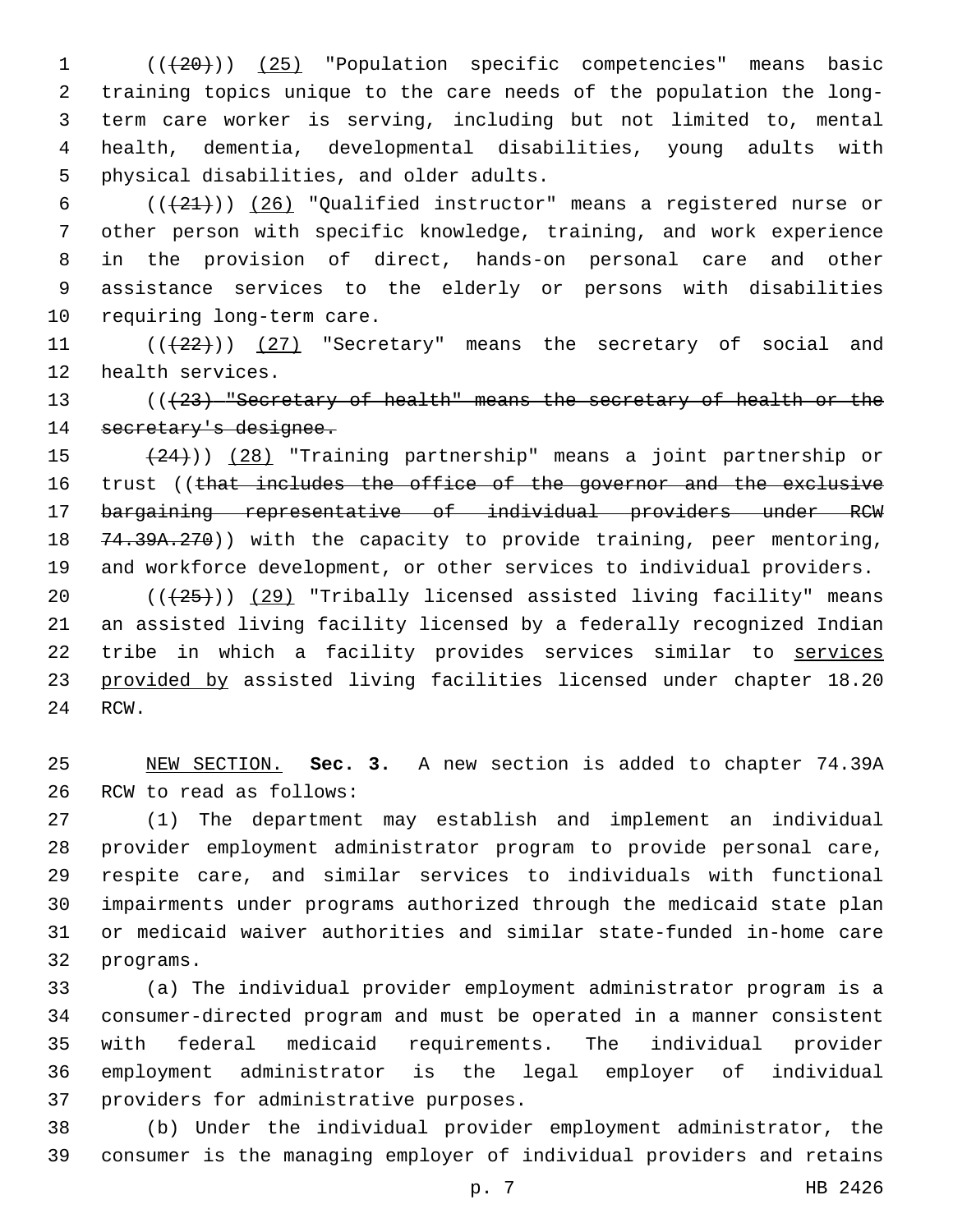((~~(20)~~)) <u>(25)</u> "Population specific competencies" means basic training topics unique to the care needs of the population the long-term care worker is serving, including but not limited to, mental health, dementia, developmental disabilities, young adults with physical disabilities, and older adults.

((~~(21)~~)) <u>(26)</u> "Qualified instructor" means a registered nurse or other person with specific knowledge, training, and work experience in the provision of direct, hands-on personal care and other assistance services to the elderly or persons with disabilities requiring long-term care.

((~~(22)~~)) <u>(27)</u> "Secretary" means the secretary of social and health services.

((~~(23) "Secretary of health" means the secretary of health or the secretary's designee.~~

~~(24)~~)) <u>(28)</u> "Training partnership" means a joint partnership or trust ((~~that includes the office of the governor and the exclusive bargaining representative of individual providers under RCW 74.39A.270~~)) with the capacity to provide training, peer mentoring, and workforce development, or other services to individual providers.

((~~(25)~~)) <u>(29)</u> "Tribally licensed assisted living facility" means an assisted living facility licensed by a federally recognized Indian tribe in which a facility provides services similar to <u>services provided by</u> assisted living facilities licensed under chapter 18.20 RCW.

<u>NEW SECTION.</u> **Sec. 3.** A new section is added to chapter 74.39A RCW to read as follows:

(1) The department may establish and implement an individual provider employment administrator program to provide personal care, respite care, and similar services to individuals with functional impairments under programs authorized through the medicaid state plan or medicaid waiver authorities and similar state-funded in-home care programs.

(a) The individual provider employment administrator program is a consumer-directed program and must be operated in a manner consistent with federal medicaid requirements. The individual provider employment administrator is the legal employer of individual providers for administrative purposes.

(b) Under the individual provider employment administrator, the consumer is the managing employer of individual providers and retains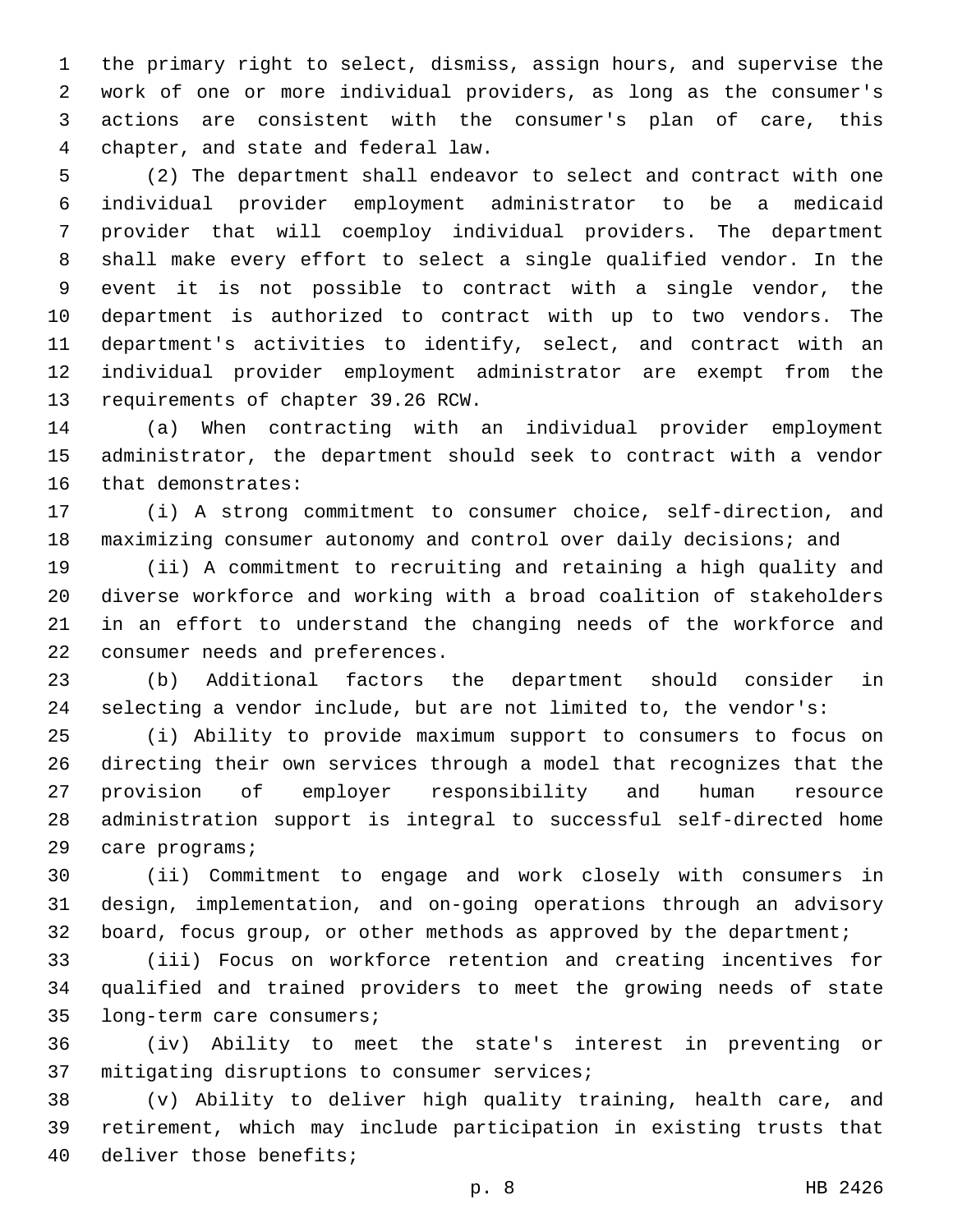the primary right to select, dismiss, assign hours, and supervise the work of one or more individual providers, as long as the consumer's actions are consistent with the consumer's plan of care, this chapter, and state and federal law.

(2) The department shall endeavor to select and contract with one individual provider employment administrator to be a medicaid provider that will coemploy individual providers. The department shall make every effort to select a single qualified vendor. In the event it is not possible to contract with a single vendor, the department is authorized to contract with up to two vendors. The department's activities to identify, select, and contract with an individual provider employment administrator are exempt from the requirements of chapter 39.26 RCW.

(a) When contracting with an individual provider employment administrator, the department should seek to contract with a vendor that demonstrates:

(i) A strong commitment to consumer choice, self-direction, and maximizing consumer autonomy and control over daily decisions; and

(ii) A commitment to recruiting and retaining a high quality and diverse workforce and working with a broad coalition of stakeholders in an effort to understand the changing needs of the workforce and consumer needs and preferences.

(b) Additional factors the department should consider in selecting a vendor include, but are not limited to, the vendor's:

(i) Ability to provide maximum support to consumers to focus on directing their own services through a model that recognizes that the provision of employer responsibility and human resource administration support is integral to successful self-directed home care programs;

(ii) Commitment to engage and work closely with consumers in design, implementation, and on-going operations through an advisory board, focus group, or other methods as approved by the department;

(iii) Focus on workforce retention and creating incentives for qualified and trained providers to meet the growing needs of state long-term care consumers;

(iv) Ability to meet the state's interest in preventing or mitigating disruptions to consumer services;

(v) Ability to deliver high quality training, health care, and retirement, which may include participation in existing trusts that deliver those benefits;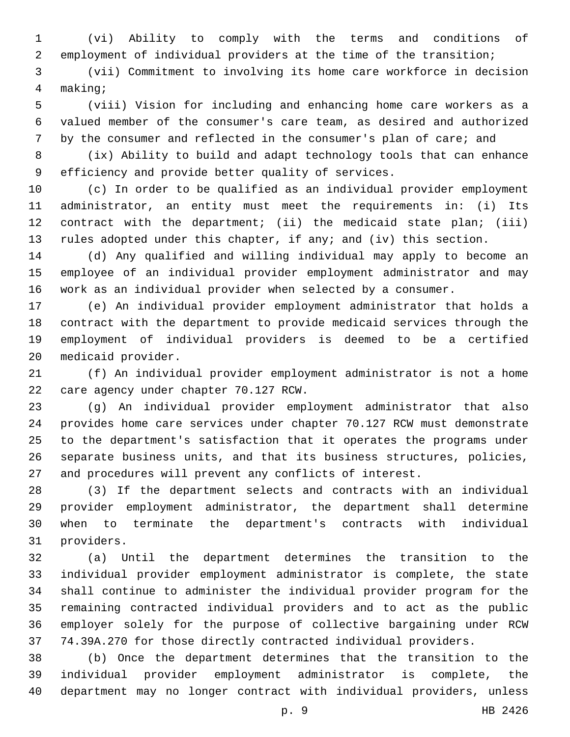(vi) Ability to comply with the terms and conditions of employment of individual providers at the time of the transition;

(vii) Commitment to involving its home care workforce in decision making;

(viii) Vision for including and enhancing home care workers as a valued member of the consumer's care team, as desired and authorized by the consumer and reflected in the consumer's plan of care; and

(ix) Ability to build and adapt technology tools that can enhance efficiency and provide better quality of services.

(c) In order to be qualified as an individual provider employment administrator, an entity must meet the requirements in: (i) Its contract with the department; (ii) the medicaid state plan; (iii) rules adopted under this chapter, if any; and (iv) this section.

(d) Any qualified and willing individual may apply to become an employee of an individual provider employment administrator and may work as an individual provider when selected by a consumer.

(e) An individual provider employment administrator that holds a contract with the department to provide medicaid services through the employment of individual providers is deemed to be a certified medicaid provider.

(f) An individual provider employment administrator is not a home care agency under chapter 70.127 RCW.

(g) An individual provider employment administrator that also provides home care services under chapter 70.127 RCW must demonstrate to the department's satisfaction that it operates the programs under separate business units, and that its business structures, policies, and procedures will prevent any conflicts of interest.

(3) If the department selects and contracts with an individual provider employment administrator, the department shall determine when to terminate the department's contracts with individual providers.

(a) Until the department determines the transition to the individual provider employment administrator is complete, the state shall continue to administer the individual provider program for the remaining contracted individual providers and to act as the public employer solely for the purpose of collective bargaining under RCW 74.39A.270 for those directly contracted individual providers.

(b) Once the department determines that the transition to the individual provider employment administrator is complete, the department may no longer contract with individual providers, unless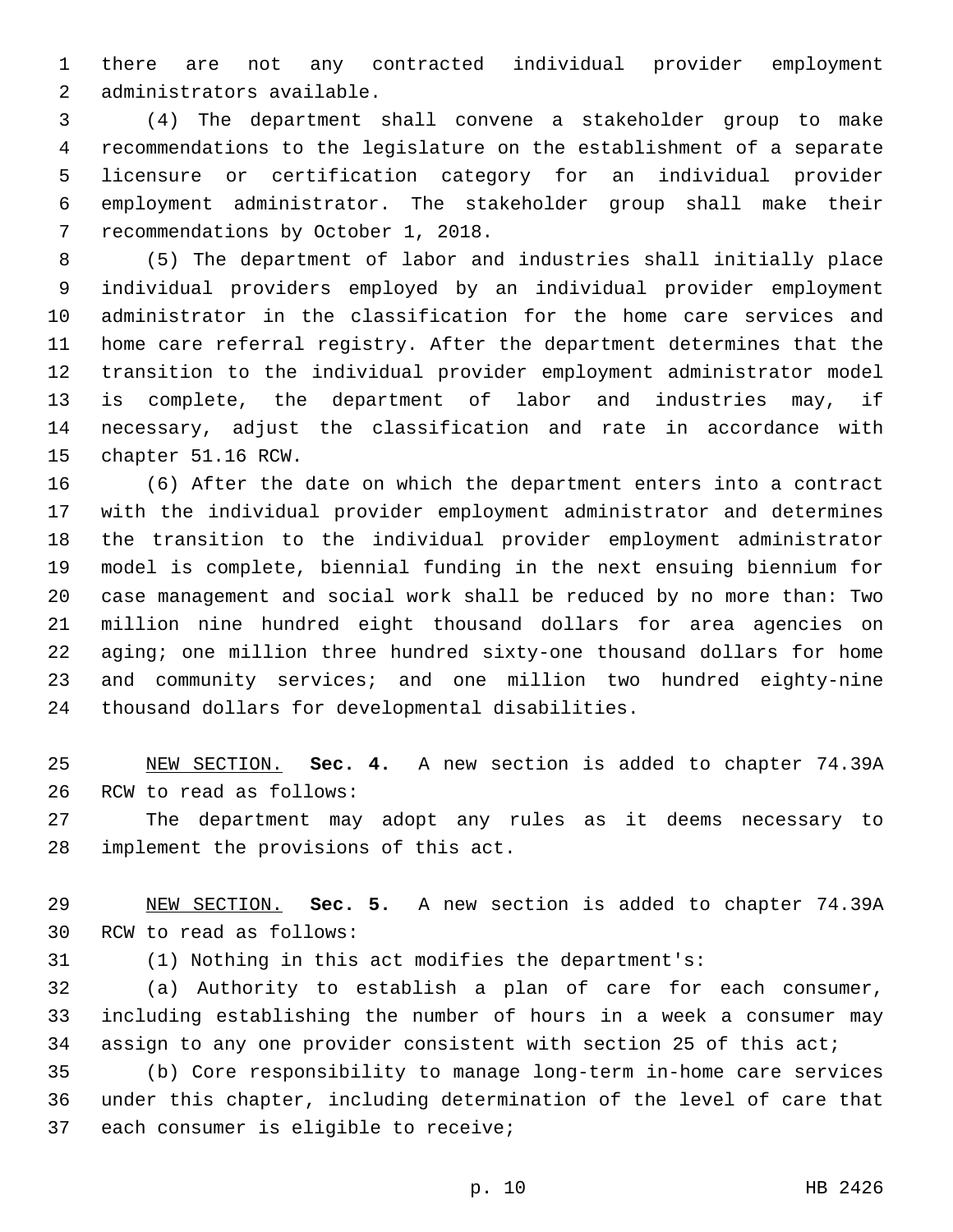there are not any contracted individual provider employment administrators available.

(4) The department shall convene a stakeholder group to make recommendations to the legislature on the establishment of a separate licensure or certification category for an individual provider employment administrator. The stakeholder group shall make their recommendations by October 1, 2018.

(5) The department of labor and industries shall initially place individual providers employed by an individual provider employment administrator in the classification for the home care services and home care referral registry. After the department determines that the transition to the individual provider employment administrator model is complete, the department of labor and industries may, if necessary, adjust the classification and rate in accordance with chapter 51.16 RCW.

(6) After the date on which the department enters into a contract with the individual provider employment administrator and determines the transition to the individual provider employment administrator model is complete, biennial funding in the next ensuing biennium for case management and social work shall be reduced by no more than: Two million nine hundred eight thousand dollars for area agencies on aging; one million three hundred sixty-one thousand dollars for home and community services; and one million two hundred eighty-nine thousand dollars for developmental disabilities.

NEW SECTION. **Sec. 4.** A new section is added to chapter 74.39A RCW to read as follows:

The department may adopt any rules as it deems necessary to implement the provisions of this act.

NEW SECTION. **Sec. 5.** A new section is added to chapter 74.39A RCW to read as follows:

(1) Nothing in this act modifies the department's:

(a) Authority to establish a plan of care for each consumer, including establishing the number of hours in a week a consumer may assign to any one provider consistent with section 25 of this act;

(b) Core responsibility to manage long-term in-home care services under this chapter, including determination of the level of care that each consumer is eligible to receive;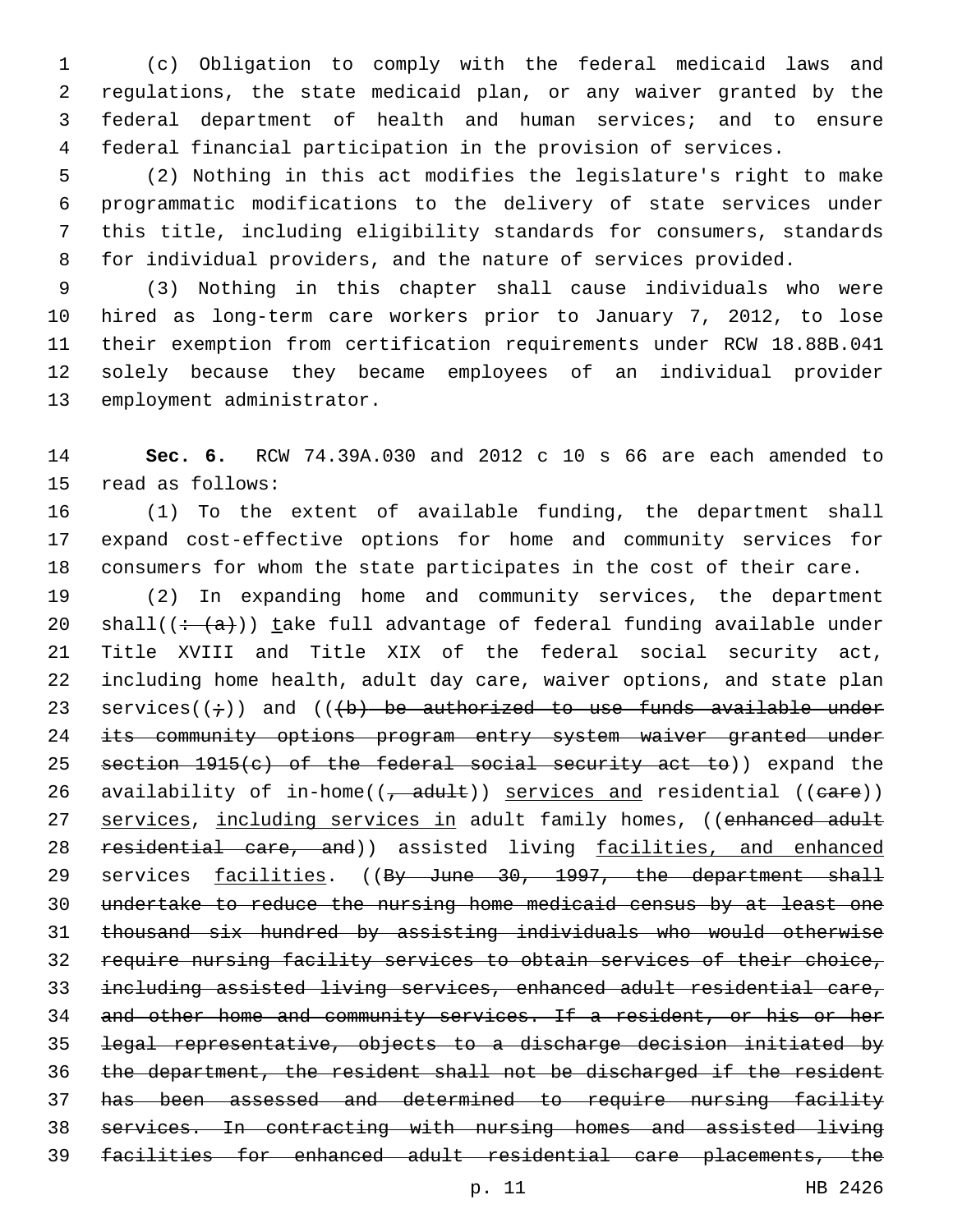(c) Obligation to comply with the federal medicaid laws and regulations, the state medicaid plan, or any waiver granted by the federal department of health and human services; and to ensure federal financial participation in the provision of services.

(2) Nothing in this act modifies the legislature's right to make programmatic modifications to the delivery of state services under this title, including eligibility standards for consumers, standards for individual providers, and the nature of services provided.

(3) Nothing in this chapter shall cause individuals who were hired as long-term care workers prior to January 7, 2012, to lose their exemption from certification requirements under RCW 18.88B.041 solely because they became employees of an individual provider employment administrator.

**Sec. 6.** RCW 74.39A.030 and 2012 c 10 s 66 are each amended to read as follows:

(1) To the extent of available funding, the department shall expand cost-effective options for home and community services for consumers for whom the state participates in the cost of their care.

(2) In expanding home and community services, the department shall((~~: (a)~~)) take full advantage of federal funding available under Title XVIII and Title XIX of the federal social security act, including home health, adult day care, waiver options, and state plan services((~~;~~)) and ((~~(b) be authorized to use funds available under its community options program entry system waiver granted under section 1915(c) of the federal social security act to~~)) expand the availability of in-home((~~, adult~~)) services and residential ((~~care~~)) services, including services in adult family homes, ((~~enhanced adult residential care, and~~)) assisted living facilities, and enhanced services facilities. ((~~By June 30, 1997, the department shall undertake to reduce the nursing home medicaid census by at least one thousand six hundred by assisting individuals who would otherwise require nursing facility services to obtain services of their choice, including assisted living services, enhanced adult residential care, and other home and community services. If a resident, or his or her legal representative, objects to a discharge decision initiated by the department, the resident shall not be discharged if the resident has been assessed and determined to require nursing facility services. In contracting with nursing homes and assisted living facilities for enhanced adult residential care placements, the~~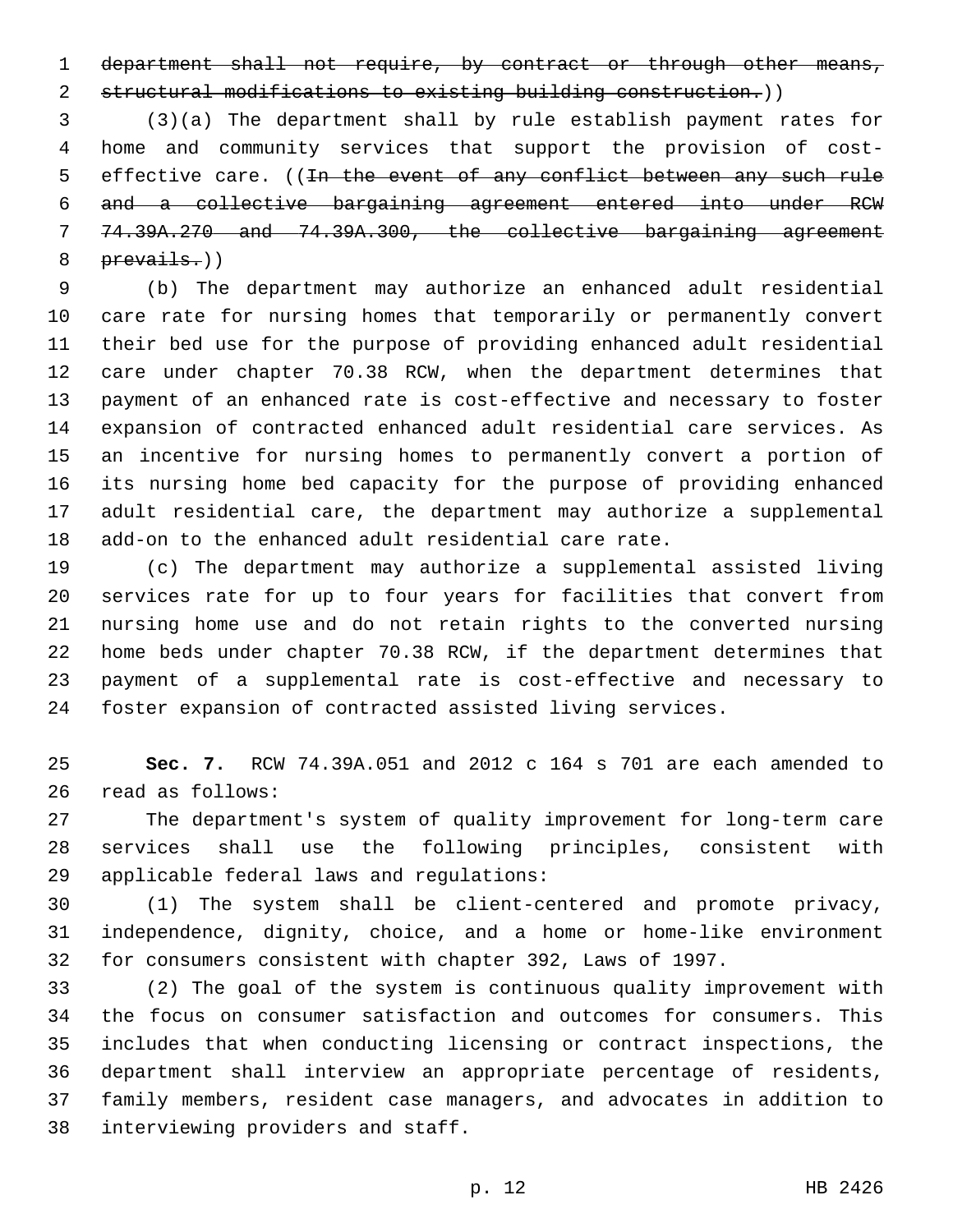~~department shall not require, by contract or through other means, structural modifications to existing building construction.~~))

(3)(a) The department shall by rule establish payment rates for home and community services that support the provision of cost-effective care. ((~~In the event of any conflict between any such rule and a collective bargaining agreement entered into under RCW 74.39A.270 and 74.39A.300, the collective bargaining agreement prevails.~~))

(b) The department may authorize an enhanced adult residential care rate for nursing homes that temporarily or permanently convert their bed use for the purpose of providing enhanced adult residential care under chapter 70.38 RCW, when the department determines that payment of an enhanced rate is cost-effective and necessary to foster expansion of contracted enhanced adult residential care services. As an incentive for nursing homes to permanently convert a portion of its nursing home bed capacity for the purpose of providing enhanced adult residential care, the department may authorize a supplemental add-on to the enhanced adult residential care rate.

(c) The department may authorize a supplemental assisted living services rate for up to four years for facilities that convert from nursing home use and do not retain rights to the converted nursing home beds under chapter 70.38 RCW, if the department determines that payment of a supplemental rate is cost-effective and necessary to foster expansion of contracted assisted living services.

**Sec. 7.** RCW 74.39A.051 and 2012 c 164 s 701 are each amended to read as follows:

The department's system of quality improvement for long-term care services shall use the following principles, consistent with applicable federal laws and regulations:

(1) The system shall be client-centered and promote privacy, independence, dignity, choice, and a home or home-like environment for consumers consistent with chapter 392, Laws of 1997.

(2) The goal of the system is continuous quality improvement with the focus on consumer satisfaction and outcomes for consumers. This includes that when conducting licensing or contract inspections, the department shall interview an appropriate percentage of residents, family members, resident case managers, and advocates in addition to interviewing providers and staff.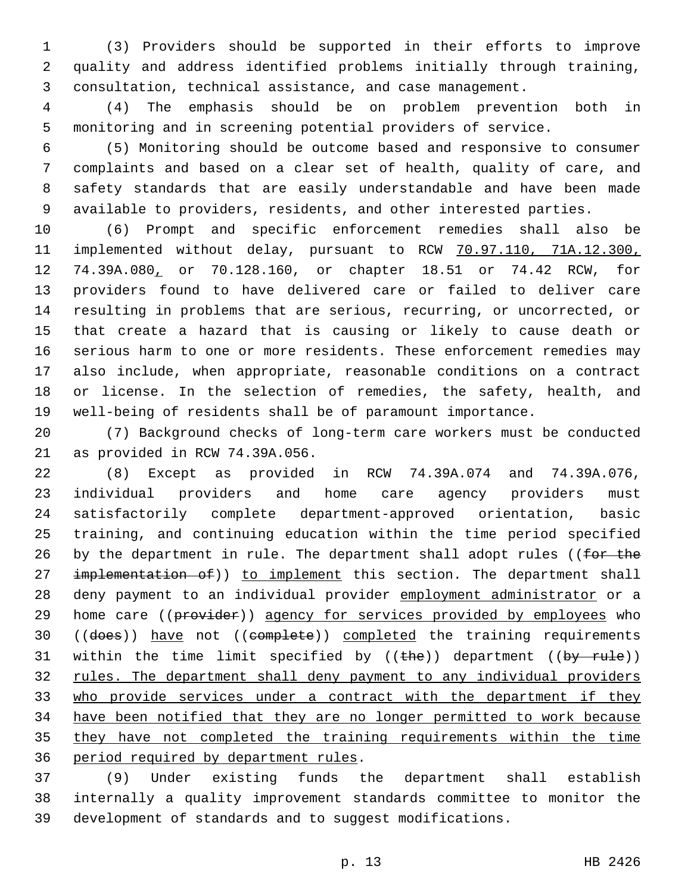(3) Providers should be supported in their efforts to improve quality and address identified problems initially through training, consultation, technical assistance, and case management.

(4) The emphasis should be on problem prevention both in monitoring and in screening potential providers of service.

(5) Monitoring should be outcome based and responsive to consumer complaints and based on a clear set of health, quality of care, and safety standards that are easily understandable and have been made available to providers, residents, and other interested parties.

(6) Prompt and specific enforcement remedies shall also be implemented without delay, pursuant to RCW 70.97.110, 71A.12.300, 74.39A.080, or 70.128.160, or chapter 18.51 or 74.42 RCW, for providers found to have delivered care or failed to deliver care resulting in problems that are serious, recurring, or uncorrected, or that create a hazard that is causing or likely to cause death or serious harm to one or more residents. These enforcement remedies may also include, when appropriate, reasonable conditions on a contract or license. In the selection of remedies, the safety, health, and well-being of residents shall be of paramount importance.

(7) Background checks of long-term care workers must be conducted as provided in RCW 74.39A.056.

(8) Except as provided in RCW 74.39A.074 and 74.39A.076, individual providers and home care agency providers must satisfactorily complete department-approved orientation, basic training, and continuing education within the time period specified by the department in rule. The department shall adopt rules ((~~for the implementation of~~)) to implement this section. The department shall deny payment to an individual provider employment administrator or a home care ((~~provider~~)) agency for services provided by employees who ((~~does~~)) have not ((~~complete~~)) completed the training requirements within the time limit specified by ((~~the~~)) department ((~~by rule~~)) rules. The department shall deny payment to any individual providers who provide services under a contract with the department if they have been notified that they are no longer permitted to work because they have not completed the training requirements within the time period required by department rules.

(9) Under existing funds the department shall establish internally a quality improvement standards committee to monitor the development of standards and to suggest modifications.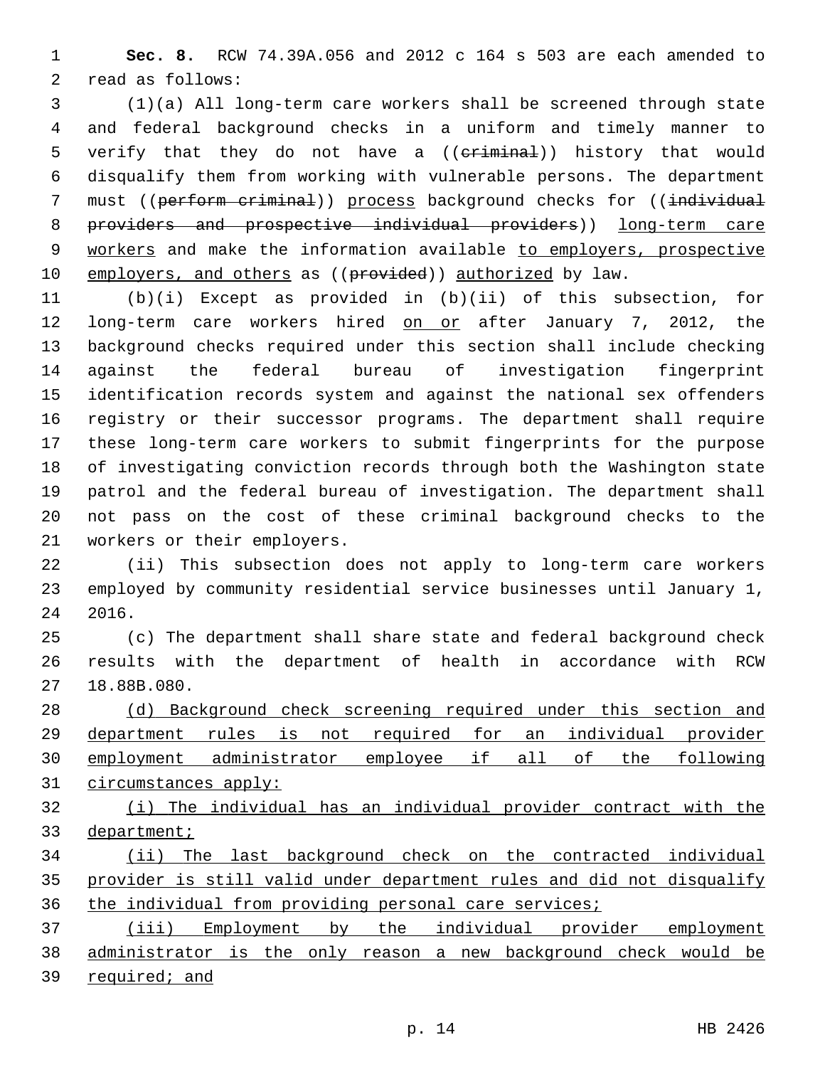**Sec. 8.** RCW 74.39A.056 and 2012 c 164 s 503 are each amended to read as follows:

(1)(a) All long-term care workers shall be screened through state and federal background checks in a uniform and timely manner to verify that they do not have a ((~~criminal~~)) history that would disqualify them from working with vulnerable persons. The department must ((~~perform criminal~~)) process background checks for ((~~individual providers and prospective individual providers~~)) long-term care workers and make the information available to employers, prospective employers, and others as ((~~provided~~)) authorized by law.

(b)(i) Except as provided in (b)(ii) of this subsection, for long-term care workers hired on or after January 7, 2012, the background checks required under this section shall include checking against the federal bureau of investigation fingerprint identification records system and against the national sex offenders registry or their successor programs. The department shall require these long-term care workers to submit fingerprints for the purpose of investigating conviction records through both the Washington state patrol and the federal bureau of investigation. The department shall not pass on the cost of these criminal background checks to the workers or their employers.

(ii) This subsection does not apply to long-term care workers employed by community residential service businesses until January 1, 2016.

(c) The department shall share state and federal background check results with the department of health in accordance with RCW 18.88B.080.

(d) Background check screening required under this section and department rules is not required for an individual provider employment administrator employee if all of the following circumstances apply:

(i) The individual has an individual provider contract with the department;

(ii) The last background check on the contracted individual provider is still valid under department rules and did not disqualify the individual from providing personal care services;

(iii) Employment by the individual provider employment administrator is the only reason a new background check would be required; and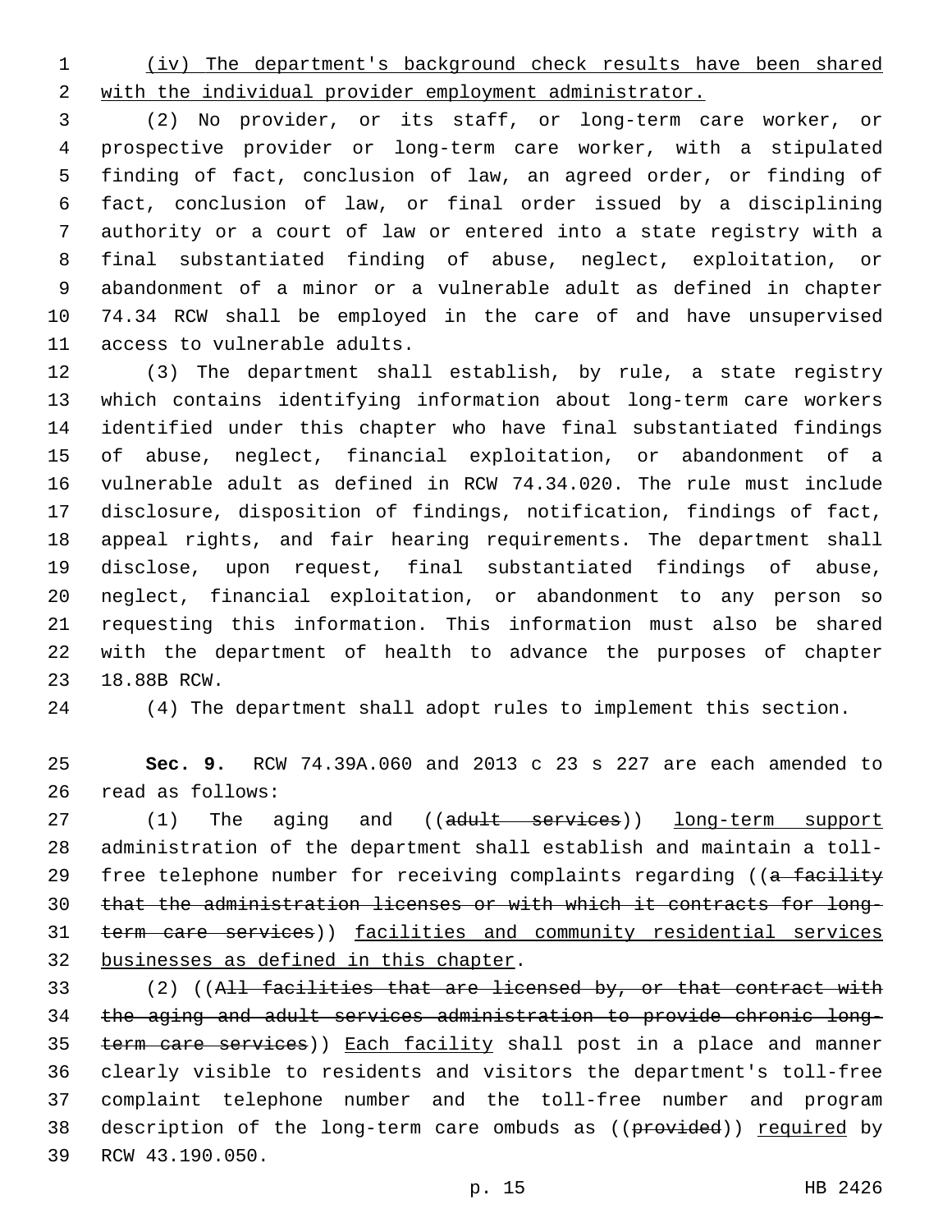(iv) The department's background check results have been shared with the individual provider employment administrator.

(2) No provider, or its staff, or long-term care worker, or prospective provider or long-term care worker, with a stipulated finding of fact, conclusion of law, an agreed order, or finding of fact, conclusion of law, or final order issued by a disciplining authority or a court of law or entered into a state registry with a final substantiated finding of abuse, neglect, exploitation, or abandonment of a minor or a vulnerable adult as defined in chapter 74.34 RCW shall be employed in the care of and have unsupervised access to vulnerable adults.

(3) The department shall establish, by rule, a state registry which contains identifying information about long-term care workers identified under this chapter who have final substantiated findings of abuse, neglect, financial exploitation, or abandonment of a vulnerable adult as defined in RCW 74.34.020. The rule must include disclosure, disposition of findings, notification, findings of fact, appeal rights, and fair hearing requirements. The department shall disclose, upon request, final substantiated findings of abuse, neglect, financial exploitation, or abandonment to any person so requesting this information. This information must also be shared with the department of health to advance the purposes of chapter 18.88B RCW.

(4) The department shall adopt rules to implement this section.

**Sec. 9.** RCW 74.39A.060 and 2013 c 23 s 227 are each amended to read as follows:

(1) The aging and ((~~adult services~~)) long-term support administration of the department shall establish and maintain a toll-free telephone number for receiving complaints regarding ((~~a facility that the administration licenses or with which it contracts for long-term care services~~)) facilities and community residential services businesses as defined in this chapter.

(2) ((~~All facilities that are licensed by, or that contract with the aging and adult services administration to provide chronic long-term care services~~)) Each facility shall post in a place and manner clearly visible to residents and visitors the department's toll-free complaint telephone number and the toll-free number and program description of the long-term care ombuds as ((~~provided~~)) required by RCW 43.190.050.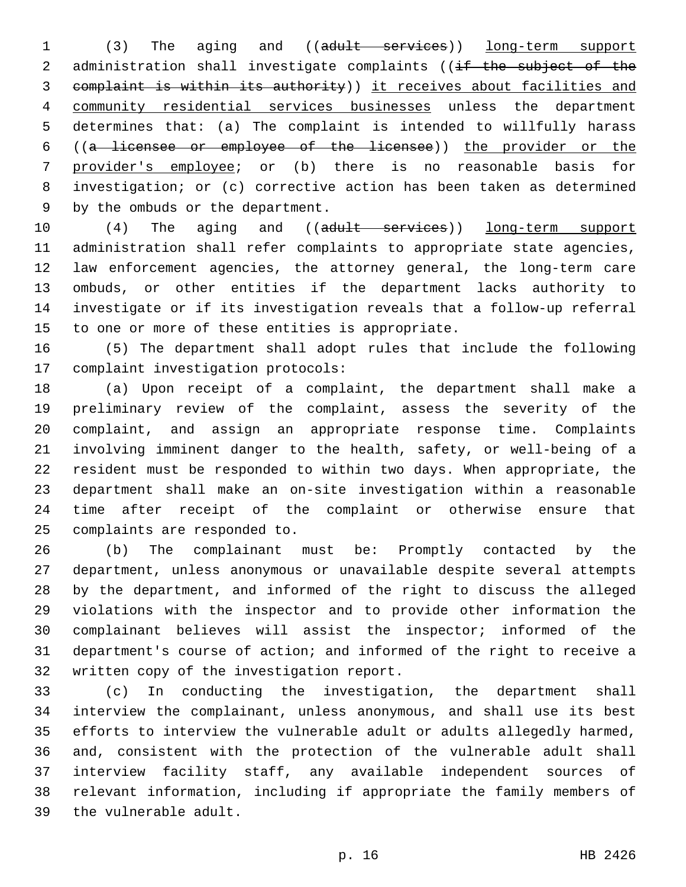(3) The aging and ((~~adult services~~)) <u>long-term support</u> administration shall investigate complaints ((~~if the subject of the complaint is within its authority~~)) <u>it receives about facilities and community residential services businesses</u> unless the department determines that: (a) The complaint is intended to willfully harass ((~~a licensee or employee of the licensee~~)) <u>the provider or the provider's employee</u>; or (b) there is no reasonable basis for investigation; or (c) corrective action has been taken as determined by the ombuds or the department.

(4) The aging and ((~~adult services~~)) <u>long-term support</u> administration shall refer complaints to appropriate state agencies, law enforcement agencies, the attorney general, the long-term care ombuds, or other entities if the department lacks authority to investigate or if its investigation reveals that a follow-up referral to one or more of these entities is appropriate.

(5) The department shall adopt rules that include the following complaint investigation protocols:

(a) Upon receipt of a complaint, the department shall make a preliminary review of the complaint, assess the severity of the complaint, and assign an appropriate response time. Complaints involving imminent danger to the health, safety, or well-being of a resident must be responded to within two days. When appropriate, the department shall make an on-site investigation within a reasonable time after receipt of the complaint or otherwise ensure that complaints are responded to.

(b) The complainant must be: Promptly contacted by the department, unless anonymous or unavailable despite several attempts by the department, and informed of the right to discuss the alleged violations with the inspector and to provide other information the complainant believes will assist the inspector; informed of the department's course of action; and informed of the right to receive a written copy of the investigation report.

(c) In conducting the investigation, the department shall interview the complainant, unless anonymous, and shall use its best efforts to interview the vulnerable adult or adults allegedly harmed, and, consistent with the protection of the vulnerable adult shall interview facility staff, any available independent sources of relevant information, including if appropriate the family members of the vulnerable adult.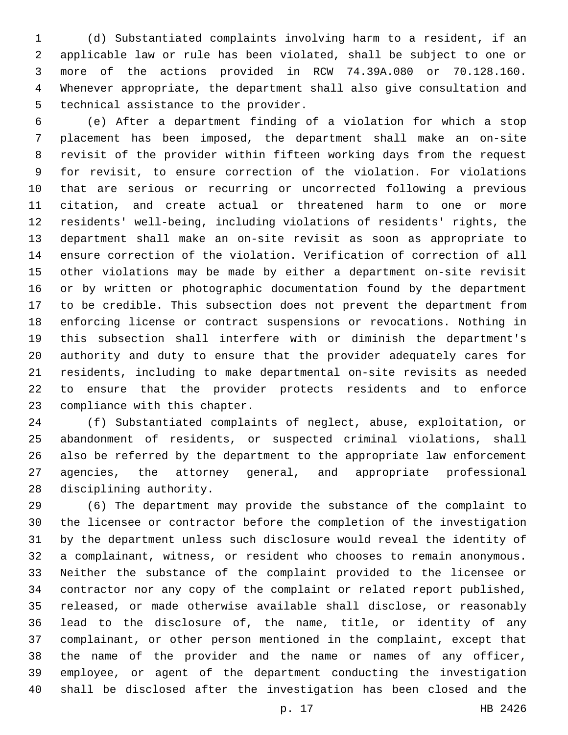(d) Substantiated complaints involving harm to a resident, if an applicable law or rule has been violated, shall be subject to one or more of the actions provided in RCW 74.39A.080 or 70.128.160. Whenever appropriate, the department shall also give consultation and technical assistance to the provider.

(e) After a department finding of a violation for which a stop placement has been imposed, the department shall make an on-site revisit of the provider within fifteen working days from the request for revisit, to ensure correction of the violation. For violations that are serious or recurring or uncorrected following a previous citation, and create actual or threatened harm to one or more residents' well-being, including violations of residents' rights, the department shall make an on-site revisit as soon as appropriate to ensure correction of the violation. Verification of correction of all other violations may be made by either a department on-site revisit or by written or photographic documentation found by the department to be credible. This subsection does not prevent the department from enforcing license or contract suspensions or revocations. Nothing in this subsection shall interfere with or diminish the department's authority and duty to ensure that the provider adequately cares for residents, including to make departmental on-site revisits as needed to ensure that the provider protects residents and to enforce compliance with this chapter.

(f) Substantiated complaints of neglect, abuse, exploitation, or abandonment of residents, or suspected criminal violations, shall also be referred by the department to the appropriate law enforcement agencies, the attorney general, and appropriate professional disciplining authority.

(6) The department may provide the substance of the complaint to the licensee or contractor before the completion of the investigation by the department unless such disclosure would reveal the identity of a complainant, witness, or resident who chooses to remain anonymous. Neither the substance of the complaint provided to the licensee or contractor nor any copy of the complaint or related report published, released, or made otherwise available shall disclose, or reasonably lead to the disclosure of, the name, title, or identity of any complainant, or other person mentioned in the complaint, except that the name of the provider and the name or names of any officer, employee, or agent of the department conducting the investigation shall be disclosed after the investigation has been closed and the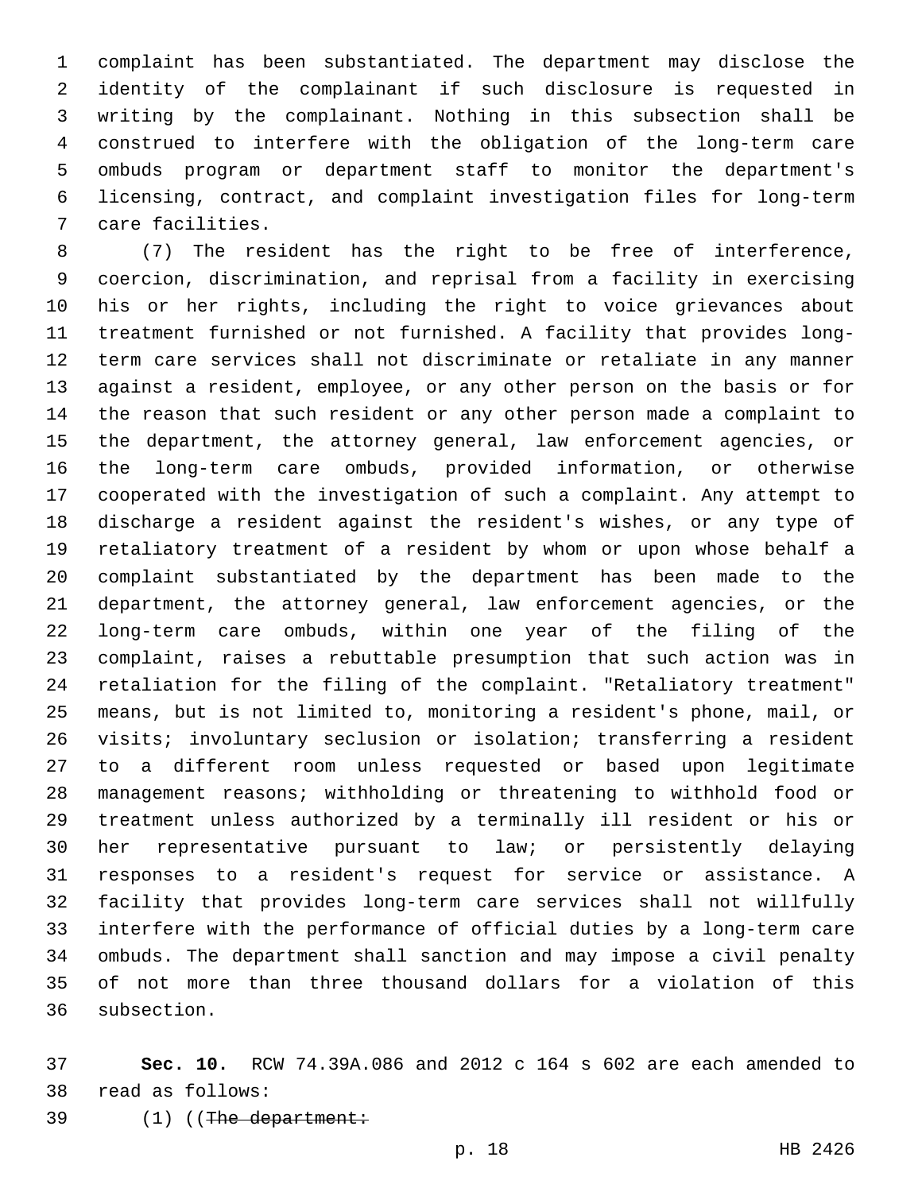complaint has been substantiated. The department may disclose the identity of the complainant if such disclosure is requested in writing by the complainant. Nothing in this subsection shall be construed to interfere with the obligation of the long-term care ombuds program or department staff to monitor the department's licensing, contract, and complaint investigation files for long-term care facilities.

(7) The resident has the right to be free of interference, coercion, discrimination, and reprisal from a facility in exercising his or her rights, including the right to voice grievances about treatment furnished or not furnished. A facility that provides long-term care services shall not discriminate or retaliate in any manner against a resident, employee, or any other person on the basis or for the reason that such resident or any other person made a complaint to the department, the attorney general, law enforcement agencies, or the long-term care ombuds, provided information, or otherwise cooperated with the investigation of such a complaint. Any attempt to discharge a resident against the resident's wishes, or any type of retaliatory treatment of a resident by whom or upon whose behalf a complaint substantiated by the department has been made to the department, the attorney general, law enforcement agencies, or the long-term care ombuds, within one year of the filing of the complaint, raises a rebuttable presumption that such action was in retaliation for the filing of the complaint. "Retaliatory treatment" means, but is not limited to, monitoring a resident's phone, mail, or visits; involuntary seclusion or isolation; transferring a resident to a different room unless requested or based upon legitimate management reasons; withholding or threatening to withhold food or treatment unless authorized by a terminally ill resident or his or her representative pursuant to law; or persistently delaying responses to a resident's request for service or assistance. A facility that provides long-term care services shall not willfully interfere with the performance of official duties by a long-term care ombuds. The department shall sanction and may impose a civil penalty of not more than three thousand dollars for a violation of this subsection.

**Sec. 10.** RCW 74.39A.086 and 2012 c 164 s 602 are each amended to read as follows:

(1) ((~~The department:~~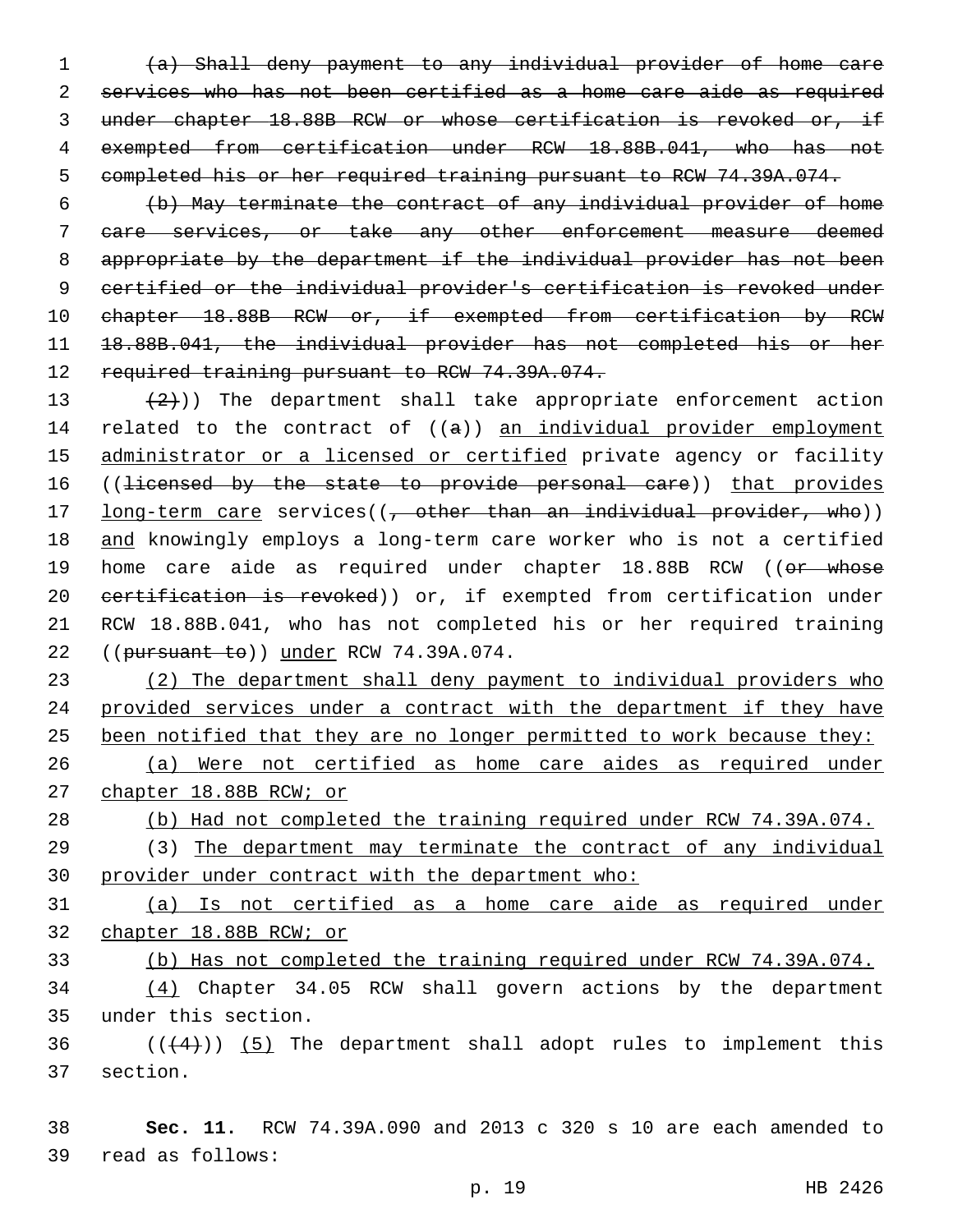~~(a) Shall deny payment to any individual provider of home care services who has not been certified as a home care aide as required under chapter 18.88B RCW or whose certification is revoked or, if exempted from certification under RCW 18.88B.041, who has not completed his or her required training pursuant to RCW 74.39A.074.~~

~~(b) May terminate the contract of any individual provider of home care services, or take any other enforcement measure deemed appropriate by the department if the individual provider has not been certified or the individual provider's certification is revoked under chapter 18.88B RCW or, if exempted from certification by RCW 18.88B.041, the individual provider has not completed his or her required training pursuant to RCW 74.39A.074.~~

~~(2)~~)) The department shall take appropriate enforcement action related to the contract of ((~~a~~)) <u>an individual provider employment administrator or a licensed or certified</u> private agency or facility ((~~licensed by the state to provide personal care~~)) <u>that provides long-term care</u> services((~~, other than an individual provider, who~~)) <u>and</u> knowingly employs a long-term care worker who is not a certified home care aide as required under chapter 18.88B RCW ((~~or whose certification is revoked~~)) or, if exempted from certification under RCW 18.88B.041, who has not completed his or her required training ((~~pursuant to~~)) <u>under</u> RCW 74.39A.074.

<u>(2) The department shall deny payment to individual providers who provided services under a contract with the department if they have been notified that they are no longer permitted to work because they:</u>

<u>(a) Were not certified as home care aides as required under chapter 18.88B RCW; or</u>

<u>(b) Had not completed the training required under RCW 74.39A.074.</u>

(3) <u>The department may terminate the contract of any individual provider under contract with the department who:</u>

<u>(a) Is not certified as a home care aide as required under chapter 18.88B RCW; or</u>

<u>(b) Has not completed the training required under RCW 74.39A.074.</u>

<u>(4)</u> Chapter 34.05 RCW shall govern actions by the department under this section.

((~~(4)~~)) <u>(5)</u> The department shall adopt rules to implement this section.

**Sec. 11.** RCW 74.39A.090 and 2013 c 320 s 10 are each amended to read as follows: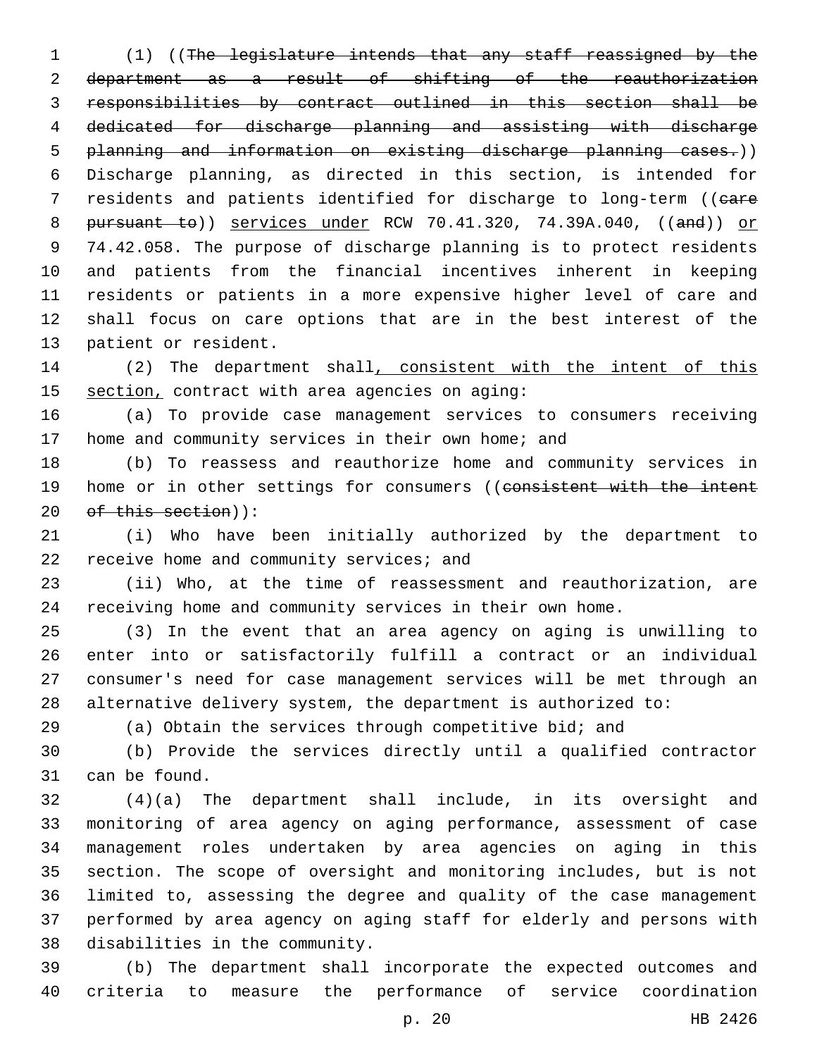(1) ((~~The legislature intends that any staff reassigned by the department as a result of shifting of the reauthorization responsibilities by contract outlined in this section shall be dedicated for discharge planning and assisting with discharge planning and information on existing discharge planning cases.~~)) Discharge planning, as directed in this section, is intended for residents and patients identified for discharge to long-term ((~~care pursuant to~~)) <u>services under</u> RCW 70.41.320, 74.39A.040, ((~~and~~)) <u>or</u> 74.42.058. The purpose of discharge planning is to protect residents and patients from the financial incentives inherent in keeping residents or patients in a more expensive higher level of care and shall focus on care options that are in the best interest of the patient or resident.

(2) The department shall<u>, consistent with the intent of this section,</u> contract with area agencies on aging:

(a) To provide case management services to consumers receiving home and community services in their own home; and

(b) To reassess and reauthorize home and community services in home or in other settings for consumers ((~~consistent with the intent of this section~~)):

(i) Who have been initially authorized by the department to receive home and community services; and

(ii) Who, at the time of reassessment and reauthorization, are receiving home and community services in their own home.

(3) In the event that an area agency on aging is unwilling to enter into or satisfactorily fulfill a contract or an individual consumer's need for case management services will be met through an alternative delivery system, the department is authorized to:

(a) Obtain the services through competitive bid; and

(b) Provide the services directly until a qualified contractor can be found.

(4)(a) The department shall include, in its oversight and monitoring of area agency on aging performance, assessment of case management roles undertaken by area agencies on aging in this section. The scope of oversight and monitoring includes, but is not limited to, assessing the degree and quality of the case management performed by area agency on aging staff for elderly and persons with disabilities in the community.

(b) The department shall incorporate the expected outcomes and criteria to measure the performance of service coordination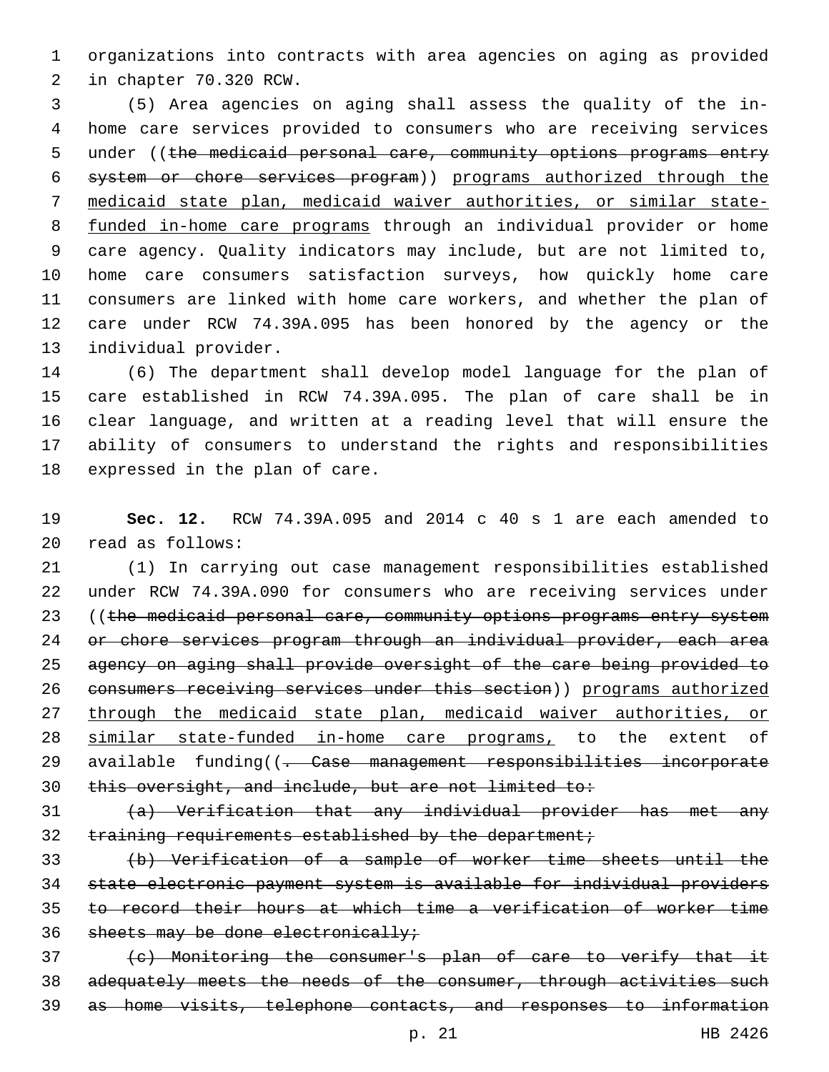organizations into contracts with area agencies on aging as provided in chapter 70.320 RCW.

(5) Area agencies on aging shall assess the quality of the in-home care services provided to consumers who are receiving services under ((~~the medicaid personal care, community options programs entry system or chore services program~~)) programs authorized through the medicaid state plan, medicaid waiver authorities, or similar state-funded in-home care programs through an individual provider or home care agency. Quality indicators may include, but are not limited to, home care consumers satisfaction surveys, how quickly home care consumers are linked with home care workers, and whether the plan of care under RCW 74.39A.095 has been honored by the agency or the individual provider.

(6) The department shall develop model language for the plan of care established in RCW 74.39A.095. The plan of care shall be in clear language, and written at a reading level that will ensure the ability of consumers to understand the rights and responsibilities expressed in the plan of care.

**Sec. 12.** RCW 74.39A.095 and 2014 c 40 s 1 are each amended to read as follows:

(1) In carrying out case management responsibilities established under RCW 74.39A.090 for consumers who are receiving services under ((~~the medicaid personal care, community options programs entry system or chore services program through an individual provider, each area agency on aging shall provide oversight of the care being provided to consumers receiving services under this section~~)) programs authorized through the medicaid state plan, medicaid waiver authorities, or similar state-funded in-home care programs, to the extent of available funding((~~. Case management responsibilities incorporate this oversight, and include, but are not limited to:~~

~~(a) Verification that any individual provider has met any training requirements established by the department;~~

~~(b) Verification of a sample of worker time sheets until the state electronic payment system is available for individual providers to record their hours at which time a verification of worker time sheets may be done electronically;~~

~~(c) Monitoring the consumer's plan of care to verify that it adequately meets the needs of the consumer, through activities such as home visits, telephone contacts, and responses to information~~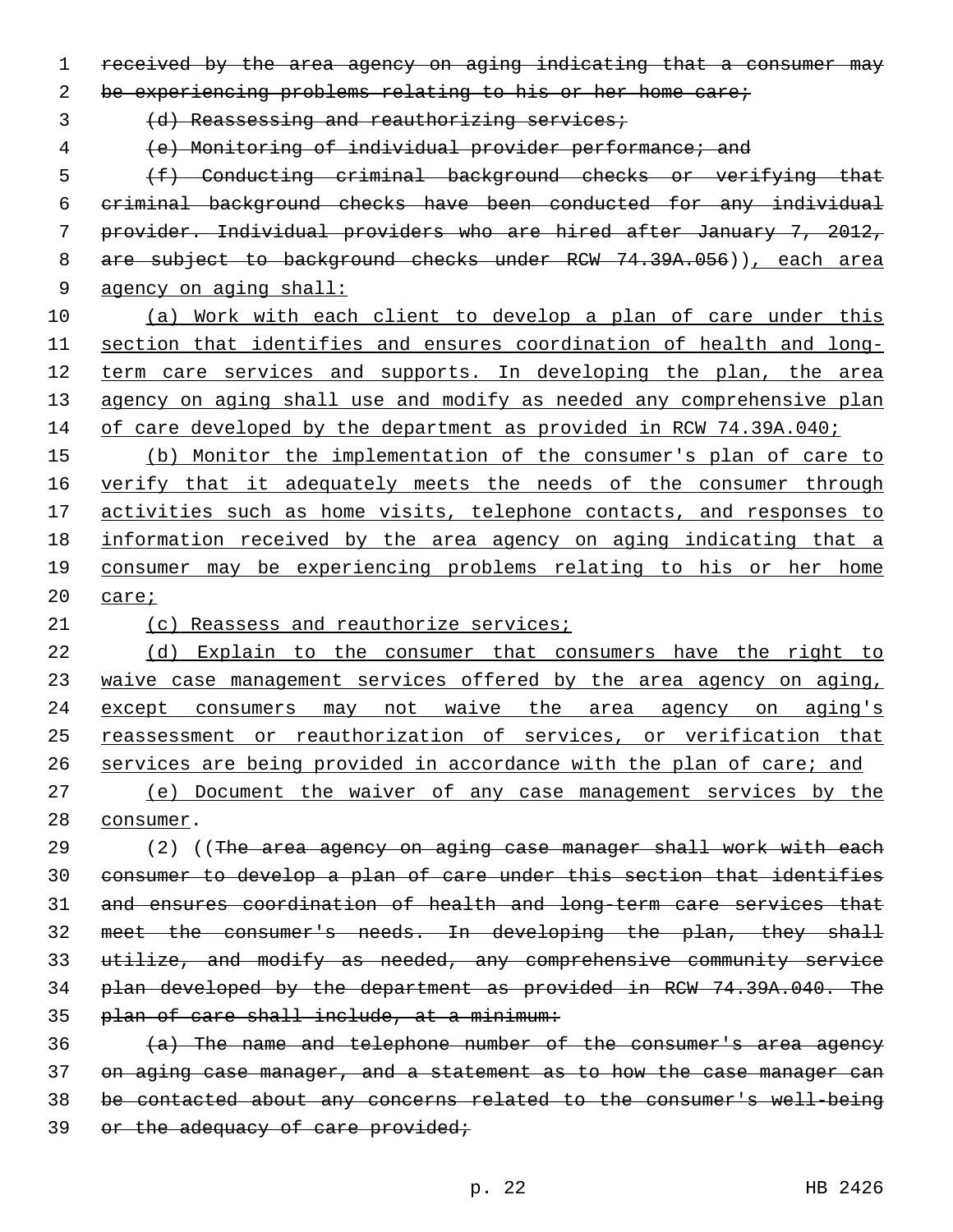received by the area agency on aging indicating that a consumer may be experiencing problems relating to his or her home care;

(d) Reassessing and reauthorizing services;

(e) Monitoring of individual provider performance; and

(f) Conducting criminal background checks or verifying that criminal background checks have been conducted for any individual provider. Individual providers who are hired after January 7, 2012, are subject to background checks under RCW 74.39A.056)), each area agency on aging shall:

(a) Work with each client to develop a plan of care under this section that identifies and ensures coordination of health and long-term care services and supports. In developing the plan, the area agency on aging shall use and modify as needed any comprehensive plan of care developed by the department as provided in RCW 74.39A.040;

(b) Monitor the implementation of the consumer's plan of care to verify that it adequately meets the needs of the consumer through activities such as home visits, telephone contacts, and responses to information received by the area agency on aging indicating that a consumer may be experiencing problems relating to his or her home care;

(c) Reassess and reauthorize services;

(d) Explain to the consumer that consumers have the right to waive case management services offered by the area agency on aging, except consumers may not waive the area agency on aging's reassessment or reauthorization of services, or verification that services are being provided in accordance with the plan of care; and

(e) Document the waiver of any case management services by the consumer.

(2) ((The area agency on aging case manager shall work with each consumer to develop a plan of care under this section that identifies and ensures coordination of health and long-term care services that meet the consumer's needs. In developing the plan, they shall utilize, and modify as needed, any comprehensive community service plan developed by the department as provided in RCW 74.39A.040. The plan of care shall include, at a minimum:

(a) The name and telephone number of the consumer's area agency on aging case manager, and a statement as to how the case manager can be contacted about any concerns related to the consumer's well-being or the adequacy of care provided;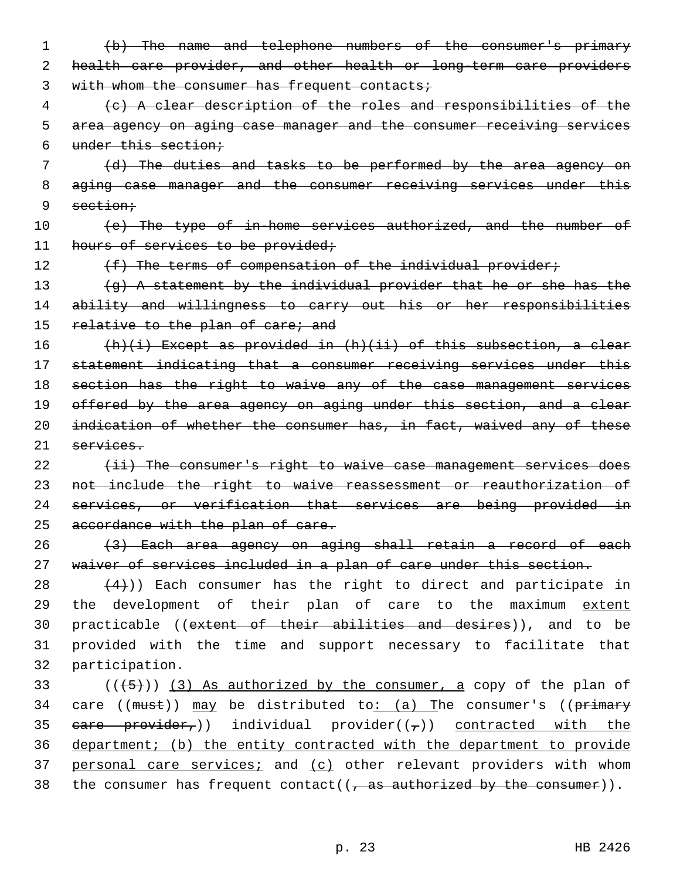~~(b) The name and telephone numbers of the consumer's primary health care provider, and other health or long-term care providers with whom the consumer has frequent contacts;~~

~~(c) A clear description of the roles and responsibilities of the area agency on aging case manager and the consumer receiving services under this section;~~

~~(d) The duties and tasks to be performed by the area agency on aging case manager and the consumer receiving services under this section;~~

~~(e) The type of in-home services authorized, and the number of hours of services to be provided;~~

~~(f) The terms of compensation of the individual provider;~~

~~(g) A statement by the individual provider that he or she has the ability and willingness to carry out his or her responsibilities relative to the plan of care; and~~

~~(h)(i) Except as provided in (h)(ii) of this subsection, a clear statement indicating that a consumer receiving services under this section has the right to waive any of the case management services offered by the area agency on aging under this section, and a clear indication of whether the consumer has, in fact, waived any of these services.~~

~~(ii) The consumer's right to waive case management services does not include the right to waive reassessment or reauthorization of services, or verification that services are being provided in accordance with the plan of care.~~

~~(3) Each area agency on aging shall retain a record of each waiver of services included in a plan of care under this section.~~

~~(4)~~)) Each consumer has the right to direct and participate in the development of their plan of care to the maximum <u>extent</u> practicable ((~~extent of their abilities and desires~~)), and to be provided with the time and support necessary to facilitate that participation.

((~~(5)~~)) <u>(3) As authorized by the consumer, a</u> copy of the plan of care ((~~must~~)) <u>may</u> be distributed to<u>: (a) T</u>he consumer's ((~~primary care provider,~~)) individual provider((~~,~~)) <u>contracted with the department; (b) the entity contracted with the department to provide personal care services;</u> and <u>(c)</u> other relevant providers with whom the consumer has frequent contact((~~, as authorized by the consumer~~)).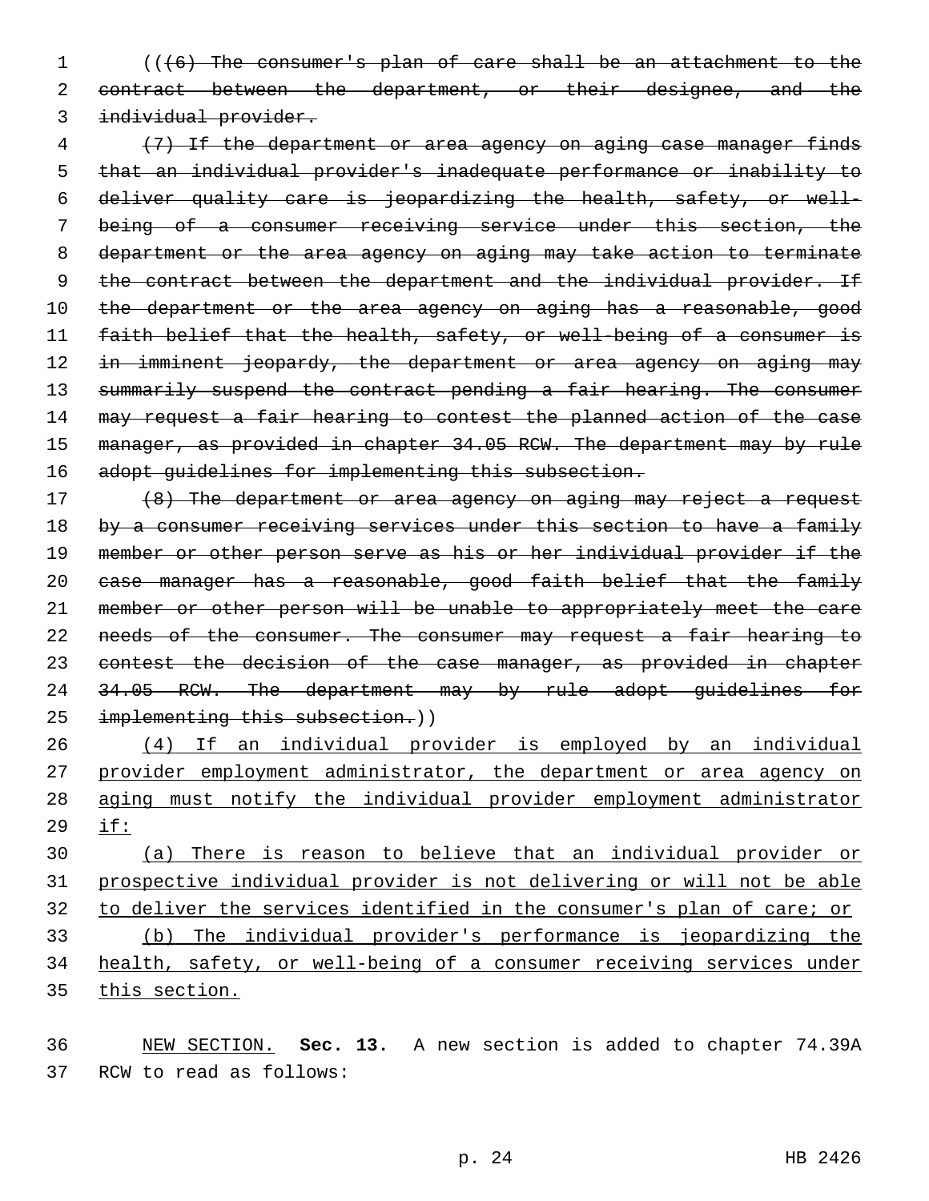((~~(6) The consumer's plan of care shall be an attachment to the contract between the department, or their designee, and the individual provider.~~

~~(7) If the department or area agency on aging case manager finds that an individual provider's inadequate performance or inability to deliver quality care is jeopardizing the health, safety, or well-being of a consumer receiving service under this section, the department or the area agency on aging may take action to terminate the contract between the department and the individual provider. If the department or the area agency on aging has a reasonable, good faith belief that the health, safety, or well-being of a consumer is in imminent jeopardy, the department or area agency on aging may summarily suspend the contract pending a fair hearing. The consumer may request a fair hearing to contest the planned action of the case manager, as provided in chapter 34.05 RCW. The department may by rule adopt guidelines for implementing this subsection.~~

~~(8) The department or area agency on aging may reject a request by a consumer receiving services under this section to have a family member or other person serve as his or her individual provider if the case manager has a reasonable, good faith belief that the family member or other person will be unable to appropriately meet the care needs of the consumer. The consumer may request a fair hearing to contest the decision of the case manager, as provided in chapter 34.05 RCW. The department may by rule adopt guidelines for implementing this subsection.~~))

<u>(4) If an individual provider is employed by an individual provider employment administrator, the department or area agency on aging must notify the individual provider employment administrator if:</u>

<u>(a) There is reason to believe that an individual provider or prospective individual provider is not delivering or will not be able to deliver the services identified in the consumer's plan of care; or</u>

<u>(b) The individual provider's performance is jeopardizing the health, safety, or well-being of a consumer receiving services under this section.</u>

<u>NEW SECTION.</u> **Sec. 13.** A new section is added to chapter 74.39A RCW to read as follows: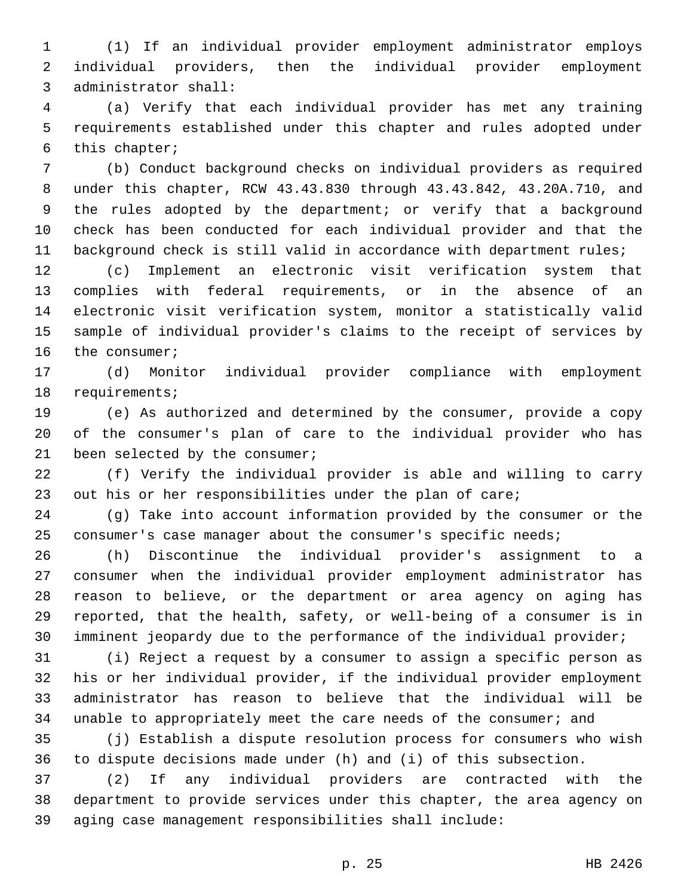(1) If an individual provider employment administrator employs individual providers, then the individual provider employment administrator shall:

(a) Verify that each individual provider has met any training requirements established under this chapter and rules adopted under this chapter;

(b) Conduct background checks on individual providers as required under this chapter, RCW 43.43.830 through 43.43.842, 43.20A.710, and the rules adopted by the department; or verify that a background check has been conducted for each individual provider and that the background check is still valid in accordance with department rules;

(c) Implement an electronic visit verification system that complies with federal requirements, or in the absence of an electronic visit verification system, monitor a statistically valid sample of individual provider's claims to the receipt of services by the consumer;

(d) Monitor individual provider compliance with employment requirements;

(e) As authorized and determined by the consumer, provide a copy of the consumer's plan of care to the individual provider who has been selected by the consumer;

(f) Verify the individual provider is able and willing to carry out his or her responsibilities under the plan of care;

(g) Take into account information provided by the consumer or the consumer's case manager about the consumer's specific needs;

(h) Discontinue the individual provider's assignment to a consumer when the individual provider employment administrator has reason to believe, or the department or area agency on aging has reported, that the health, safety, or well-being of a consumer is in imminent jeopardy due to the performance of the individual provider;

(i) Reject a request by a consumer to assign a specific person as his or her individual provider, if the individual provider employment administrator has reason to believe that the individual will be unable to appropriately meet the care needs of the consumer; and

(j) Establish a dispute resolution process for consumers who wish to dispute decisions made under (h) and (i) of this subsection.

(2) If any individual providers are contracted with the department to provide services under this chapter, the area agency on aging case management responsibilities shall include: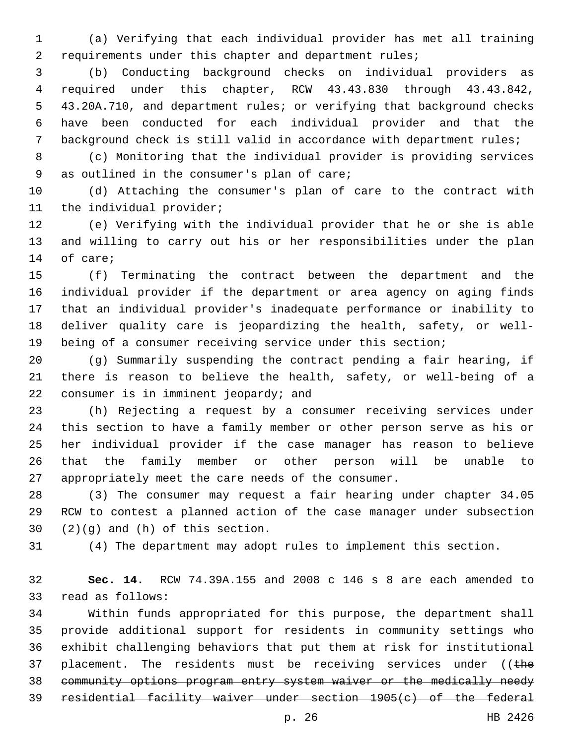(a) Verifying that each individual provider has met all training requirements under this chapter and department rules;

(b) Conducting background checks on individual providers as required under this chapter, RCW 43.43.830 through 43.43.842, 43.20A.710, and department rules; or verifying that background checks have been conducted for each individual provider and that the background check is still valid in accordance with department rules;

(c) Monitoring that the individual provider is providing services as outlined in the consumer's plan of care;

(d) Attaching the consumer's plan of care to the contract with the individual provider;

(e) Verifying with the individual provider that he or she is able and willing to carry out his or her responsibilities under the plan of care;

(f) Terminating the contract between the department and the individual provider if the department or area agency on aging finds that an individual provider's inadequate performance or inability to deliver quality care is jeopardizing the health, safety, or well-being of a consumer receiving service under this section;

(g) Summarily suspending the contract pending a fair hearing, if there is reason to believe the health, safety, or well-being of a consumer is in imminent jeopardy; and

(h) Rejecting a request by a consumer receiving services under this section to have a family member or other person serve as his or her individual provider if the case manager has reason to believe that the family member or other person will be unable to appropriately meet the care needs of the consumer.

(3) The consumer may request a fair hearing under chapter 34.05 RCW to contest a planned action of the case manager under subsection (2)(g) and (h) of this section.

(4) The department may adopt rules to implement this section.

**Sec. 14.** RCW 74.39A.155 and 2008 c 146 s 8 are each amended to read as follows:

Within funds appropriated for this purpose, the department shall provide additional support for residents in community settings who exhibit challenging behaviors that put them at risk for institutional placement. The residents must be receiving services under ((~~the community options program entry system waiver or the medically needy residential facility waiver under section 1905(c) of the federal~~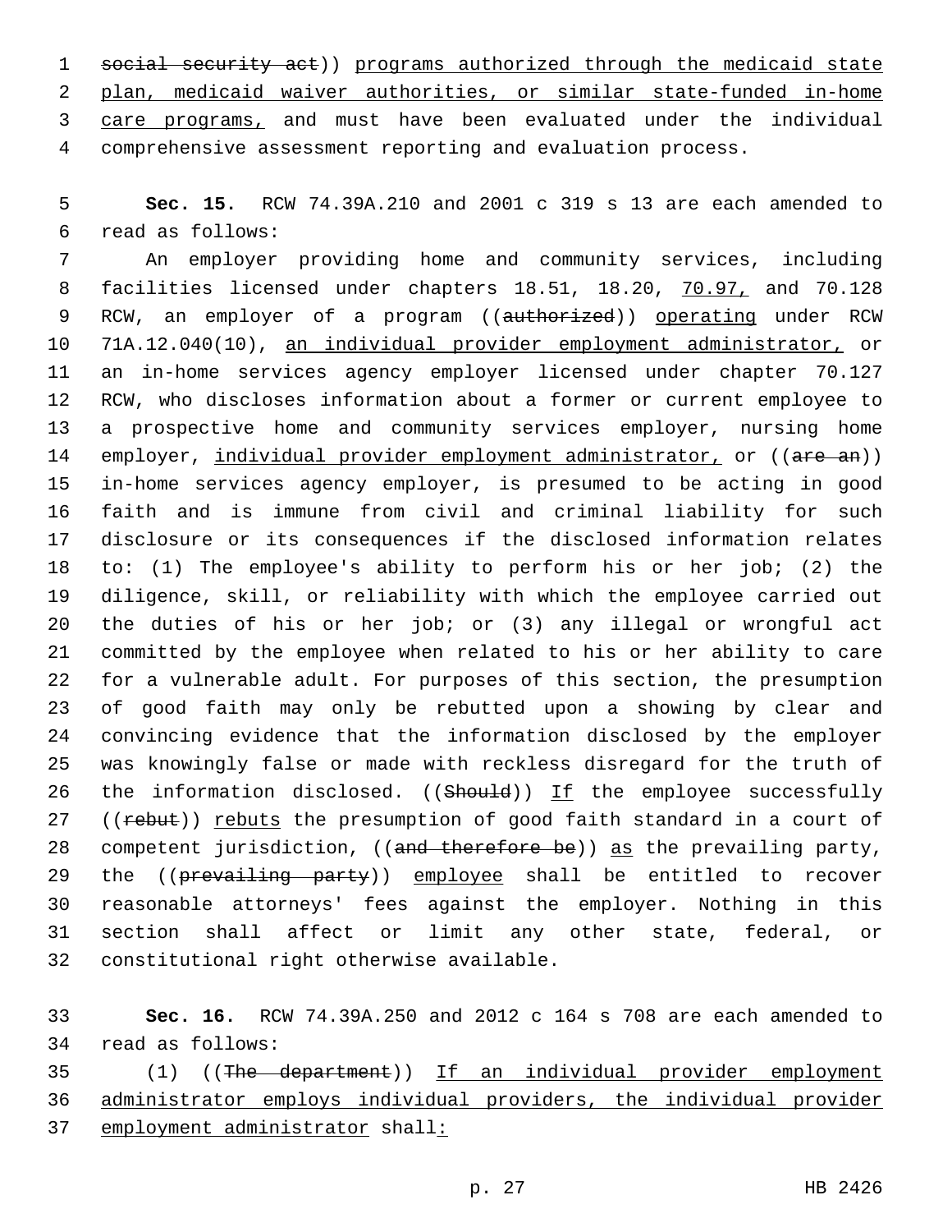~~social security act~~)) programs authorized through the medicaid state plan, medicaid waiver authorities, or similar state-funded in-home care programs, and must have been evaluated under the individual comprehensive assessment reporting and evaluation process.

**Sec. 15.** RCW 74.39A.210 and 2001 c 319 s 13 are each amended to read as follows:

An employer providing home and community services, including facilities licensed under chapters 18.51, 18.20, 70.97, and 70.128 RCW, an employer of a program ((~~authorized~~)) operating under RCW 71A.12.040(10), an individual provider employment administrator, or an in-home services agency employer licensed under chapter 70.127 RCW, who discloses information about a former or current employee to a prospective home and community services employer, nursing home employer, individual provider employment administrator, or ((~~are an~~)) in-home services agency employer, is presumed to be acting in good faith and is immune from civil and criminal liability for such disclosure or its consequences if the disclosed information relates to: (1) The employee's ability to perform his or her job; (2) the diligence, skill, or reliability with which the employee carried out the duties of his or her job; or (3) any illegal or wrongful act committed by the employee when related to his or her ability to care for a vulnerable adult. For purposes of this section, the presumption of good faith may only be rebutted upon a showing by clear and convincing evidence that the information disclosed by the employer was knowingly false or made with reckless disregard for the truth of the information disclosed. ((~~Should~~)) If the employee successfully ((~~rebut~~)) rebuts the presumption of good faith standard in a court of competent jurisdiction, ((~~and therefore be~~)) as the prevailing party, the ((~~prevailing party~~)) employee shall be entitled to recover reasonable attorneys' fees against the employer. Nothing in this section shall affect or limit any other state, federal, or constitutional right otherwise available.

**Sec. 16.** RCW 74.39A.250 and 2012 c 164 s 708 are each amended to read as follows:

(1) ((~~The department~~)) If an individual provider employment administrator employs individual providers, the individual provider employment administrator shall: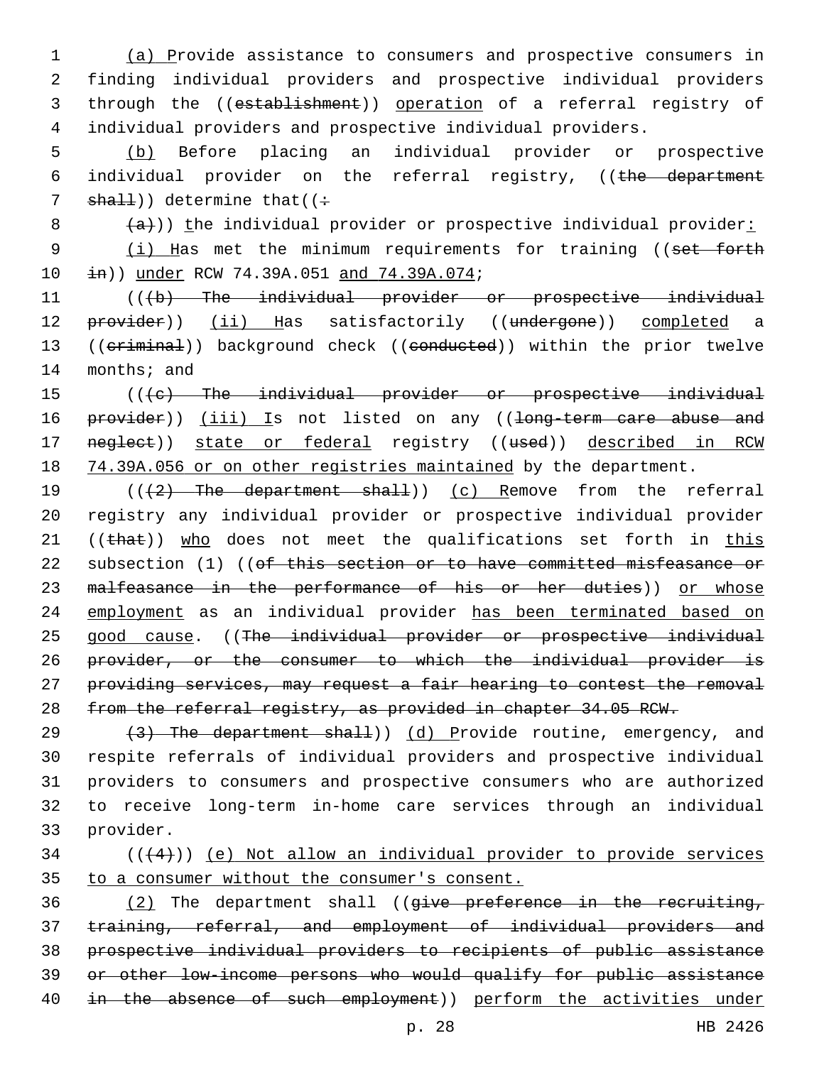(a) Provide assistance to consumers and prospective consumers in finding individual providers and prospective individual providers through the ((establishment)) operation of a referral registry of individual providers and prospective individual providers.

(b) Before placing an individual provider or prospective individual provider on the referral registry, ((the department shall)) determine that((:

(a))) the individual provider or prospective individual provider:

(i) Has met the minimum requirements for training ((set forth in)) under RCW 74.39A.051 and 74.39A.074;

(((b) The individual provider or prospective individual provider)) (ii) Has satisfactorily ((undergone)) completed a ((criminal)) background check ((conducted)) within the prior twelve months; and

(((c) The individual provider or prospective individual provider)) (iii) Is not listed on any ((long-term care abuse and neglect)) state or federal registry ((used)) described in RCW 74.39A.056 or on other registries maintained by the department.

(((2) The department shall)) (c) Remove from the referral registry any individual provider or prospective individual provider ((that)) who does not meet the qualifications set forth in this subsection (1) ((of this section or to have committed misfeasance or malfeasance in the performance of his or her duties)) or whose employment as an individual provider has been terminated based on good cause. ((The individual provider or prospective individual provider, or the consumer to which the individual provider is providing services, may request a fair hearing to contest the removal from the referral registry, as provided in chapter 34.05 RCW.

(3) The department shall)) (d) Provide routine, emergency, and respite referrals of individual providers and prospective individual providers to consumers and prospective consumers who are authorized to receive long-term in-home care services through an individual provider.

(((4))) (e) Not allow an individual provider to provide services to a consumer without the consumer's consent.

(2) The department shall ((give preference in the recruiting, training, referral, and employment of individual providers and prospective individual providers to recipients of public assistance or other low-income persons who would qualify for public assistance in the absence of such employment)) perform the activities under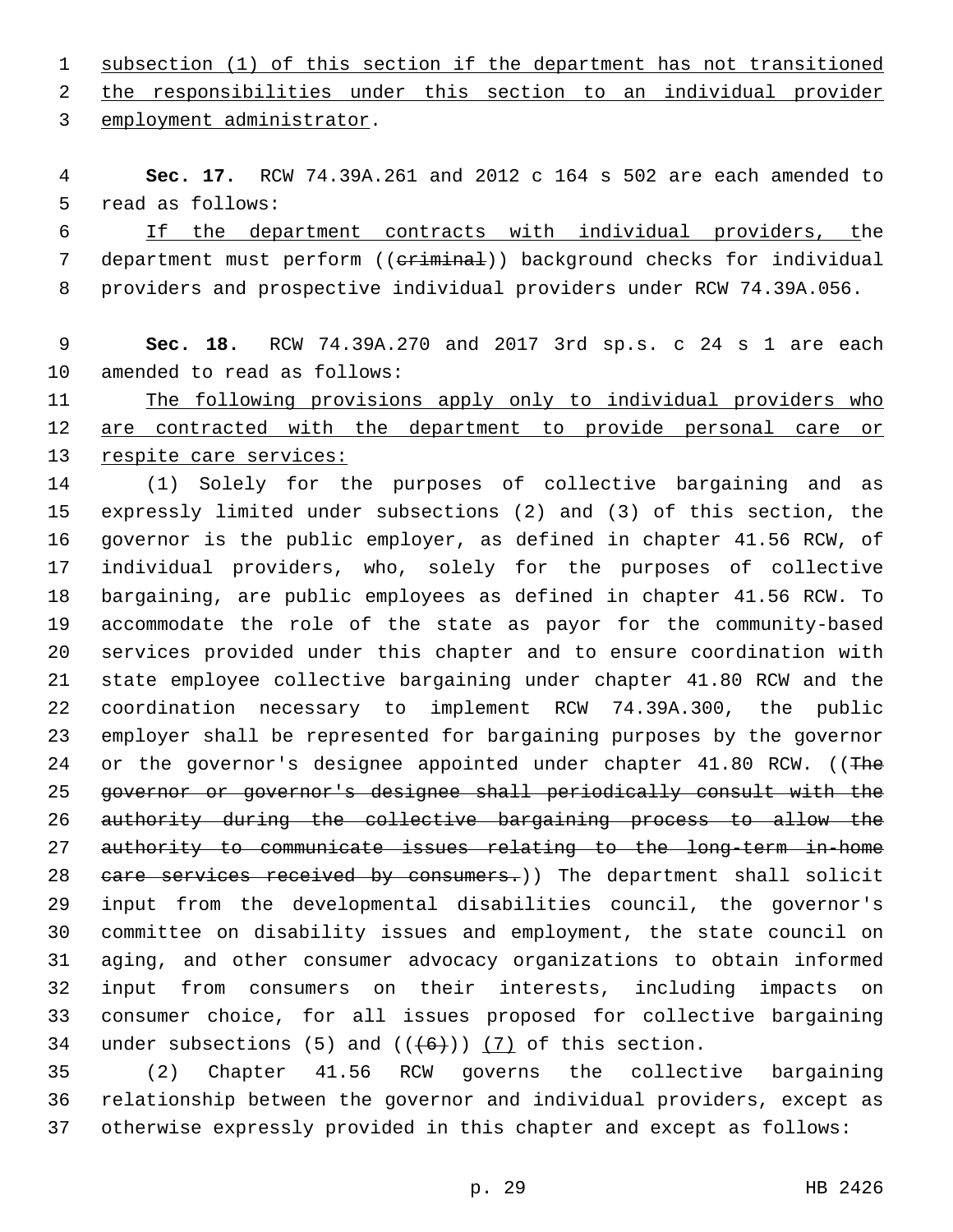subsection (1) of this section if the department has not transitioned the responsibilities under this section to an individual provider employment administrator.

**Sec. 17.** RCW 74.39A.261 and 2012 c 164 s 502 are each amended to read as follows:

If the department contracts with individual providers, the department must perform ((criminal)) background checks for individual providers and prospective individual providers under RCW 74.39A.056.

**Sec. 18.** RCW 74.39A.270 and 2017 3rd sp.s. c 24 s 1 are each amended to read as follows:

The following provisions apply only to individual providers who are contracted with the department to provide personal care or respite care services:

(1) Solely for the purposes of collective bargaining and as expressly limited under subsections (2) and (3) of this section, the governor is the public employer, as defined in chapter 41.56 RCW, of individual providers, who, solely for the purposes of collective bargaining, are public employees as defined in chapter 41.56 RCW. To accommodate the role of the state as payor for the community-based services provided under this chapter and to ensure coordination with state employee collective bargaining under chapter 41.80 RCW and the coordination necessary to implement RCW 74.39A.300, the public employer shall be represented for bargaining purposes by the governor or the governor's designee appointed under chapter 41.80 RCW. ((The governor or governor's designee shall periodically consult with the authority during the collective bargaining process to allow the authority to communicate issues relating to the long-term in-home care services received by consumers.)) The department shall solicit input from the developmental disabilities council, the governor's committee on disability issues and employment, the state council on aging, and other consumer advocacy organizations to obtain informed input from consumers on their interests, including impacts on consumer choice, for all issues proposed for collective bargaining under subsections (5) and (((6))) (7) of this section.

(2) Chapter 41.56 RCW governs the collective bargaining relationship between the governor and individual providers, except as otherwise expressly provided in this chapter and except as follows: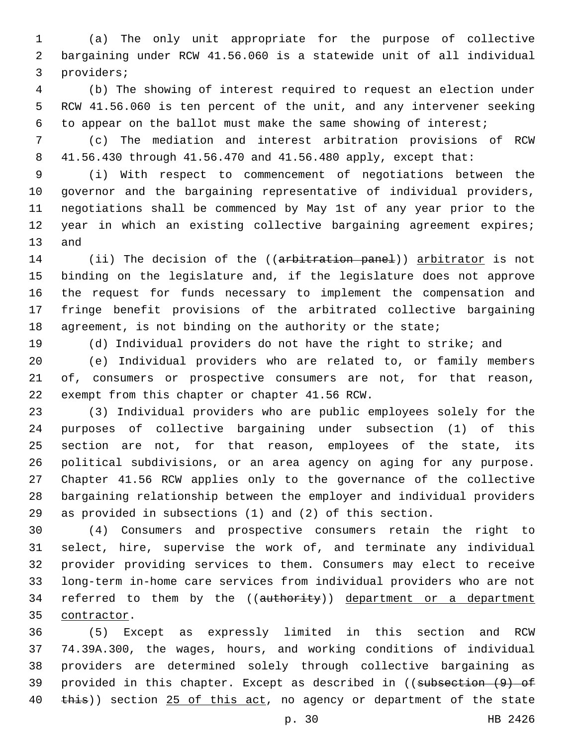(a) The only unit appropriate for the purpose of collective bargaining under RCW 41.56.060 is a statewide unit of all individual providers;

(b) The showing of interest required to request an election under RCW 41.56.060 is ten percent of the unit, and any intervener seeking to appear on the ballot must make the same showing of interest;

(c) The mediation and interest arbitration provisions of RCW 41.56.430 through 41.56.470 and 41.56.480 apply, except that:

(i) With respect to commencement of negotiations between the governor and the bargaining representative of individual providers, negotiations shall be commenced by May 1st of any year prior to the year in which an existing collective bargaining agreement expires; and

(ii) The decision of the ((~~arbitration panel~~)) <u>arbitrator</u> is not binding on the legislature and, if the legislature does not approve the request for funds necessary to implement the compensation and fringe benefit provisions of the arbitrated collective bargaining agreement, is not binding on the authority or the state;

(d) Individual providers do not have the right to strike; and

(e) Individual providers who are related to, or family members of, consumers or prospective consumers are not, for that reason, exempt from this chapter or chapter 41.56 RCW.

(3) Individual providers who are public employees solely for the purposes of collective bargaining under subsection (1) of this section are not, for that reason, employees of the state, its political subdivisions, or an area agency on aging for any purpose. Chapter 41.56 RCW applies only to the governance of the collective bargaining relationship between the employer and individual providers as provided in subsections (1) and (2) of this section.

(4) Consumers and prospective consumers retain the right to select, hire, supervise the work of, and terminate any individual provider providing services to them. Consumers may elect to receive long-term in-home care services from individual providers who are not referred to them by the ((~~authority~~)) <u>department or a department contractor</u>.

(5) Except as expressly limited in this section and RCW 74.39A.300, the wages, hours, and working conditions of individual providers are determined solely through collective bargaining as provided in this chapter. Except as described in ((~~subsection (9) of this~~)) section <u>25 of this act</u>, no agency or department of the state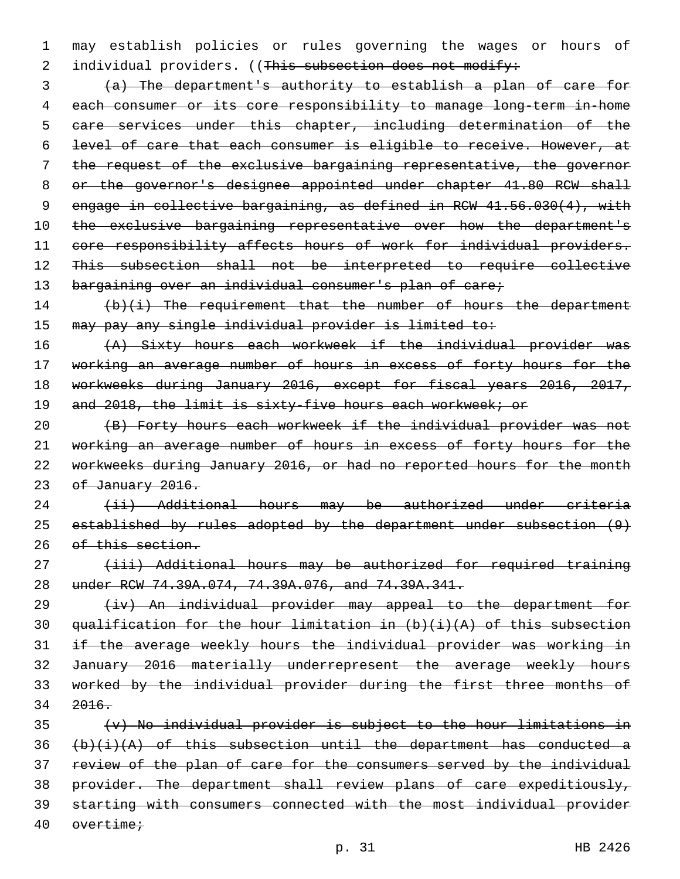may establish policies or rules governing the wages or hours of individual providers. ((~~This subsection does not modify:~~

~~(a) The department's authority to establish a plan of care for each consumer or its core responsibility to manage long-term in-home care services under this chapter, including determination of the level of care that each consumer is eligible to receive. However, at the request of the exclusive bargaining representative, the governor or the governor's designee appointed under chapter 41.80 RCW shall engage in collective bargaining, as defined in RCW 41.56.030(4), with the exclusive bargaining representative over how the department's core responsibility affects hours of work for individual providers. This subsection shall not be interpreted to require collective bargaining over an individual consumer's plan of care;~~

~~(b)(i) The requirement that the number of hours the department may pay any single individual provider is limited to:~~

~~(A) Sixty hours each workweek if the individual provider was working an average number of hours in excess of forty hours for the workweeks during January 2016, except for fiscal years 2016, 2017, and 2018, the limit is sixty-five hours each workweek; or~~

~~(B) Forty hours each workweek if the individual provider was not working an average number of hours in excess of forty hours for the workweeks during January 2016, or had no reported hours for the month of January 2016.~~

~~(ii) Additional hours may be authorized under criteria established by rules adopted by the department under subsection (9) of this section.~~

~~(iii) Additional hours may be authorized for required training under RCW 74.39A.074, 74.39A.076, and 74.39A.341.~~

~~(iv) An individual provider may appeal to the department for qualification for the hour limitation in (b)(i)(A) of this subsection if the average weekly hours the individual provider was working in January 2016 materially underrepresent the average weekly hours worked by the individual provider during the first three months of 2016.~~

~~(v) No individual provider is subject to the hour limitations in (b)(i)(A) of this subsection until the department has conducted a review of the plan of care for the consumers served by the individual provider. The department shall review plans of care expeditiously, starting with consumers connected with the most individual provider overtime;~~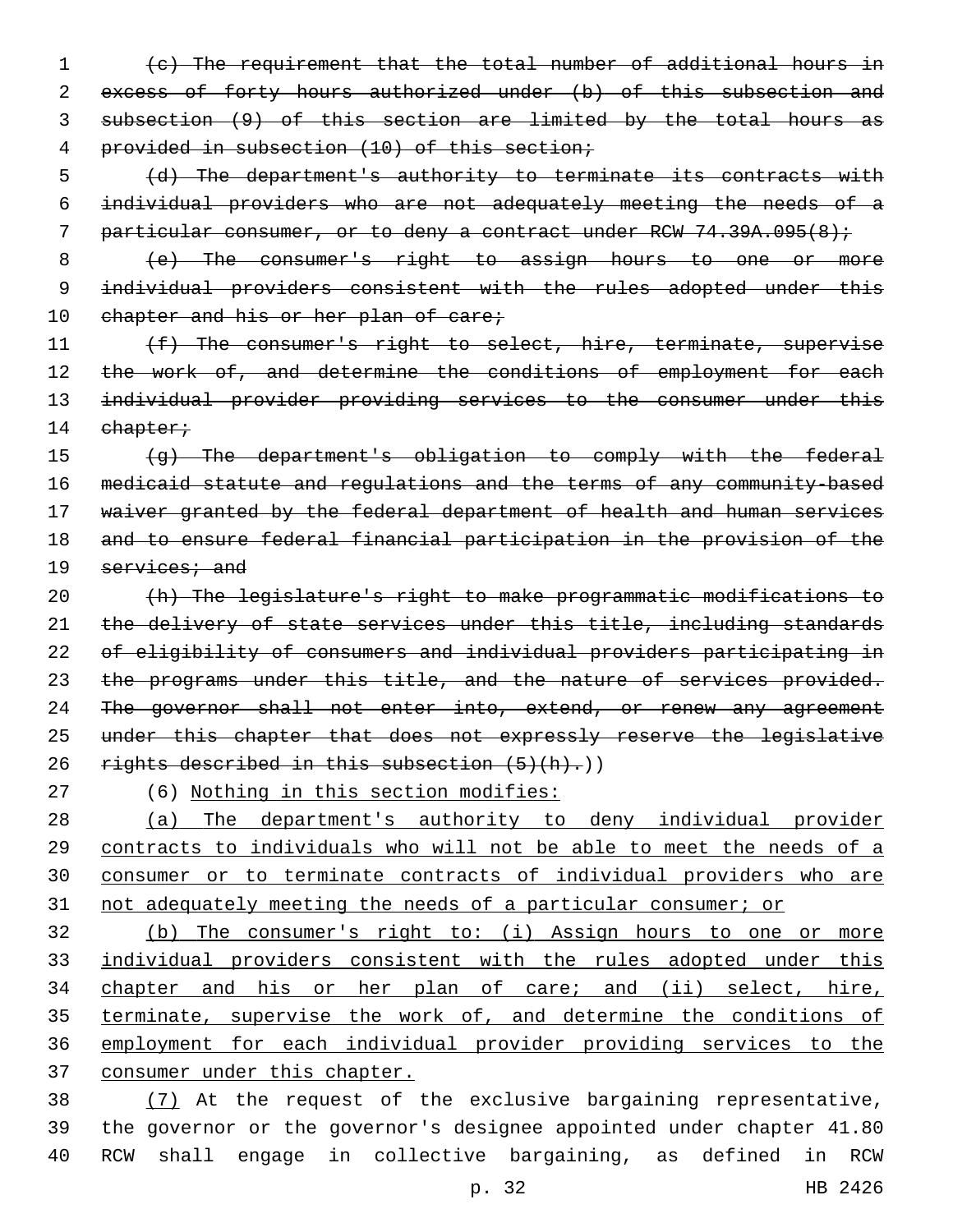~~(c) The requirement that the total number of additional hours in excess of forty hours authorized under (b) of this subsection and subsection (9) of this section are limited by the total hours as provided in subsection (10) of this section;~~

~~(d) The department's authority to terminate its contracts with individual providers who are not adequately meeting the needs of a particular consumer, or to deny a contract under RCW 74.39A.095(8);~~

~~(e) The consumer's right to assign hours to one or more individual providers consistent with the rules adopted under this chapter and his or her plan of care;~~

~~(f) The consumer's right to select, hire, terminate, supervise the work of, and determine the conditions of employment for each individual provider providing services to the consumer under this chapter;~~

~~(g) The department's obligation to comply with the federal medicaid statute and regulations and the terms of any community-based waiver granted by the federal department of health and human services and to ensure federal financial participation in the provision of the services; and~~

~~(h) The legislature's right to make programmatic modifications to the delivery of state services under this title, including standards of eligibility of consumers and individual providers participating in the programs under this title, and the nature of services provided. The governor shall not enter into, extend, or renew any agreement under this chapter that does not expressly reserve the legislative rights described in this subsection (5)(h).~~))

(6) <u>Nothing in this section modifies:</u>

<u>(a) The department's authority to deny individual provider contracts to individuals who will not be able to meet the needs of a consumer or to terminate contracts of individual providers who are not adequately meeting the needs of a particular consumer; or</u>

<u>(b) The consumer's right to: (i) Assign hours to one or more individual providers consistent with the rules adopted under this chapter and his or her plan of care; and (ii) select, hire, terminate, supervise the work of, and determine the conditions of employment for each individual provider providing services to the consumer under this chapter.</u>

<u>(7)</u> At the request of the exclusive bargaining representative, the governor or the governor's designee appointed under chapter 41.80 RCW shall engage in collective bargaining, as defined in RCW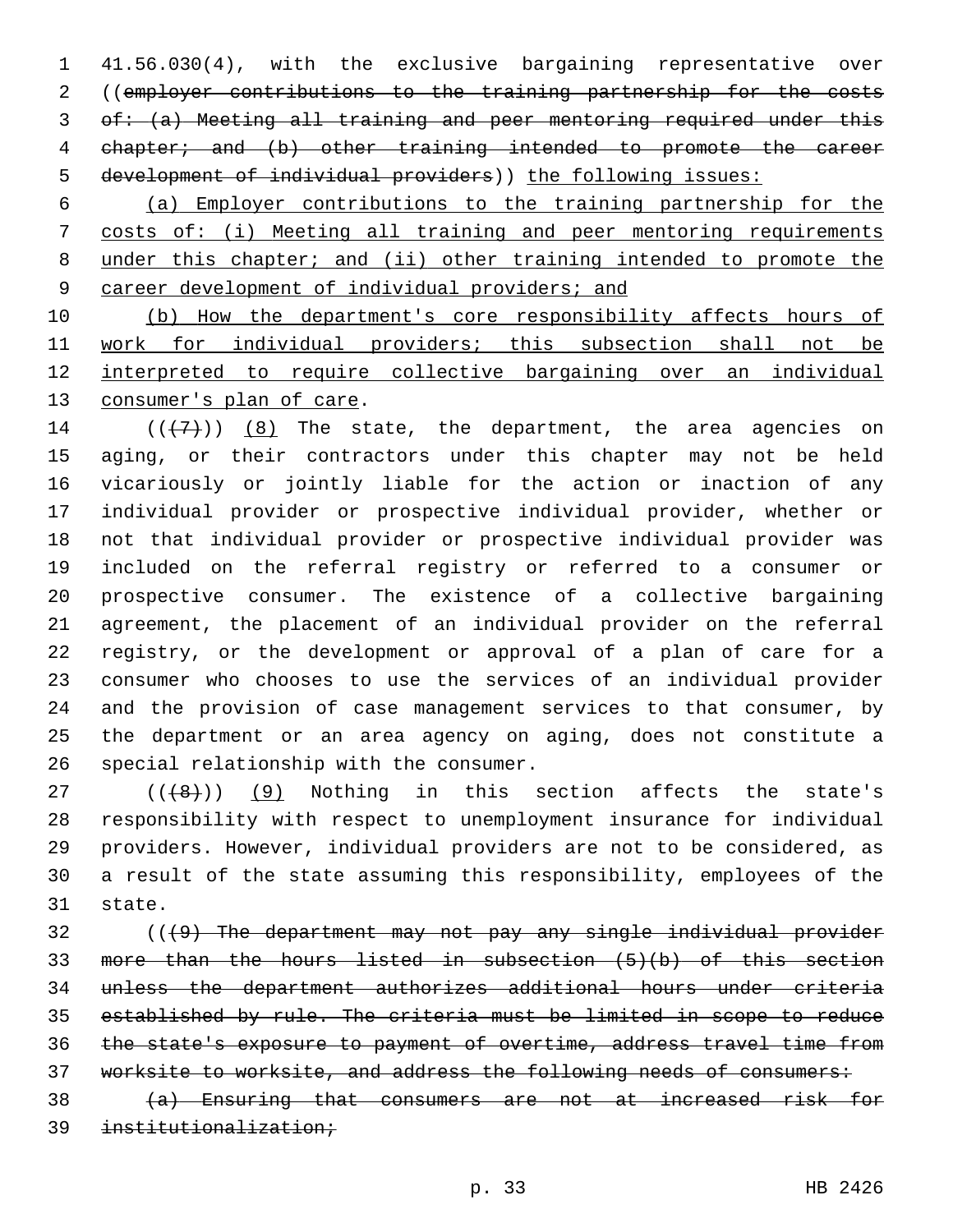41.56.030(4), with the exclusive bargaining representative over ((~~employer contributions to the training partnership for the costs of: (a) Meeting all training and peer mentoring required under this chapter; and (b) other training intended to promote the career development of individual providers~~)) <u>the following issues:</u>

<u>(a) Employer contributions to the training partnership for the costs of: (i) Meeting all training and peer mentoring requirements under this chapter; and (ii) other training intended to promote the career development of individual providers; and</u>

<u>(b) How the department's core responsibility affects hours of work for individual providers; this subsection shall not be interpreted to require collective bargaining over an individual consumer's plan of care</u>.

((~~(7)~~)) <u>(8)</u> The state, the department, the area agencies on aging, or their contractors under this chapter may not be held vicariously or jointly liable for the action or inaction of any individual provider or prospective individual provider, whether or not that individual provider or prospective individual provider was included on the referral registry or referred to a consumer or prospective consumer. The existence of a collective bargaining agreement, the placement of an individual provider on the referral registry, or the development or approval of a plan of care for a consumer who chooses to use the services of an individual provider and the provision of case management services to that consumer, by the department or an area agency on aging, does not constitute a special relationship with the consumer.

((~~(8)~~)) <u>(9)</u> Nothing in this section affects the state's responsibility with respect to unemployment insurance for individual providers. However, individual providers are not to be considered, as a result of the state assuming this responsibility, employees of the state.

((~~(9) The department may not pay any single individual provider more than the hours listed in subsection (5)(b) of this section unless the department authorizes additional hours under criteria established by rule. The criteria must be limited in scope to reduce the state's exposure to payment of overtime, address travel time from worksite to worksite, and address the following needs of consumers:~~

~~(a) Ensuring that consumers are not at increased risk for institutionalization;~~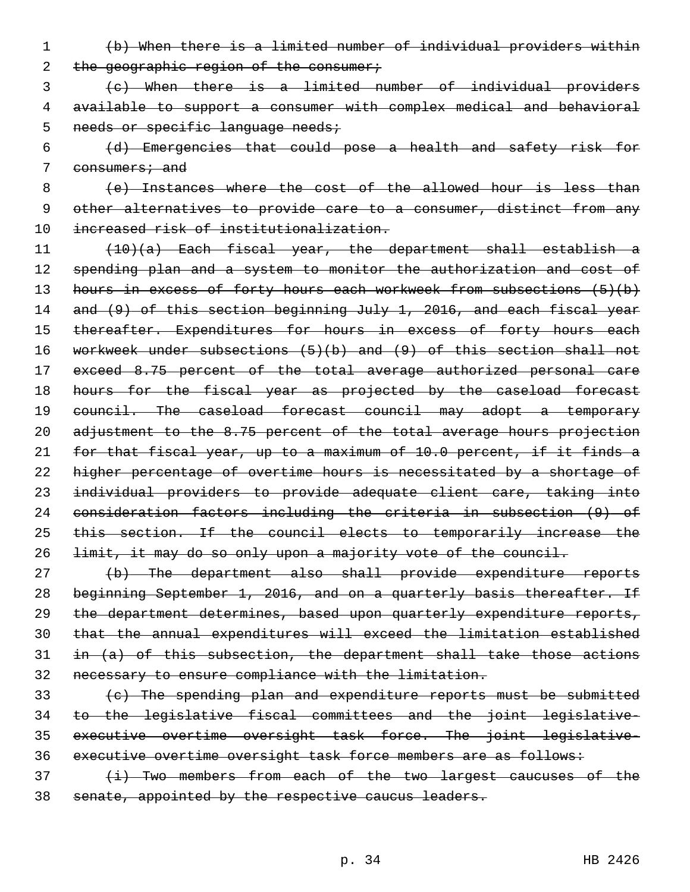~~(b) When there is a limited number of individual providers within the geographic region of the consumer;~~

~~(c) When there is a limited number of individual providers available to support a consumer with complex medical and behavioral needs or specific language needs;~~

~~(d) Emergencies that could pose a health and safety risk for consumers; and~~

~~(e) Instances where the cost of the allowed hour is less than other alternatives to provide care to a consumer, distinct from any increased risk of institutionalization.~~

~~(10)(a) Each fiscal year, the department shall establish a spending plan and a system to monitor the authorization and cost of hours in excess of forty hours each workweek from subsections (5)(b) and (9) of this section beginning July 1, 2016, and each fiscal year thereafter. Expenditures for hours in excess of forty hours each workweek under subsections (5)(b) and (9) of this section shall not exceed 8.75 percent of the total average authorized personal care hours for the fiscal year as projected by the caseload forecast council. The caseload forecast council may adopt a temporary adjustment to the 8.75 percent of the total average hours projection for that fiscal year, up to a maximum of 10.0 percent, if it finds a higher percentage of overtime hours is necessitated by a shortage of individual providers to provide adequate client care, taking into consideration factors including the criteria in subsection (9) of this section. If the council elects to temporarily increase the limit, it may do so only upon a majority vote of the council.~~

~~(b) The department also shall provide expenditure reports beginning September 1, 2016, and on a quarterly basis thereafter. If the department determines, based upon quarterly expenditure reports, that the annual expenditures will exceed the limitation established in (a) of this subsection, the department shall take those actions necessary to ensure compliance with the limitation.~~

~~(c) The spending plan and expenditure reports must be submitted to the legislative fiscal committees and the joint legislative-executive overtime oversight task force. The joint legislative-executive overtime oversight task force members are as follows:~~

~~(i) Two members from each of the two largest caucuses of the senate, appointed by the respective caucus leaders.~~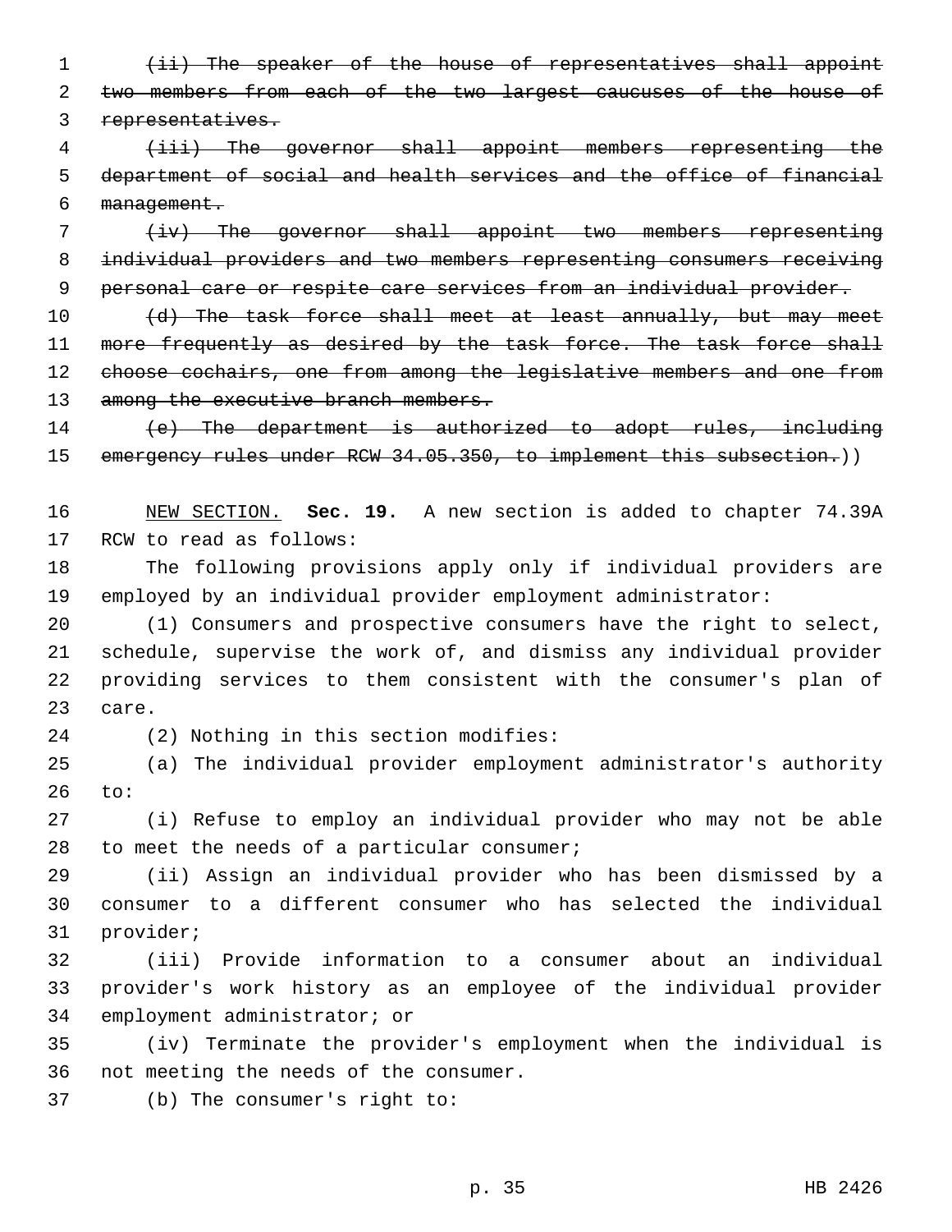~~(ii) The speaker of the house of representatives shall appoint two members from each of the two largest caucuses of the house of representatives.~~

~~(iii) The governor shall appoint members representing the department of social and health services and the office of financial management.~~

~~(iv) The governor shall appoint two members representing individual providers and two members representing consumers receiving personal care or respite care services from an individual provider.~~

~~(d) The task force shall meet at least annually, but may meet more frequently as desired by the task force. The task force shall choose cochairs, one from among the legislative members and one from among the executive branch members.~~

~~(e) The department is authorized to adopt rules, including emergency rules under RCW 34.05.350, to implement this subsection.~~))

NEW SECTION. **Sec. 19.** A new section is added to chapter 74.39A RCW to read as follows:

The following provisions apply only if individual providers are employed by an individual provider employment administrator:

(1) Consumers and prospective consumers have the right to select, schedule, supervise the work of, and dismiss any individual provider providing services to them consistent with the consumer's plan of care.

(2) Nothing in this section modifies:

(a) The individual provider employment administrator's authority to:

(i) Refuse to employ an individual provider who may not be able to meet the needs of a particular consumer;

(ii) Assign an individual provider who has been dismissed by a consumer to a different consumer who has selected the individual provider;

(iii) Provide information to a consumer about an individual provider's work history as an employee of the individual provider employment administrator; or

(iv) Terminate the provider's employment when the individual is not meeting the needs of the consumer.

(b) The consumer's right to: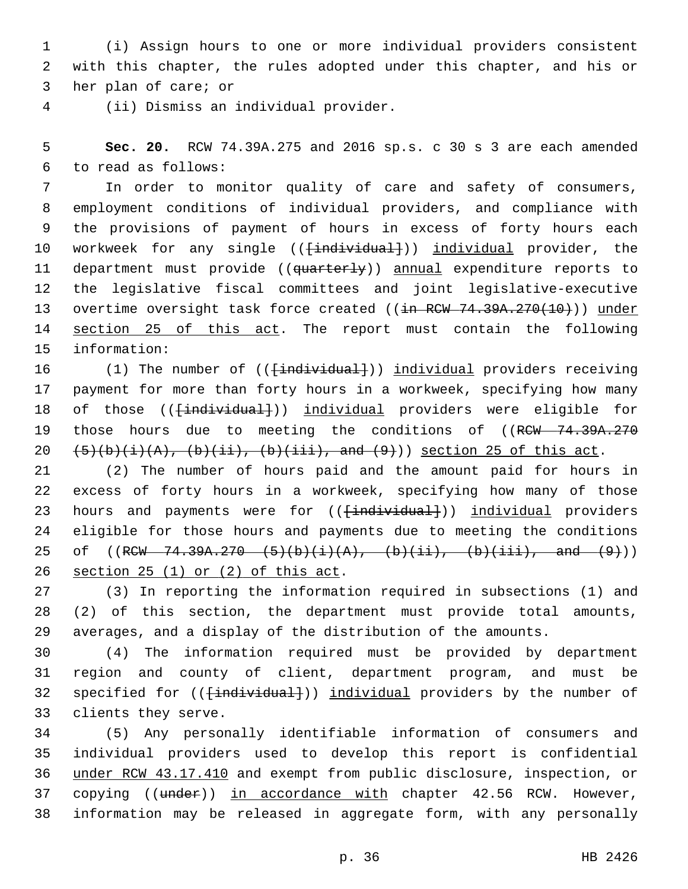(i) Assign hours to one or more individual providers consistent with this chapter, the rules adopted under this chapter, and his or her plan of care; or

(ii) Dismiss an individual provider.

**Sec. 20.** RCW 74.39A.275 and 2016 sp.s. c 30 s 3 are each amended to read as follows:

In order to monitor quality of care and safety of consumers, employment conditions of individual providers, and compliance with the provisions of payment of hours in excess of forty hours each workweek for any single (([individual])) individual provider, the department must provide ((quarterly)) annual expenditure reports to the legislative fiscal committees and joint legislative-executive overtime oversight task force created ((in RCW 74.39A.270(10))) under section 25 of this act. The report must contain the following information:

(1) The number of (([individual])) individual providers receiving payment for more than forty hours in a workweek, specifying how many of those (([individual])) individual providers were eligible for those hours due to meeting the conditions of ((RCW 74.39A.270 (5)(b)(i)(A), (b)(ii), (b)(iii), and (9))) section 25 of this act.

(2) The number of hours paid and the amount paid for hours in excess of forty hours in a workweek, specifying how many of those hours and payments were for (([individual])) individual providers eligible for those hours and payments due to meeting the conditions of ((RCW 74.39A.270 (5)(b)(i)(A), (b)(ii), (b)(iii), and (9))) section 25 (1) or (2) of this act.

(3) In reporting the information required in subsections (1) and (2) of this section, the department must provide total amounts, averages, and a display of the distribution of the amounts.

(4) The information required must be provided by department region and county of client, department program, and must be specified for (([individual])) individual providers by the number of clients they serve.

(5) Any personally identifiable information of consumers and individual providers used to develop this report is confidential under RCW 43.17.410 and exempt from public disclosure, inspection, or copying ((under)) in accordance with chapter 42.56 RCW. However, information may be released in aggregate form, with any personally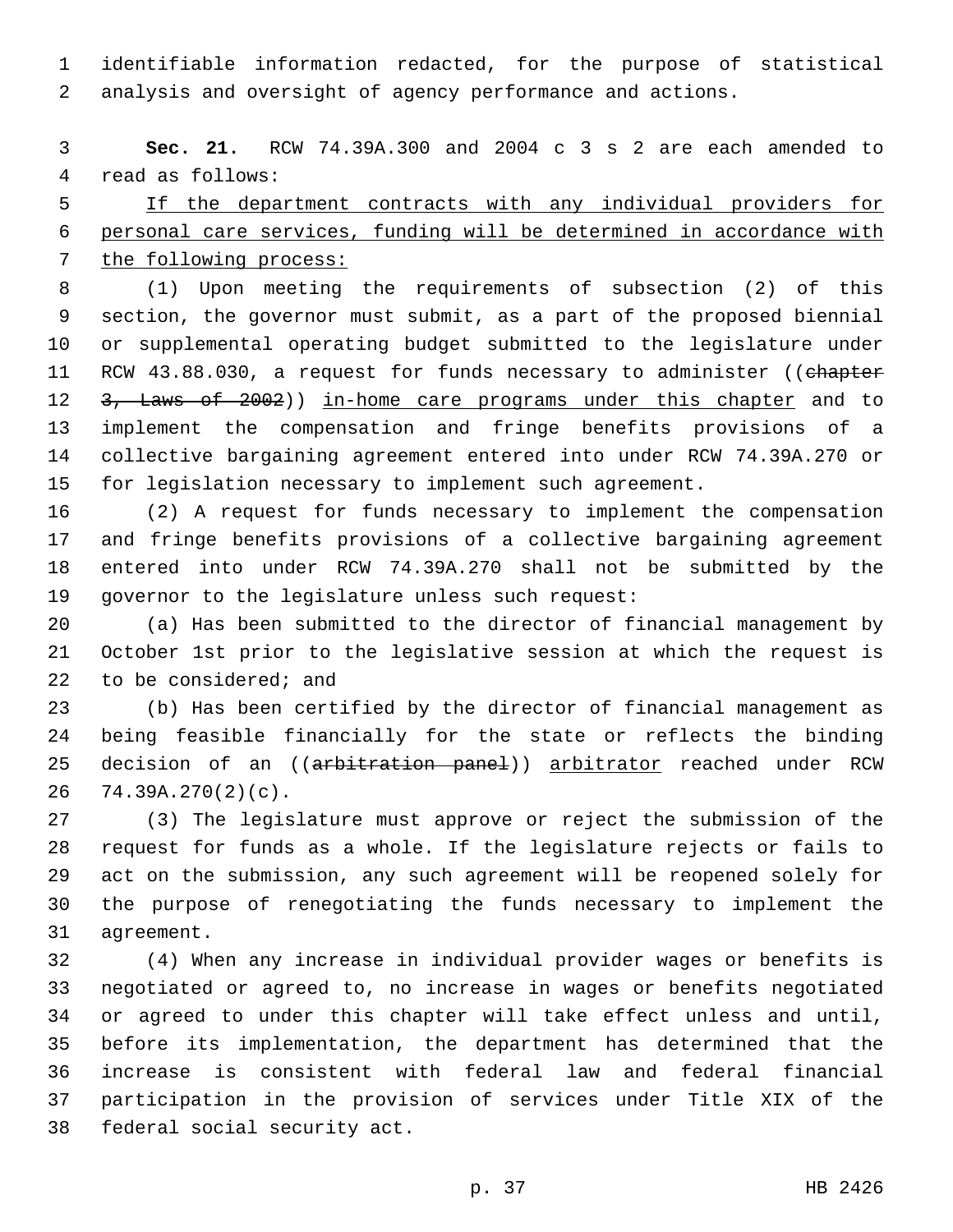identifiable information redacted, for the purpose of statistical analysis and oversight of agency performance and actions.

**Sec. 21.** RCW 74.39A.300 and 2004 c 3 s 2 are each amended to read as follows:

If the department contracts with any individual providers for personal care services, funding will be determined in accordance with the following process:

(1) Upon meeting the requirements of subsection (2) of this section, the governor must submit, as a part of the proposed biennial or supplemental operating budget submitted to the legislature under RCW 43.88.030, a request for funds necessary to administer ((~~chapter 3, Laws of 2002~~)) in-home care programs under this chapter and to implement the compensation and fringe benefits provisions of a collective bargaining agreement entered into under RCW 74.39A.270 or for legislation necessary to implement such agreement.

(2) A request for funds necessary to implement the compensation and fringe benefits provisions of a collective bargaining agreement entered into under RCW 74.39A.270 shall not be submitted by the governor to the legislature unless such request:

(a) Has been submitted to the director of financial management by October 1st prior to the legislative session at which the request is to be considered; and

(b) Has been certified by the director of financial management as being feasible financially for the state or reflects the binding decision of an ((~~arbitration panel~~)) arbitrator reached under RCW 74.39A.270(2)(c).

(3) The legislature must approve or reject the submission of the request for funds as a whole. If the legislature rejects or fails to act on the submission, any such agreement will be reopened solely for the purpose of renegotiating the funds necessary to implement the agreement.

(4) When any increase in individual provider wages or benefits is negotiated or agreed to, no increase in wages or benefits negotiated or agreed to under this chapter will take effect unless and until, before its implementation, the department has determined that the increase is consistent with federal law and federal financial participation in the provision of services under Title XIX of the federal social security act.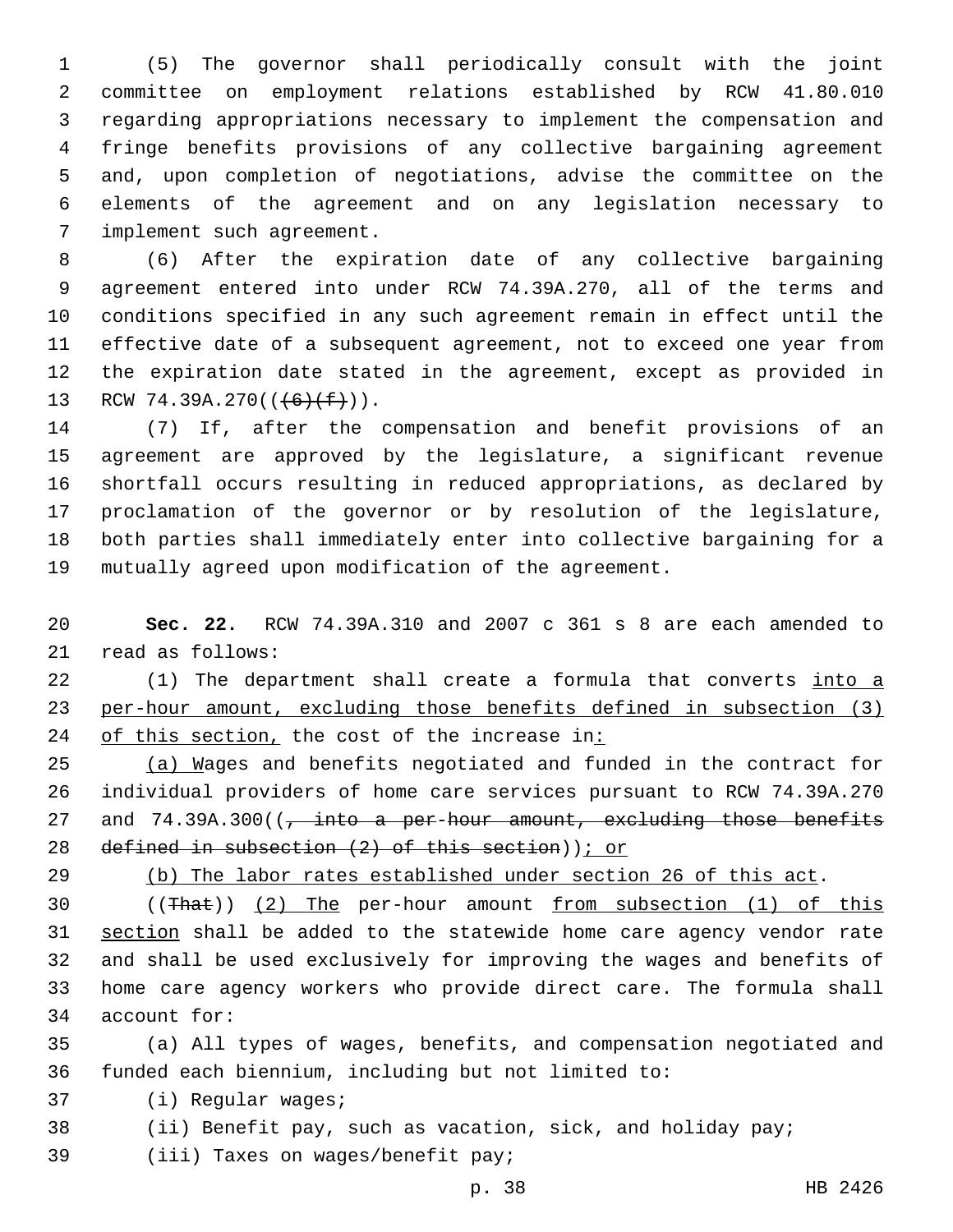(5) The governor shall periodically consult with the joint committee on employment relations established by RCW 41.80.010 regarding appropriations necessary to implement the compensation and fringe benefits provisions of any collective bargaining agreement and, upon completion of negotiations, advise the committee on the elements of the agreement and on any legislation necessary to implement such agreement.

(6) After the expiration date of any collective bargaining agreement entered into under RCW 74.39A.270, all of the terms and conditions specified in any such agreement remain in effect until the effective date of a subsequent agreement, not to exceed one year from the expiration date stated in the agreement, except as provided in RCW 74.39A.270((~~(6)(f)~~)).

(7) If, after the compensation and benefit provisions of an agreement are approved by the legislature, a significant revenue shortfall occurs resulting in reduced appropriations, as declared by proclamation of the governor or by resolution of the legislature, both parties shall immediately enter into collective bargaining for a mutually agreed upon modification of the agreement.

**Sec. 22.** RCW 74.39A.310 and 2007 c 361 s 8 are each amended to read as follows:

(1) The department shall create a formula that converts <u>into a per-hour amount, excluding those benefits defined in subsection (3) of this section,</u> the cost of the increase in<u>:</u>

<u>(a) W</u>ages and benefits negotiated and funded in the contract for individual providers of home care services pursuant to RCW 74.39A.270 and 74.39A.300((~~, into a per-hour amount, excluding those benefits defined in subsection (2) of this section~~))<u>; or</u>

<u>(b) The labor rates established under section 26 of this act</u>.

((~~That~~)) <u>(2) The</u> per-hour amount <u>from subsection (1) of this section</u> shall be added to the statewide home care agency vendor rate and shall be used exclusively for improving the wages and benefits of home care agency workers who provide direct care. The formula shall account for:

(a) All types of wages, benefits, and compensation negotiated and funded each biennium, including but not limited to:

(i) Regular wages;

(ii) Benefit pay, such as vacation, sick, and holiday pay;

(iii) Taxes on wages/benefit pay;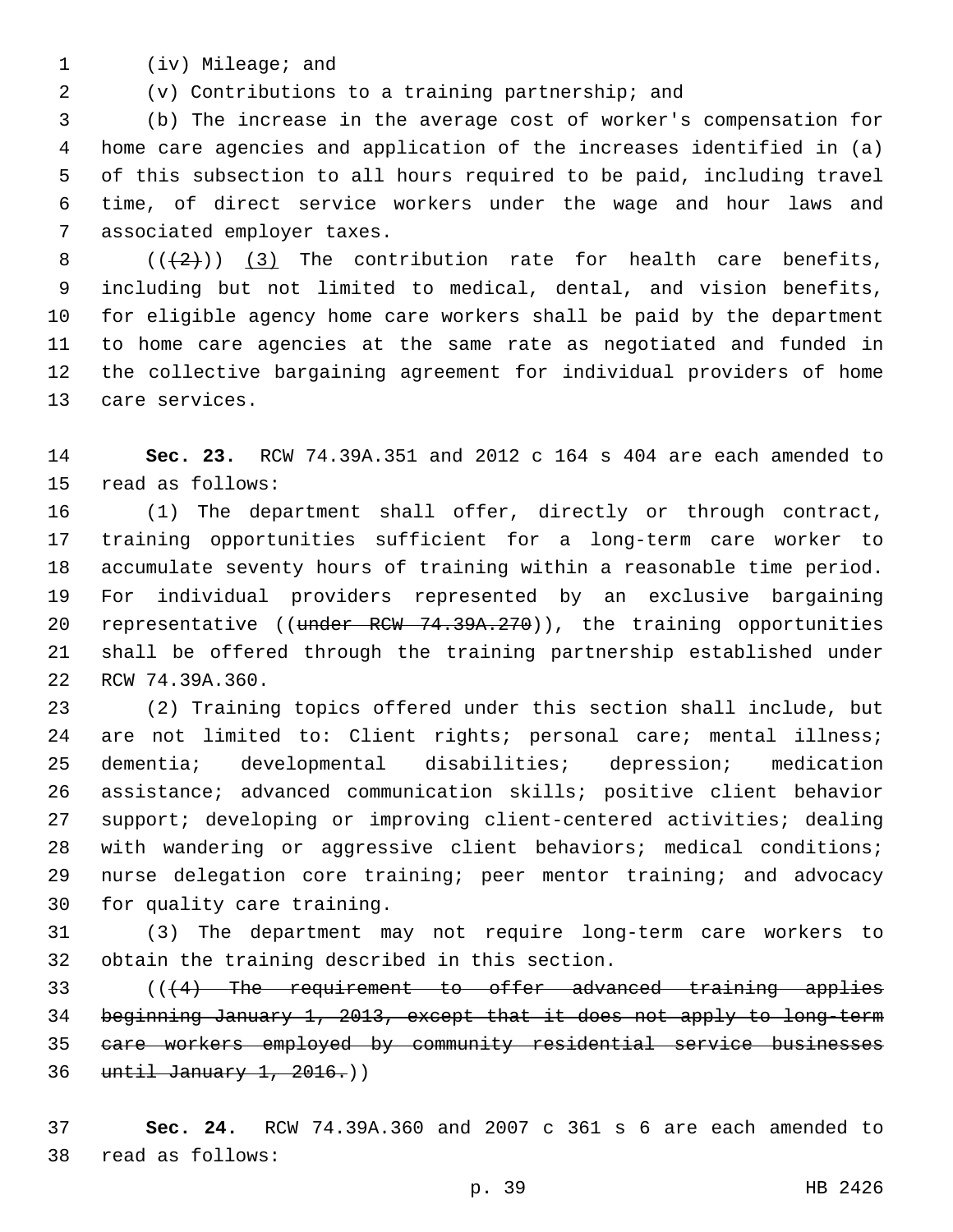(iv) Mileage; and

(v) Contributions to a training partnership; and

(b) The increase in the average cost of worker's compensation for home care agencies and application of the increases identified in (a) of this subsection to all hours required to be paid, including travel time, of direct service workers under the wage and hour laws and associated employer taxes.

~~((2))~~ (3) The contribution rate for health care benefits, including but not limited to medical, dental, and vision benefits, for eligible agency home care workers shall be paid by the department to home care agencies at the same rate as negotiated and funded in the collective bargaining agreement for individual providers of home care services.

**Sec. 23.** RCW 74.39A.351 and 2012 c 164 s 404 are each amended to read as follows:

(1) The department shall offer, directly or through contract, training opportunities sufficient for a long-term care worker to accumulate seventy hours of training within a reasonable time period. For individual providers represented by an exclusive bargaining representative ((~~under RCW 74.39A.270~~)), the training opportunities shall be offered through the training partnership established under RCW 74.39A.360.

(2) Training topics offered under this section shall include, but are not limited to: Client rights; personal care; mental illness; dementia; developmental disabilities; depression; medication assistance; advanced communication skills; positive client behavior support; developing or improving client-centered activities; dealing with wandering or aggressive client behaviors; medical conditions; nurse delegation core training; peer mentor training; and advocacy for quality care training.

(3) The department may not require long-term care workers to obtain the training described in this section.

((~~(4) The requirement to offer advanced training applies beginning January 1, 2013, except that it does not apply to long-term care workers employed by community residential service businesses until January 1, 2016.~~))

**Sec. 24.** RCW 74.39A.360 and 2007 c 361 s 6 are each amended to read as follows: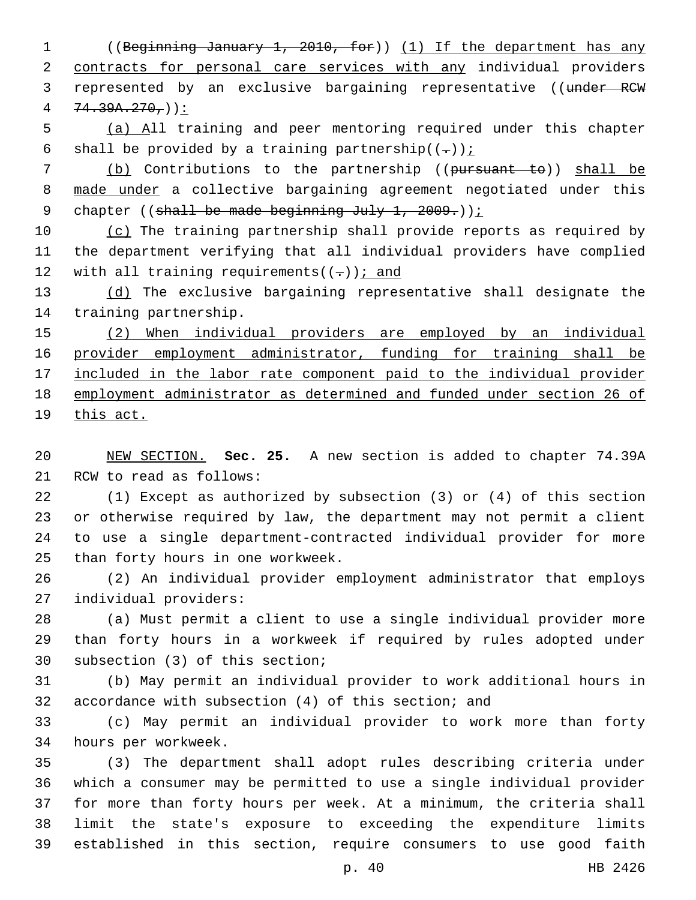((~~Beginning January 1, 2010, for~~)) <u>(1) If the department has any contracts for personal care services with any</u> individual providers represented by an exclusive bargaining representative ((~~under RCW 74.39A.270,~~))<u>:</u>

<u>(a) A</u>ll training and peer mentoring required under this chapter shall be provided by a training partnership((~~.~~))<u>;</u>

<u>(b)</u> Contributions to the partnership ((~~pursuant to~~)) <u>shall be made under</u> a collective bargaining agreement negotiated under this chapter ((~~shall be made beginning July 1, 2009.~~))<u>;</u>

<u>(c)</u> The training partnership shall provide reports as required by the department verifying that all individual providers have complied with all training requirements((~~.~~))<u>; and</u>

<u>(d)</u> The exclusive bargaining representative shall designate the training partnership.

<u>(2) When individual providers are employed by an individual provider employment administrator, funding for training shall be included in the labor rate component paid to the individual provider employment administrator as determined and funded under section 26 of this act.</u>

<u>NEW SECTION.</u> **Sec. 25.** A new section is added to chapter 74.39A RCW to read as follows:

(1) Except as authorized by subsection (3) or (4) of this section or otherwise required by law, the department may not permit a client to use a single department-contracted individual provider for more than forty hours in one workweek.

(2) An individual provider employment administrator that employs individual providers:

(a) Must permit a client to use a single individual provider more than forty hours in a workweek if required by rules adopted under subsection (3) of this section;

(b) May permit an individual provider to work additional hours in accordance with subsection (4) of this section; and

(c) May permit an individual provider to work more than forty hours per workweek.

(3) The department shall adopt rules describing criteria under which a consumer may be permitted to use a single individual provider for more than forty hours per week. At a minimum, the criteria shall limit the state's exposure to exceeding the expenditure limits established in this section, require consumers to use good faith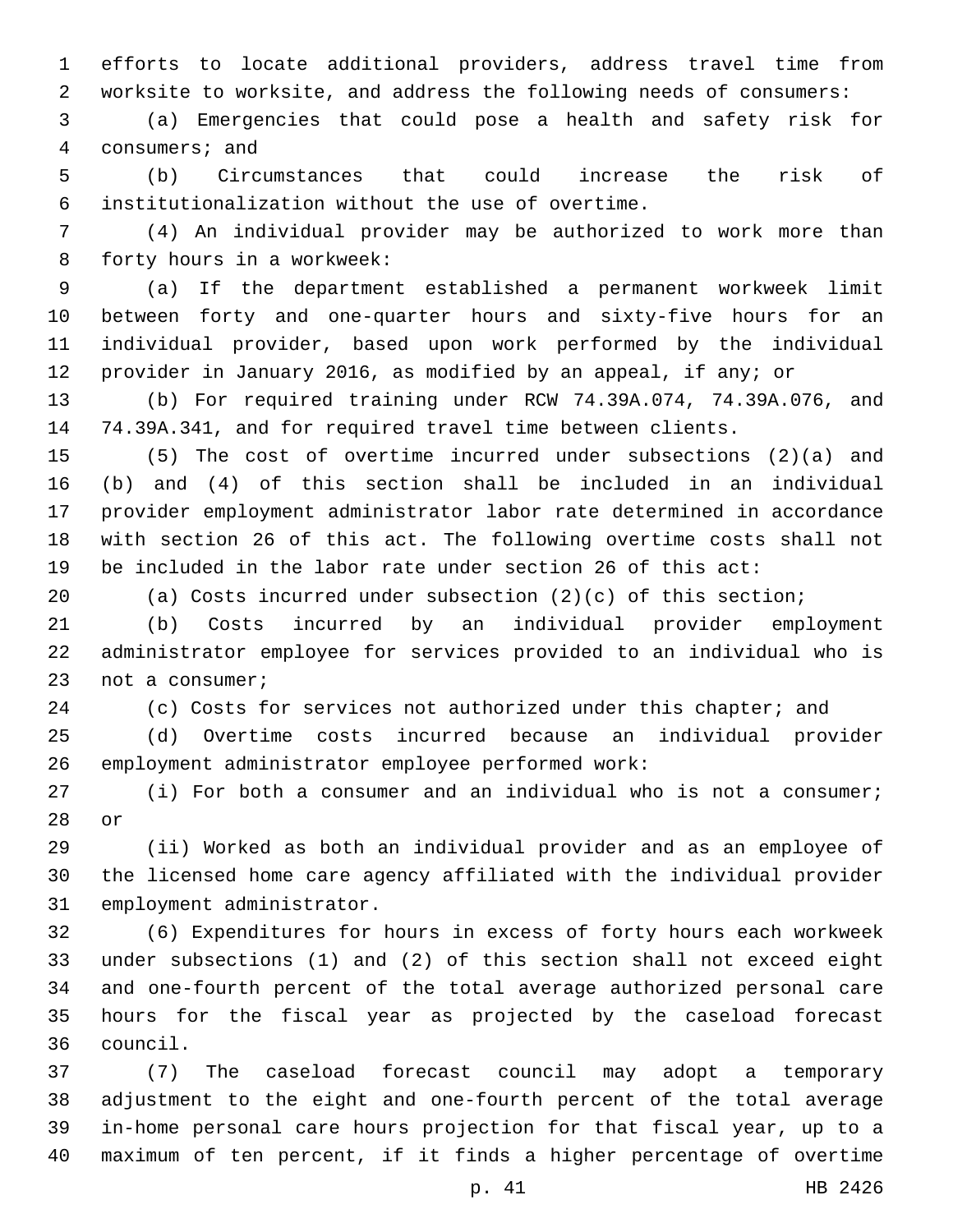efforts to locate additional providers, address travel time from worksite to worksite, and address the following needs of consumers:

(a) Emergencies that could pose a health and safety risk for consumers; and

(b) Circumstances that could increase the risk of institutionalization without the use of overtime.

(4) An individual provider may be authorized to work more than forty hours in a workweek:

(a) If the department established a permanent workweek limit between forty and one-quarter hours and sixty-five hours for an individual provider, based upon work performed by the individual provider in January 2016, as modified by an appeal, if any; or

(b) For required training under RCW 74.39A.074, 74.39A.076, and 74.39A.341, and for required travel time between clients.

(5) The cost of overtime incurred under subsections (2)(a) and (b) and (4) of this section shall be included in an individual provider employment administrator labor rate determined in accordance with section 26 of this act. The following overtime costs shall not be included in the labor rate under section 26 of this act:

(a) Costs incurred under subsection (2)(c) of this section;

(b) Costs incurred by an individual provider employment administrator employee for services provided to an individual who is not a consumer;

(c) Costs for services not authorized under this chapter; and

(d) Overtime costs incurred because an individual provider employment administrator employee performed work:

(i) For both a consumer and an individual who is not a consumer; or

(ii) Worked as both an individual provider and as an employee of the licensed home care agency affiliated with the individual provider employment administrator.

(6) Expenditures for hours in excess of forty hours each workweek under subsections (1) and (2) of this section shall not exceed eight and one-fourth percent of the total average authorized personal care hours for the fiscal year as projected by the caseload forecast council.

(7) The caseload forecast council may adopt a temporary adjustment to the eight and one-fourth percent of the total average in-home personal care hours projection for that fiscal year, up to a maximum of ten percent, if it finds a higher percentage of overtime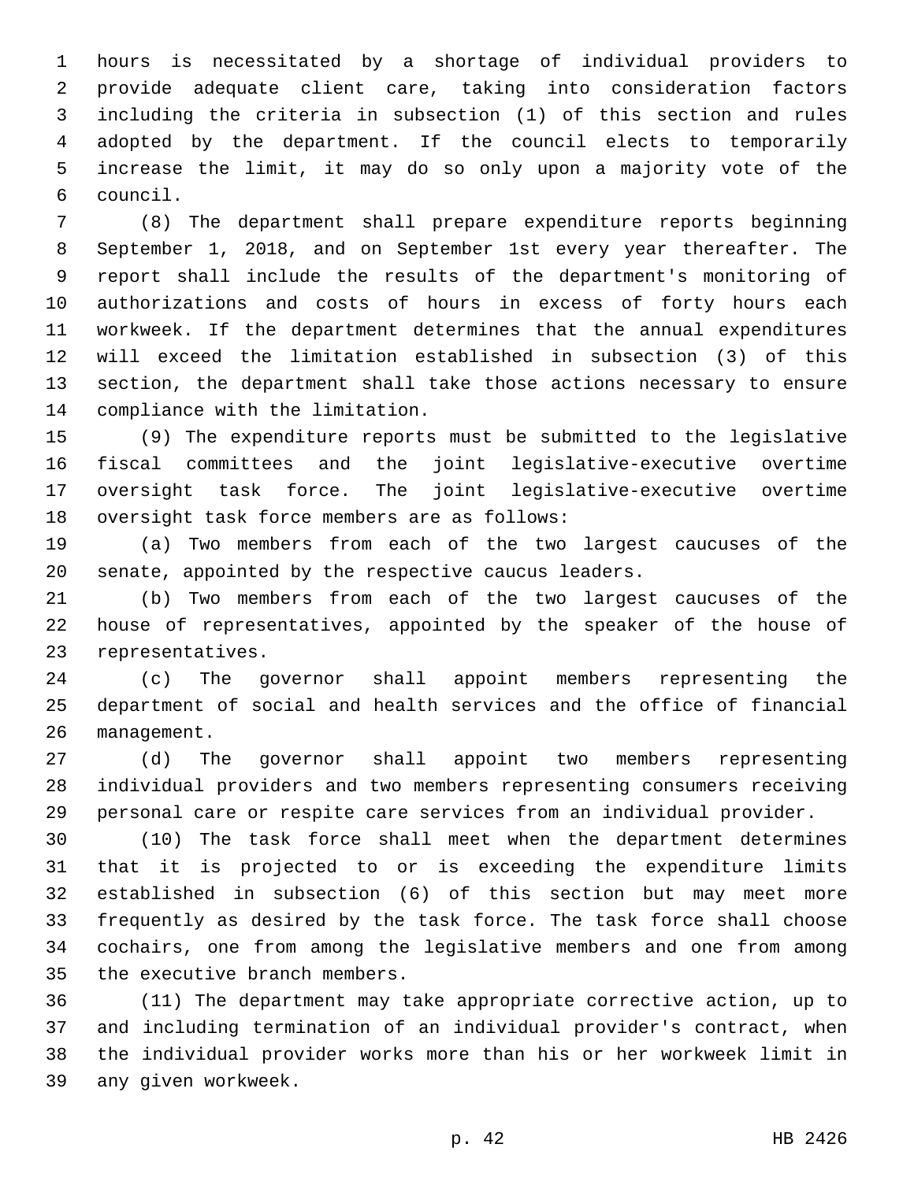hours is necessitated by a shortage of individual providers to provide adequate client care, taking into consideration factors including the criteria in subsection (1) of this section and rules adopted by the department. If the council elects to temporarily increase the limit, it may do so only upon a majority vote of the council.

(8) The department shall prepare expenditure reports beginning September 1, 2018, and on September 1st every year thereafter. The report shall include the results of the department's monitoring of authorizations and costs of hours in excess of forty hours each workweek. If the department determines that the annual expenditures will exceed the limitation established in subsection (3) of this section, the department shall take those actions necessary to ensure compliance with the limitation.

(9) The expenditure reports must be submitted to the legislative fiscal committees and the joint legislative-executive overtime oversight task force. The joint legislative-executive overtime oversight task force members are as follows:

(a) Two members from each of the two largest caucuses of the senate, appointed by the respective caucus leaders.

(b) Two members from each of the two largest caucuses of the house of representatives, appointed by the speaker of the house of representatives.

(c) The governor shall appoint members representing the department of social and health services and the office of financial management.

(d) The governor shall appoint two members representing individual providers and two members representing consumers receiving personal care or respite care services from an individual provider.

(10) The task force shall meet when the department determines that it is projected to or is exceeding the expenditure limits established in subsection (6) of this section but may meet more frequently as desired by the task force. The task force shall choose cochairs, one from among the legislative members and one from among the executive branch members.

(11) The department may take appropriate corrective action, up to and including termination of an individual provider's contract, when the individual provider works more than his or her workweek limit in any given workweek.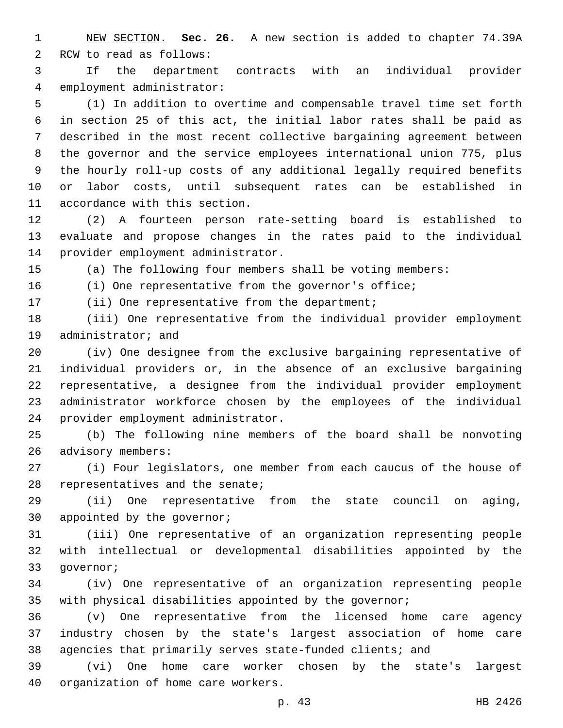NEW SECTION. **Sec. 26.** A new section is added to chapter 74.39A RCW to read as follows:

If the department contracts with an individual provider employment administrator:

(1) In addition to overtime and compensable travel time set forth in section 25 of this act, the initial labor rates shall be paid as described in the most recent collective bargaining agreement between the governor and the service employees international union 775, plus the hourly roll-up costs of any additional legally required benefits or labor costs, until subsequent rates can be established in accordance with this section.

(2) A fourteen person rate-setting board is established to evaluate and propose changes in the rates paid to the individual provider employment administrator.

(a) The following four members shall be voting members:

(i) One representative from the governor's office;

(ii) One representative from the department;

(iii) One representative from the individual provider employment administrator; and

(iv) One designee from the exclusive bargaining representative of individual providers or, in the absence of an exclusive bargaining representative, a designee from the individual provider employment administrator workforce chosen by the employees of the individual provider employment administrator.

(b) The following nine members of the board shall be nonvoting advisory members:

(i) Four legislators, one member from each caucus of the house of representatives and the senate;

(ii) One representative from the state council on aging, appointed by the governor;

(iii) One representative of an organization representing people with intellectual or developmental disabilities appointed by the governor;

(iv) One representative of an organization representing people with physical disabilities appointed by the governor;

(v) One representative from the licensed home care agency industry chosen by the state's largest association of home care agencies that primarily serves state-funded clients; and

(vi) One home care worker chosen by the state's largest organization of home care workers.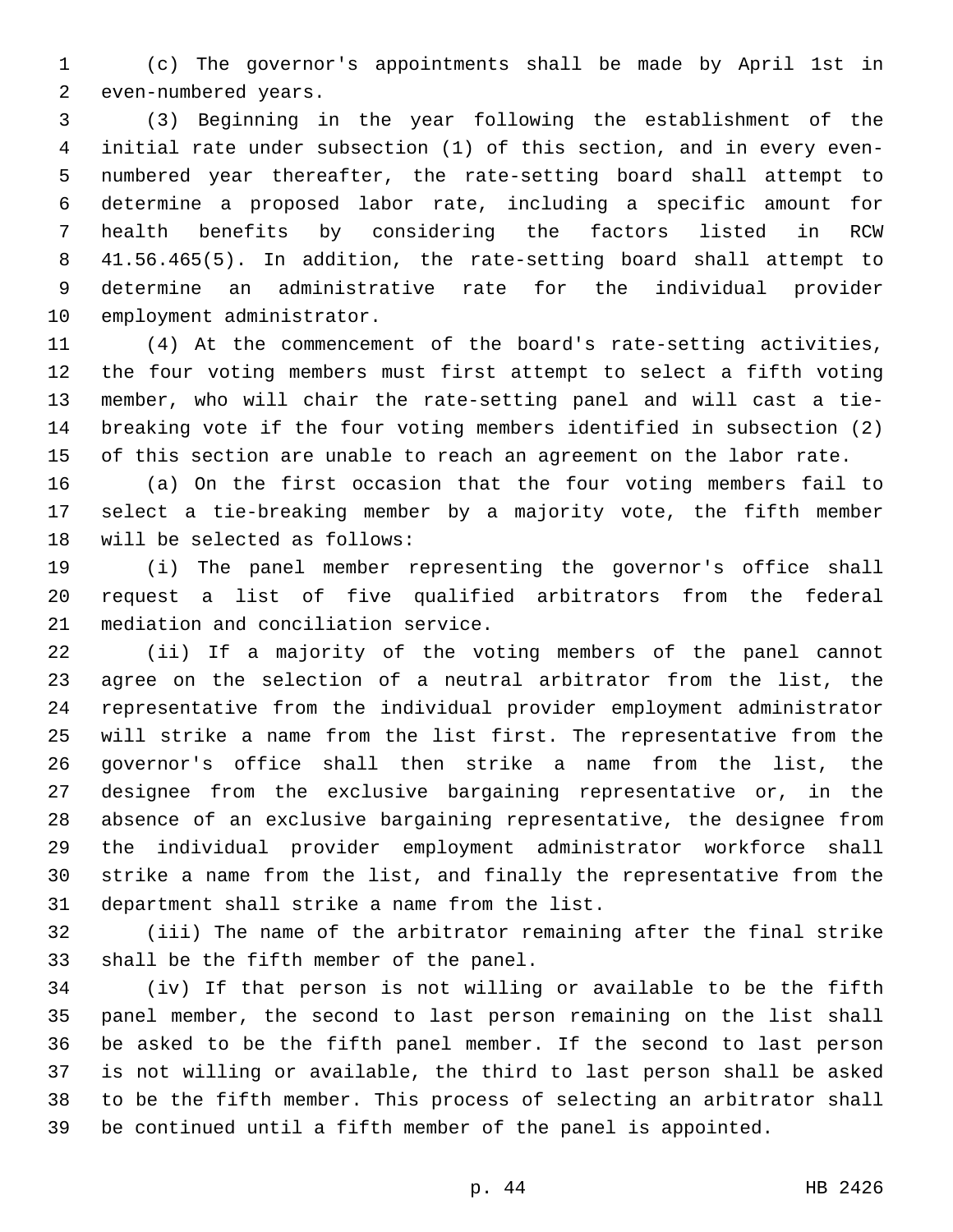(c) The governor's appointments shall be made by April 1st in even-numbered years.

(3) Beginning in the year following the establishment of the initial rate under subsection (1) of this section, and in every even-numbered year thereafter, the rate-setting board shall attempt to determine a proposed labor rate, including a specific amount for health benefits by considering the factors listed in RCW 41.56.465(5). In addition, the rate-setting board shall attempt to determine an administrative rate for the individual provider employment administrator.

(4) At the commencement of the board's rate-setting activities, the four voting members must first attempt to select a fifth voting member, who will chair the rate-setting panel and will cast a tie-breaking vote if the four voting members identified in subsection (2) of this section are unable to reach an agreement on the labor rate.

(a) On the first occasion that the four voting members fail to select a tie-breaking member by a majority vote, the fifth member will be selected as follows:

(i) The panel member representing the governor's office shall request a list of five qualified arbitrators from the federal mediation and conciliation service.

(ii) If a majority of the voting members of the panel cannot agree on the selection of a neutral arbitrator from the list, the representative from the individual provider employment administrator will strike a name from the list first. The representative from the governor's office shall then strike a name from the list, the designee from the exclusive bargaining representative or, in the absence of an exclusive bargaining representative, the designee from the individual provider employment administrator workforce shall strike a name from the list, and finally the representative from the department shall strike a name from the list.

(iii) The name of the arbitrator remaining after the final strike shall be the fifth member of the panel.

(iv) If that person is not willing or available to be the fifth panel member, the second to last person remaining on the list shall be asked to be the fifth panel member. If the second to last person is not willing or available, the third to last person shall be asked to be the fifth member. This process of selecting an arbitrator shall be continued until a fifth member of the panel is appointed.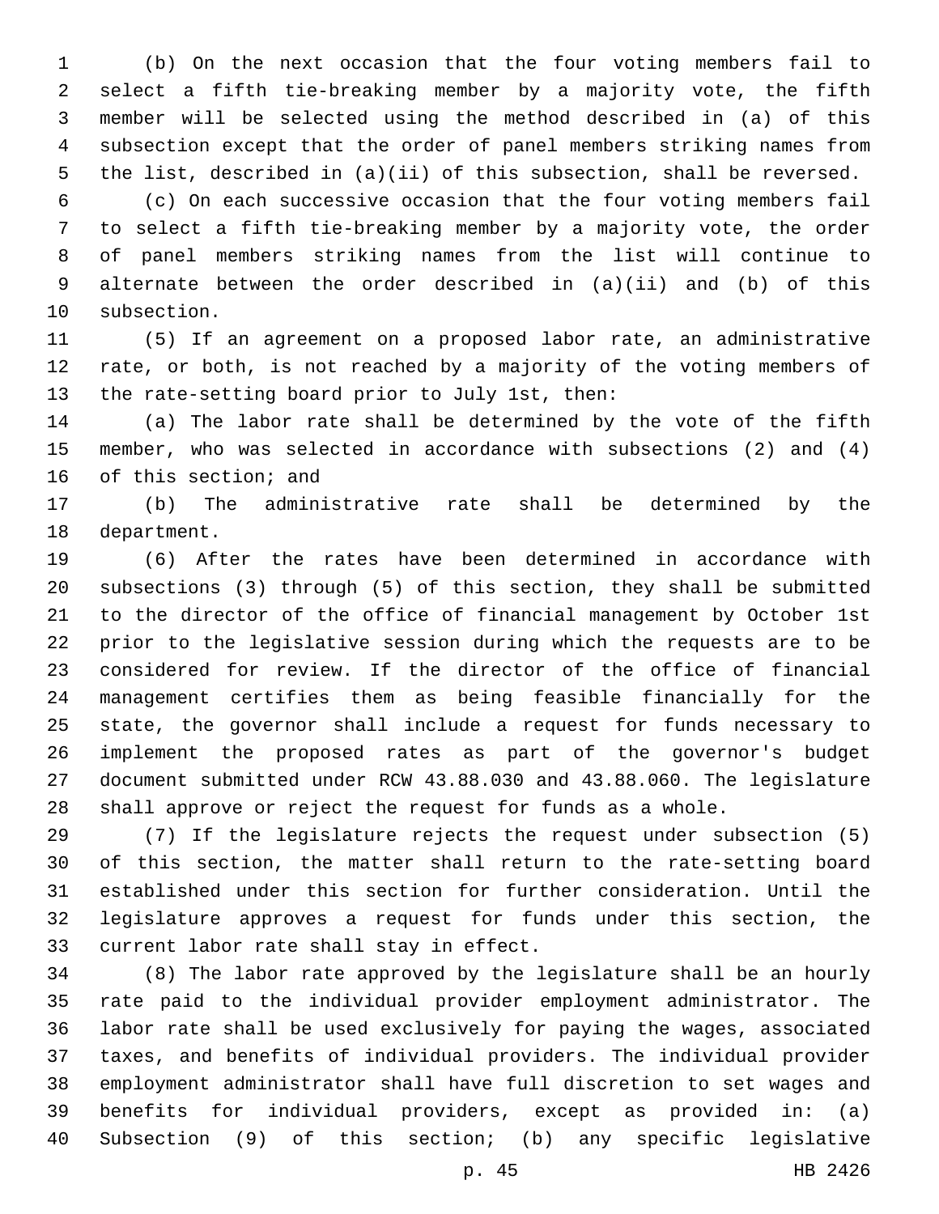(b) On the next occasion that the four voting members fail to select a fifth tie-breaking member by a majority vote, the fifth member will be selected using the method described in (a) of this subsection except that the order of panel members striking names from the list, described in (a)(ii) of this subsection, shall be reversed.

(c) On each successive occasion that the four voting members fail to select a fifth tie-breaking member by a majority vote, the order of panel members striking names from the list will continue to alternate between the order described in (a)(ii) and (b) of this subsection.

(5) If an agreement on a proposed labor rate, an administrative rate, or both, is not reached by a majority of the voting members of the rate-setting board prior to July 1st, then:

(a) The labor rate shall be determined by the vote of the fifth member, who was selected in accordance with subsections (2) and (4) of this section; and

(b) The administrative rate shall be determined by the department.

(6) After the rates have been determined in accordance with subsections (3) through (5) of this section, they shall be submitted to the director of the office of financial management by October 1st prior to the legislative session during which the requests are to be considered for review. If the director of the office of financial management certifies them as being feasible financially for the state, the governor shall include a request for funds necessary to implement the proposed rates as part of the governor's budget document submitted under RCW 43.88.030 and 43.88.060. The legislature shall approve or reject the request for funds as a whole.

(7) If the legislature rejects the request under subsection (5) of this section, the matter shall return to the rate-setting board established under this section for further consideration. Until the legislature approves a request for funds under this section, the current labor rate shall stay in effect.

(8) The labor rate approved by the legislature shall be an hourly rate paid to the individual provider employment administrator. The labor rate shall be used exclusively for paying the wages, associated taxes, and benefits of individual providers. The individual provider employment administrator shall have full discretion to set wages and benefits for individual providers, except as provided in: (a) Subsection (9) of this section; (b) any specific legislative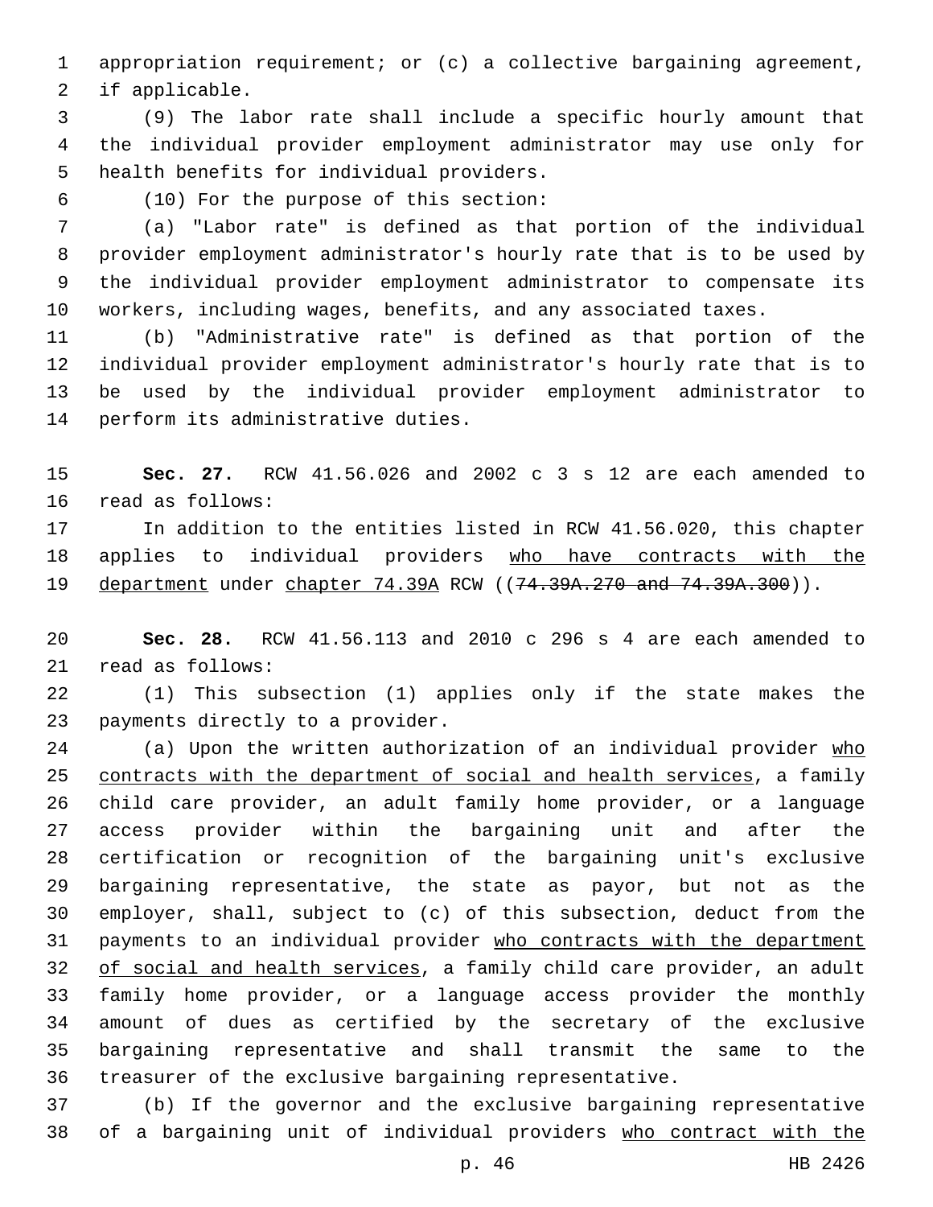appropriation requirement; or (c) a collective bargaining agreement, if applicable.

(9) The labor rate shall include a specific hourly amount that the individual provider employment administrator may use only for health benefits for individual providers.

(10) For the purpose of this section:

(a) "Labor rate" is defined as that portion of the individual provider employment administrator's hourly rate that is to be used by the individual provider employment administrator to compensate its workers, including wages, benefits, and any associated taxes.

(b) "Administrative rate" is defined as that portion of the individual provider employment administrator's hourly rate that is to be used by the individual provider employment administrator to perform its administrative duties.

**Sec. 27.** RCW 41.56.026 and 2002 c 3 s 12 are each amended to read as follows:

In addition to the entities listed in RCW 41.56.020, this chapter applies to individual providers <u>who have contracts with the department</u> under <u>chapter 74.39A</u> RCW ((~~74.39A.270 and 74.39A.300~~)).

**Sec. 28.** RCW 41.56.113 and 2010 c 296 s 4 are each amended to read as follows:

(1) This subsection (1) applies only if the state makes the payments directly to a provider.

(a) Upon the written authorization of an individual provider <u>who contracts with the department of social and health services</u>, a family child care provider, an adult family home provider, or a language access provider within the bargaining unit and after the certification or recognition of the bargaining unit's exclusive bargaining representative, the state as payor, but not as the employer, shall, subject to (c) of this subsection, deduct from the payments to an individual provider <u>who contracts with the department of social and health services</u>, a family child care provider, an adult family home provider, or a language access provider the monthly amount of dues as certified by the secretary of the exclusive bargaining representative and shall transmit the same to the treasurer of the exclusive bargaining representative.

(b) If the governor and the exclusive bargaining representative of a bargaining unit of individual providers <u>who contract with the</u>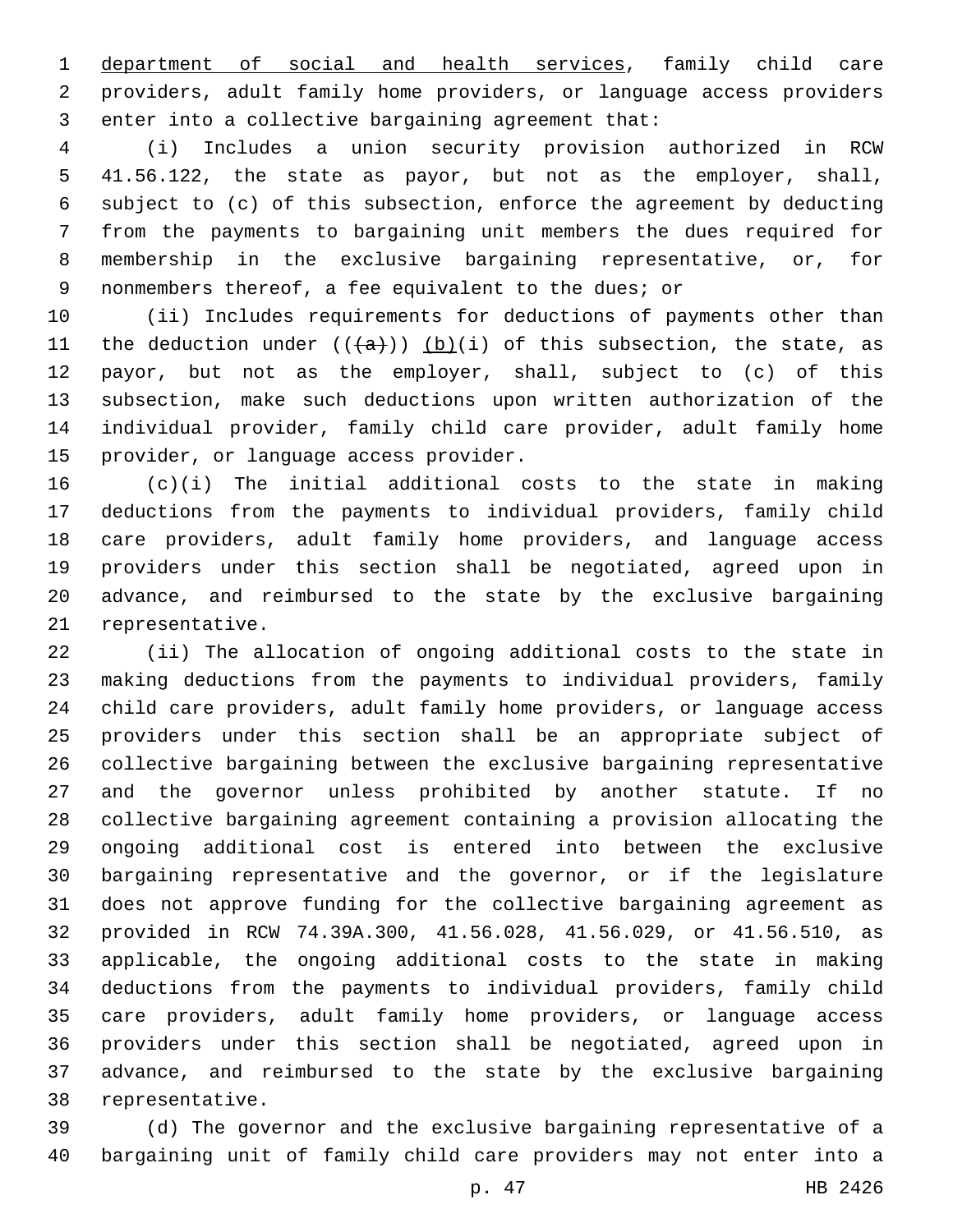department of social and health services, family child care providers, adult family home providers, or language access providers enter into a collective bargaining agreement that:

(i) Includes a union security provision authorized in RCW 41.56.122, the state as payor, but not as the employer, shall, subject to (c) of this subsection, enforce the agreement by deducting from the payments to bargaining unit members the dues required for membership in the exclusive bargaining representative, or, for nonmembers thereof, a fee equivalent to the dues; or

(ii) Includes requirements for deductions of payments other than the deduction under ((~~(a)~~)) (b)(i) of this subsection, the state, as payor, but not as the employer, shall, subject to (c) of this subsection, make such deductions upon written authorization of the individual provider, family child care provider, adult family home provider, or language access provider.

(c)(i) The initial additional costs to the state in making deductions from the payments to individual providers, family child care providers, adult family home providers, and language access providers under this section shall be negotiated, agreed upon in advance, and reimbursed to the state by the exclusive bargaining representative.

(ii) The allocation of ongoing additional costs to the state in making deductions from the payments to individual providers, family child care providers, adult family home providers, or language access providers under this section shall be an appropriate subject of collective bargaining between the exclusive bargaining representative and the governor unless prohibited by another statute. If no collective bargaining agreement containing a provision allocating the ongoing additional cost is entered into between the exclusive bargaining representative and the governor, or if the legislature does not approve funding for the collective bargaining agreement as provided in RCW 74.39A.300, 41.56.028, 41.56.029, or 41.56.510, as applicable, the ongoing additional costs to the state in making deductions from the payments to individual providers, family child care providers, adult family home providers, or language access providers under this section shall be negotiated, agreed upon in advance, and reimbursed to the state by the exclusive bargaining representative.

(d) The governor and the exclusive bargaining representative of a bargaining unit of family child care providers may not enter into a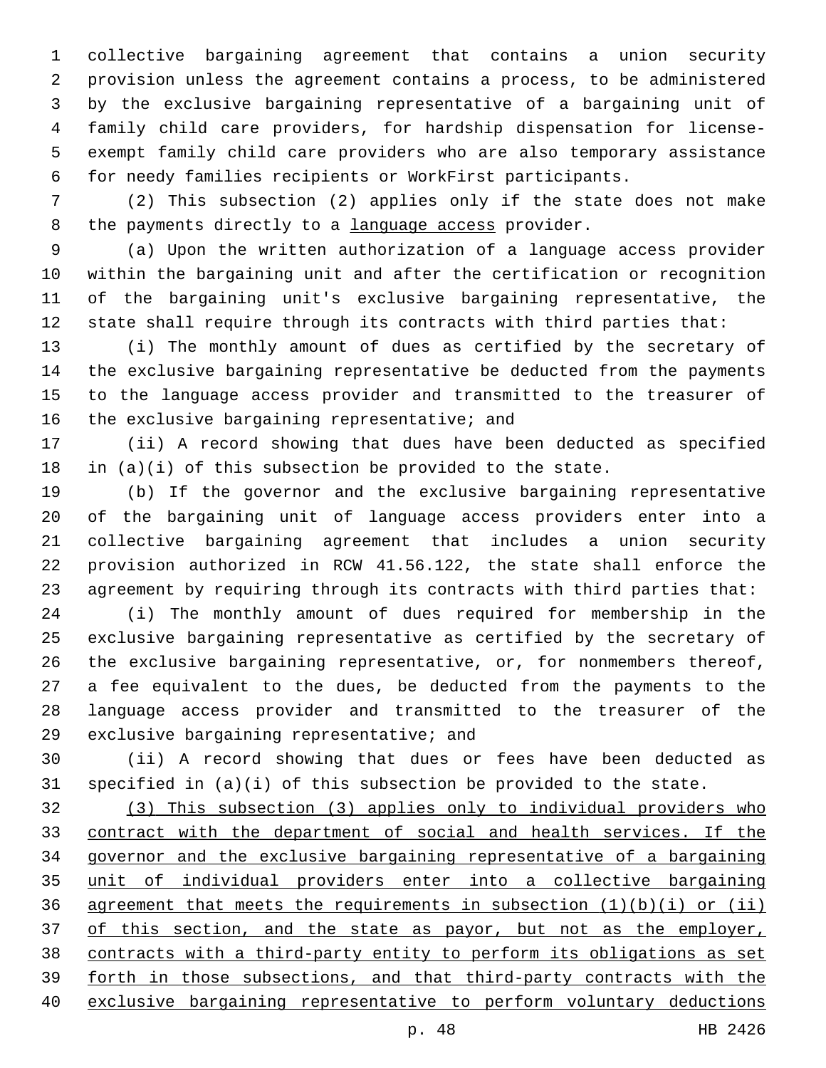collective bargaining agreement that contains a union security provision unless the agreement contains a process, to be administered by the exclusive bargaining representative of a bargaining unit of family child care providers, for hardship dispensation for license-exempt family child care providers who are also temporary assistance for needy families recipients or WorkFirst participants.

(2) This subsection (2) applies only if the state does not make the payments directly to a <u>language access</u> provider.

(a) Upon the written authorization of a language access provider within the bargaining unit and after the certification or recognition of the bargaining unit's exclusive bargaining representative, the state shall require through its contracts with third parties that:

(i) The monthly amount of dues as certified by the secretary of the exclusive bargaining representative be deducted from the payments to the language access provider and transmitted to the treasurer of the exclusive bargaining representative; and

(ii) A record showing that dues have been deducted as specified in (a)(i) of this subsection be provided to the state.

(b) If the governor and the exclusive bargaining representative of the bargaining unit of language access providers enter into a collective bargaining agreement that includes a union security provision authorized in RCW 41.56.122, the state shall enforce the agreement by requiring through its contracts with third parties that:

(i) The monthly amount of dues required for membership in the exclusive bargaining representative as certified by the secretary of the exclusive bargaining representative, or, for nonmembers thereof, a fee equivalent to the dues, be deducted from the payments to the language access provider and transmitted to the treasurer of the exclusive bargaining representative; and

(ii) A record showing that dues or fees have been deducted as specified in (a)(i) of this subsection be provided to the state.

<u>(3) This subsection (3) applies only to individual providers who contract with the department of social and health services. If the governor and the exclusive bargaining representative of a bargaining unit of individual providers enter into a collective bargaining agreement that meets the requirements in subsection (1)(b)(i) or (ii) of this section, and the state as payor, but not as the employer, contracts with a third-party entity to perform its obligations as set forth in those subsections, and that third-party contracts with the exclusive bargaining representative to perform voluntary deductions</u>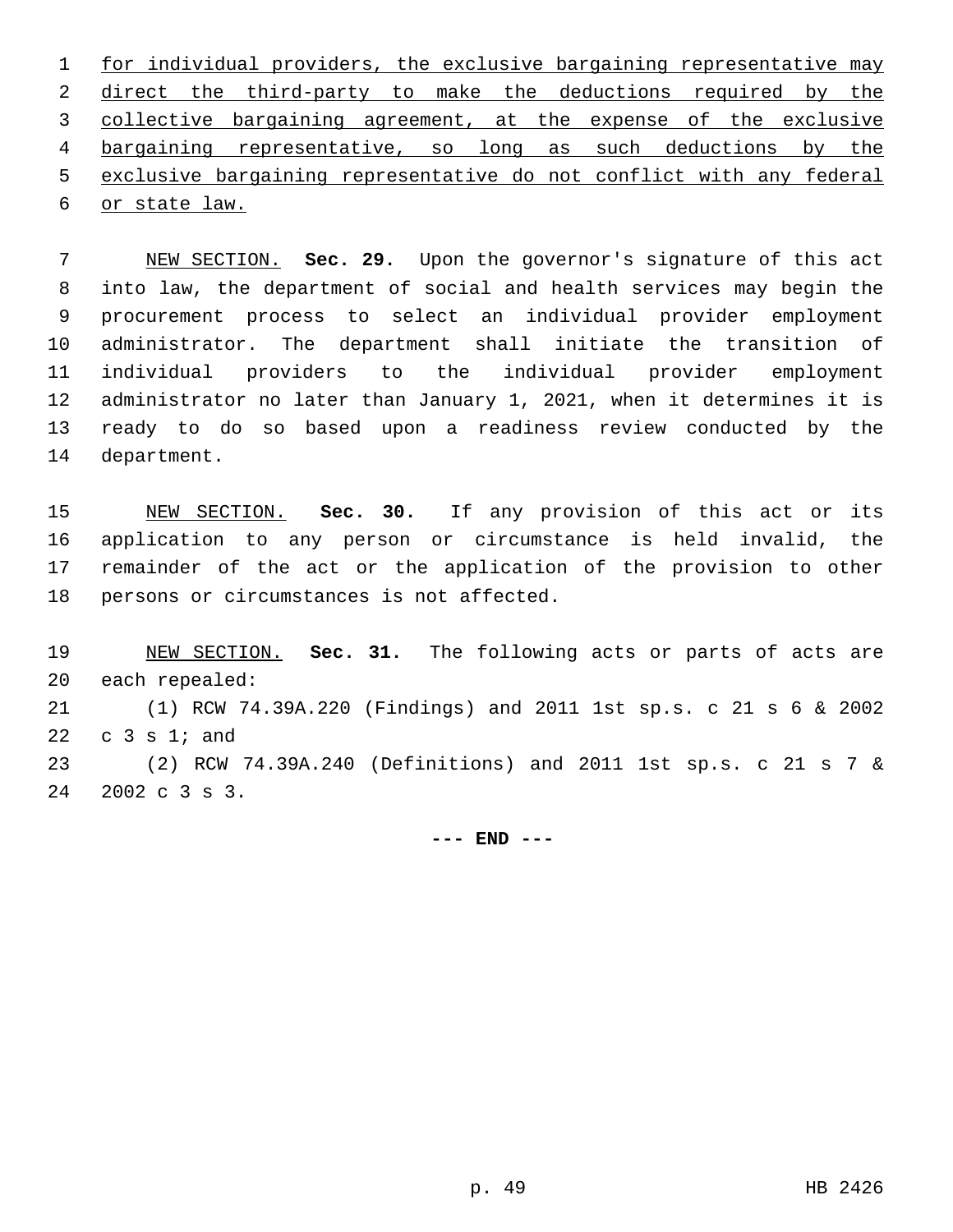<u>for individual providers, the exclusive bargaining representative may direct the third-party to make the deductions required by the collective bargaining agreement, at the expense of the exclusive bargaining representative, so long as such deductions by the exclusive bargaining representative do not conflict with any federal or state law.</u>

<u>NEW SECTION.</u> **Sec. 29.** Upon the governor's signature of this act into law, the department of social and health services may begin the procurement process to select an individual provider employment administrator. The department shall initiate the transition of individual providers to the individual provider employment administrator no later than January 1, 2021, when it determines it is ready to do so based upon a readiness review conducted by the department.

<u>NEW SECTION.</u> **Sec. 30.** If any provision of this act or its application to any person or circumstance is held invalid, the remainder of the act or the application of the provision to other persons or circumstances is not affected.

<u>NEW SECTION.</u> **Sec. 31.** The following acts or parts of acts are each repealed:

(1) RCW 74.39A.220 (Findings) and 2011 1st sp.s. c 21 s 6 & 2002 c 3 s 1; and

(2) RCW 74.39A.240 (Definitions) and 2011 1st sp.s. c 21 s 7 & 2002 c 3 s 3.

**--- END ---**